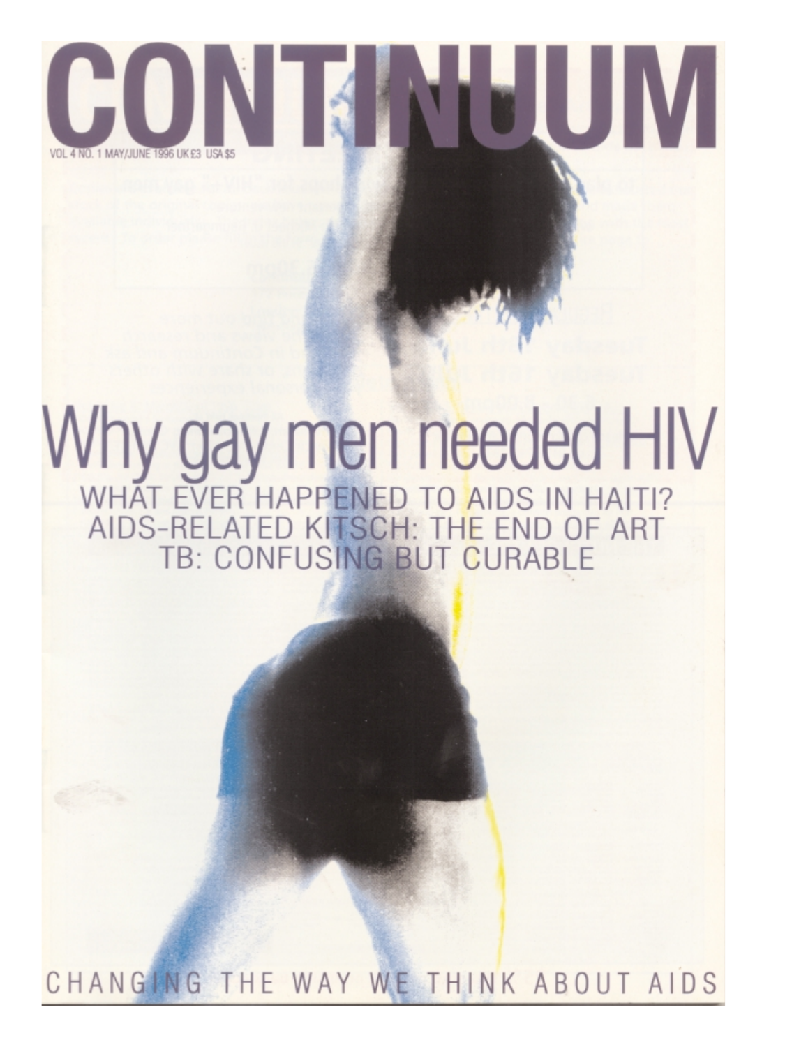# CONTINUUM

VOL 4 NO. 1 MAY/JUNE 1996 UK £3 USA $5

## Why gay men needed HIV

WHAT EVER HAPPENED TO AIDS IN HAITI?
AIDS-RELATED KITSCH: THE END OF ART
TB: CONFUSING BUT CURABLE

CHANGING THE WAY WE THINK ABOUT AIDS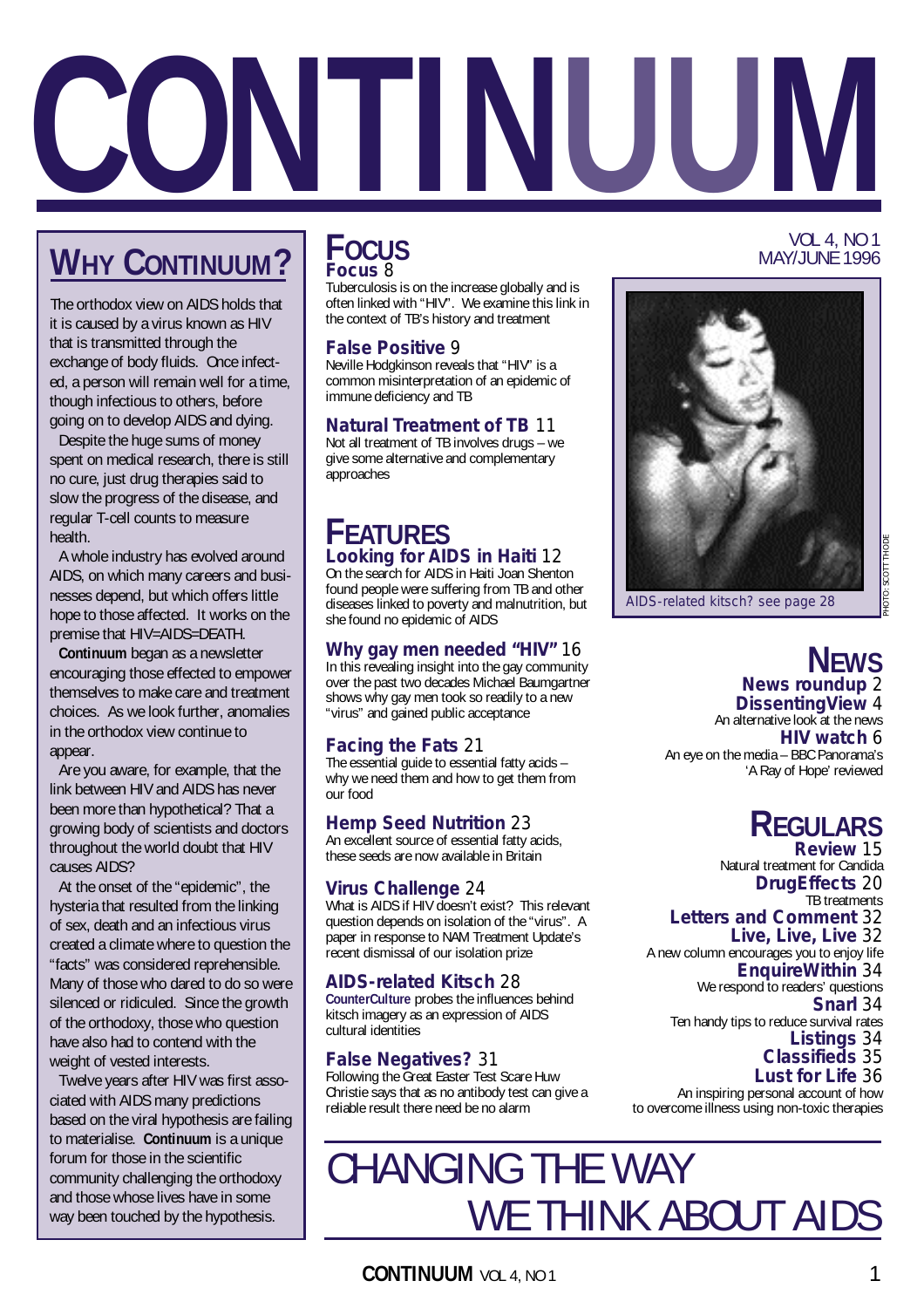# CONTINUUM

VOL 4, NO 1
MAY/JUNE 1996

## WHY CONTINUUM?

The orthodox view on AIDS holds that it is caused by a virus known as HIV that is transmitted through the exchange of body fluids. Once infected, a person will remain well for a time, though infectious to others, before going on to develop AIDS and dying.

Despite the huge sums of money spent on medical research, there is still no cure, just drug therapies said to slow the progress of the disease, and regular T-cell counts to measure health.

A whole industry has evolved around AIDS, on which many careers and businesses depend, but which offers little hope to those affected. It works on the premise that HIV=AIDS=DEATH.

**Continuum** began as a newsletter encouraging those effected to empower themselves to make care and treatment choices. As we look further, anomalies in the orthodox view continue to appear.

Are you aware, for example, that the link between HIV and AIDS has never been more than hypothetical? That a growing body of scientists and doctors throughout the world doubt that HIV causes AIDS?

At the onset of the "epidemic", the hysteria that resulted from the linking of sex, death and an infectious virus created a climate where to question the "facts" was considered reprehensible. Many of those who dared to do so were silenced or ridiculed. Since the growth of the orthodoxy, those who question have also had to contend with the weight of vested interests.

Twelve years after HIV was first associated with AIDS many predictions based on the viral hypothesis are failing to materialise. **Continuum** is a unique forum for those in the scientific community challenging the orthodoxy and those whose lives have in some way been touched by the hypothesis.

## FOCUS

**Focus** 8
Tuberculosis is on the increase globally and is often linked with "HIV". We examine this link in the context of TB's history and treatment

**False Positive** 9
Neville Hodgkinson reveals that "HIV" is a common misinterpretation of an epidemic of immune deficiency and TB

**Natural Treatment of TB** 11
Not all treatment of TB involves drugs – we give some alternative and complementary approaches

## FEATURES

**Looking for AIDS in Haiti** 12
On the search for AIDS in Haiti Joan Shenton found people were suffering from TB and other diseases linked to poverty and malnutrition, but she found no epidemic of AIDS

**Why gay men needed "HIV"** 16
In this revealing insight into the gay community over the past two decades Michael Baumgartner shows why gay men took so readily to a new "virus" and gained public acceptance

**Facing the Fats** 21
The essential guide to essential fatty acids – why we need them and how to get them from our food

**Hemp Seed Nutrition** 23
An excellent source of essential fatty acids, these seeds are now available in Britain

**Virus Challenge** 24
What is AIDS if HIV doesn't exist? This relevant question depends on isolation of the "virus". A paper in response to NAM Treatment Update's recent dismissal of our isolation prize

**AIDS-related Kitsch** 28
**CounterCulture** probes the influences behind kitsch imagery as an expression of AIDS cultural identities

**False Negatives?** 31
Following the Great Easter Test Scare Huw Christie says that as no antibody test can give a reliable result there need be no alarm

AIDS-related kitsch? see page 28

PHOTO: SCOTT THODE

## NEWS

**News roundup** 2

**DissentingView** 4
An alternative look at the news

**HIV watch** 6
An eye on the media – BBC Panorama's 'A Ray of Hope' reviewed

## REGULARS

**Review** 15
Natural treatment for Candida

**DrugEffects** 20
TB treatments

**Letters and Comment** 32

**Live, Live, Live** 32
A new column encourages you to enjoy life

**EnquireWithin** 34
We respond to readers' questions

**Snarl** 34
Ten handy tips to reduce survival rates

**Listings** 34

**Classifieds** 35

**Lust for Life** 36
An inspiring personal account of how to overcome illness using non-toxic therapies

CHANGING THE WAY WE THINK ABOUT AIDS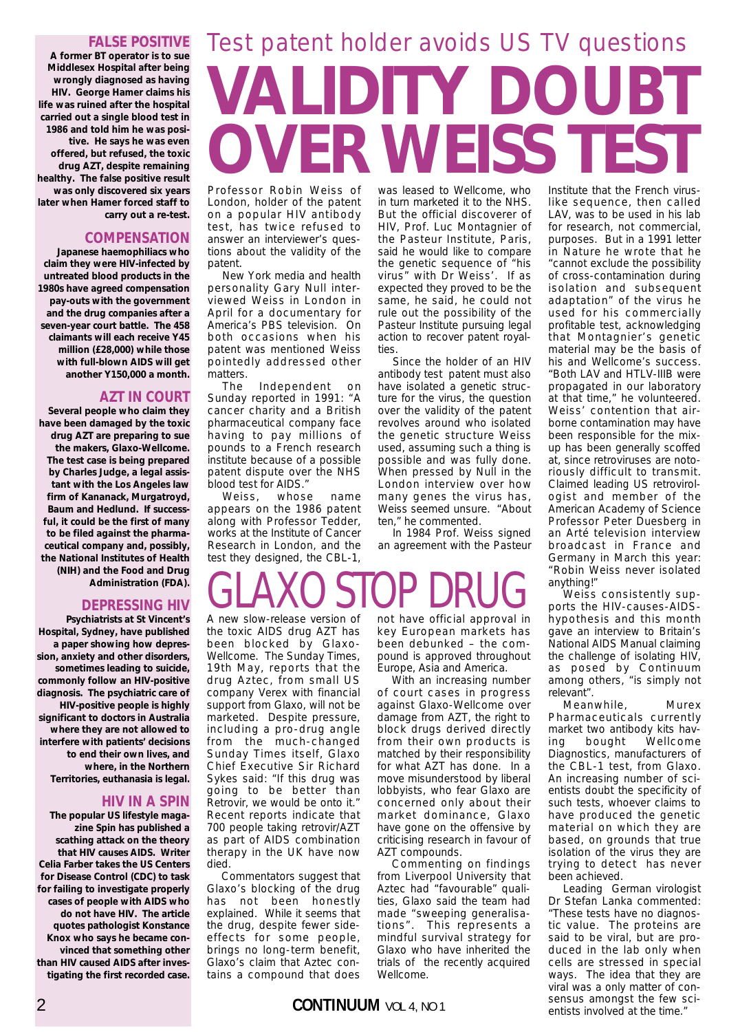## FALSE POSITIVE

**A former BT operator is to sue Middlesex Hospital after being wrongly diagnosed as having HIV. George Hamer claims his life was ruined after the hospital carried out a single blood test in 1986 and told him he was positive. He says he was even offered, but refused, the toxic drug AZT, despite remaining healthy. The false positive result was only discovered six years later when Hamer forced staff to carry out a re-test.**

## COMPENSATION

**Japanese haemophiliacs who claim they were HIV-infected by untreated blood products in the 1980s have agreed compensation pay-outs with the government and the drug companies after a seven-year court battle. The 458 claimants will each receive Y45 million (£28,000) while those with full-blown AIDS will get another Y150,000 a month.**

## AZT IN COURT

**Several people who claim they have been damaged by the toxic drug AZT are preparing to sue the makers, Glaxo-Wellcome. The test case is being prepared by Charles Judge, a legal assistant with the Los Angeles law firm of Kananack, Murgatroyd, Baum and Hedlund. If successful, it could be the first of many to be filed against the pharmaceutical company and, possibly, the National Institutes of Health (NIH) and the Food and Drug Administration (FDA).**

## DEPRESSING HIV

**Psychiatrists at St Vincent's Hospital, Sydney, have published a paper showing how depression, anxiety and other disorders, sometimes leading to suicide, commonly follow an HIV-positive diagnosis. The psychiatric care of HIV-positive people is highly significant to doctors in Australia where they are not allowed to interfere with patients' decisions to end their own lives, and where, in the Northern Territories, euthanasia is legal.**

## HIV IN A SPIN

**The popular US lifestyle magazine Spin has published a scathing attack on the theory that HIV causes AIDS. Writer Celia Farber takes the US Centers for Disease Control (CDC) to task for failing to investigate properly cases of people with AIDS who do not have HIV. The article quotes pathologist Konstance Knox who says he became convinced that something other than HIV caused AIDS after investigating the first recorded case.**

## Test patent holder avoids US TV questions

# VALIDITY DOUBT OVER WEISS TEST

Professor Robin Weiss of London, holder of the patent on a popular HIV antibody test, has twice refused to answer an interviewer's questions about the validity of the patent.

New York media and health personality Gary Null interviewed Weiss in London in April for a documentary for America's PBS television. On both occasions when his patent was mentioned Weiss pointedly addressed other matters.

The Independent on Sunday reported in 1991: "A cancer charity and a British pharmaceutical company face having to pay millions of pounds to a French research institute because of a possible patent dispute over the NHS blood test for AIDS."

Weiss, whose name appears on the 1986 patent along with Professor Tedder, works at the Institute of Cancer Research in London, and the test they designed, the CBL-1, was leased to Wellcome, who in turn marketed it to the NHS. But the official discoverer of HIV, Prof. Luc Montagnier of the Pasteur Institute, Paris, said he would like to compare the genetic sequence of "his virus" with Dr Weiss'. If as expected they proved to be the same, he said, he could not rule out the possibility of the Pasteur Institute pursuing legal action to recover patent royalties.

Since the holder of an HIV antibody test patent must also have isolated a genetic structure for the virus, the question over the validity of the patent revolves around who isolated the genetic structure Weiss used, assuming such a thing is possible and was fully done. When pressed by Null in the London interview over how many genes the virus has, Weiss seemed unsure. "About ten," he commented.

In 1984 Prof. Weiss signed an agreement with the Pasteur Institute that the French virus-like sequence, then called LAV, was to be used in his lab for research, not commercial, purposes. But in a 1991 letter in Nature he wrote that he "cannot exclude the possibility of cross-contamination during isolation and subsequent adaptation" of the virus he used for his commercially profitable test, acknowledging that Montagnier's genetic material may be the basis of his and Wellcome's success. "Both LAV and HTLV-IIIB were propagated in our laboratory at that time," he volunteered. Weiss' contention that airborne contamination may have been responsible for the mix-up has been generally scoffed at, since retroviruses are notoriously difficult to transmit. Claimed leading US retrovirologist and member of the American Academy of Science Professor Peter Duesberg in an Arté television interview broadcast in France and Germany in March this year: "Robin Weiss never isolated anything!"

Weiss consistently supports the HIV-causes-AIDS-hypothesis and this month gave an interview to Britain's National AIDS Manual claiming the challenge of isolating HIV, as posed by Continuum among others, "is simply not relevant".

Meanwhile, Murex Pharmaceuticals currently market two antibody kits having bought Wellcome Diagnostics, manufacturers of the CBL-1 test, from Glaxo. An increasing number of scientists doubt the specificity of such tests, whoever claims to have produced the genetic material on which they are based, on grounds that true isolation of the virus they are trying to detect has never been achieved.

Leading German virologist Dr Stefan Lanka commented: "These tests have no diagnostic value. The proteins are said to be viral, but are produced in the lab only when cells are stressed in special ways. The idea that they are viral was a only matter of consensus amongst the few scientists involved at the time."

# GLAXO STOP DRUG

A new slow-release version of the toxic AIDS drug AZT has been blocked by Glaxo-Wellcome. The Sunday Times, 19th May, reports that the drug Aztec, from small US company Verex with financial support from Glaxo, will not be marketed. Despite pressure, including a pro-drug angle from the much-changed Sunday Times itself, Glaxo Chief Executive Sir Richard Sykes said: "If this drug was going to be better than Retrovir, we would be onto it." Recent reports indicate that 700 people taking retrovir/AZT as part of AIDS combination therapy in the UK have now died.

Commentators suggest that Glaxo's blocking of the drug has not been honestly explained. While it seems that the drug, despite fewer side-effects for some people, brings no long-term benefit, Glaxo's claim that Aztec contains a compound that does not have official approval in key European markets has been debunked – the compound is approved throughout Europe, Asia and America.

With an increasing number of court cases in progress against Glaxo-Wellcome over damage from AZT, the right to block drugs derived directly from their own products is matched by their responsibility for what AZT has done. In a move misunderstood by liberal lobbyists, who fear Glaxo are concerned only about their market dominance, Glaxo have gone on the offensive by criticising research in favour of AZT compounds.

Commenting on findings from Liverpool University that Aztec had "favourable" qualities, Glaxo said the team had made "sweeping generalisations". This represents a mindful survival strategy for Glaxo who have inherited the trials of the recently acquired Wellcome.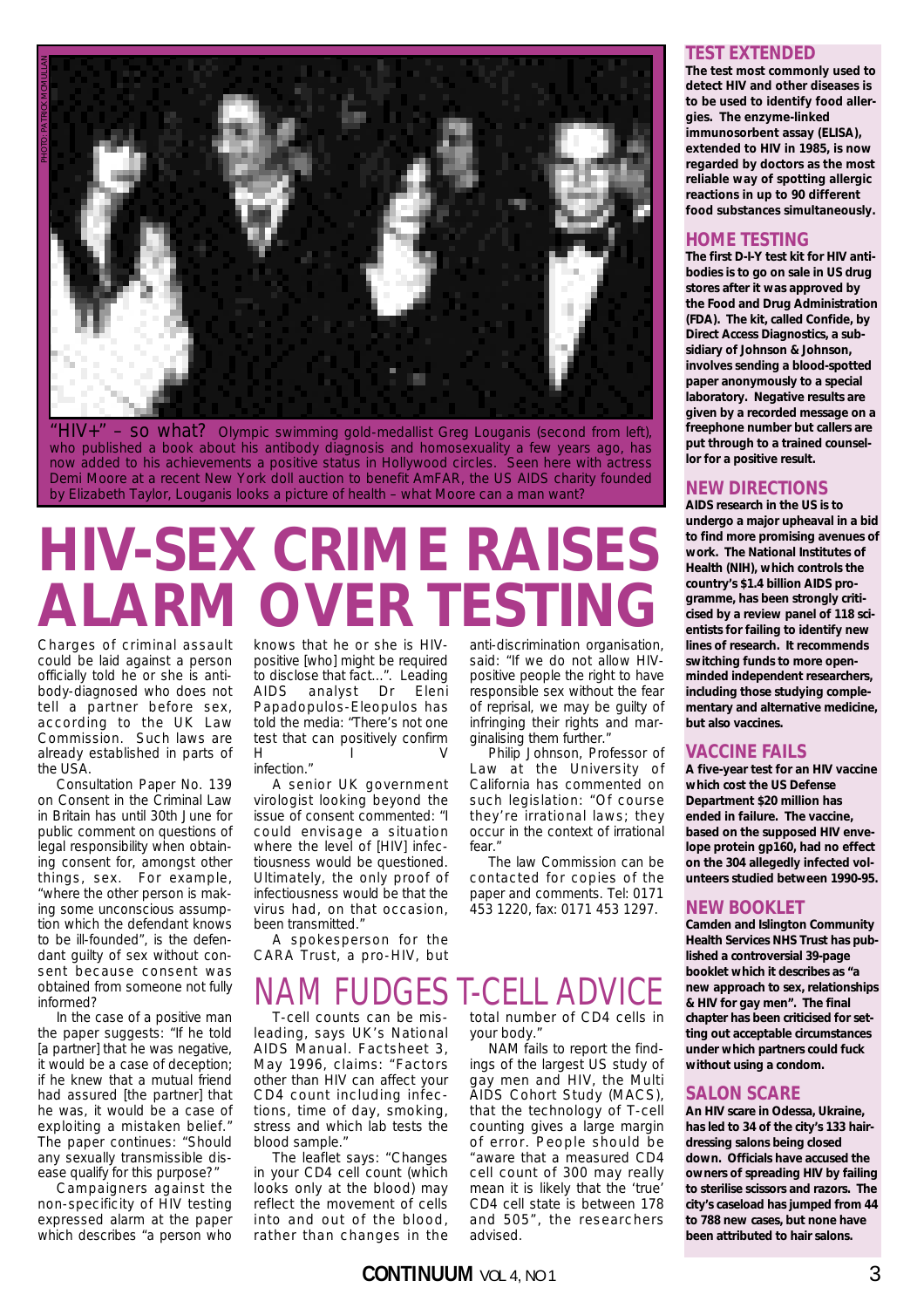PHOTO: PATRICK MCMULLAN

"HIV+" – so what? Olympic swimming gold-medallist Greg Louganis (second from left), who published a book about his antibody diagnosis and homosexuality a few years ago, has now added to his achievements a positive status in Hollywood circles. Seen here with actress Demi Moore at a recent New York doll auction to benefit AmFAR, the US AIDS charity founded by Elizabeth Taylor, Louganis looks a picture of health – what Moore can a man want?

# HIV-SEX CRIME RAISES ALARM OVER TESTING

Charges of criminal assault could be laid against a person officially told he or she is antibody-diagnosed who does not tell a partner before sex, according to the UK Law Commission. Such laws are already established in parts of the USA.

Consultation Paper No. 139 on Consent in the Criminal Law in Britain has until 30th June for public comment on questions of legal responsibility when obtaining consent for, amongst other things, sex. For example, "where the other person is making some unconscious assumption which the defendant knows to be ill-founded", is the defendant guilty of sex without consent because consent was obtained from someone not fully informed?

In the case of a positive man the paper suggests: "If he told [a partner] that he was negative, it would be a case of deception; if he knew that a mutual friend had assured [the partner] that he was, it would be a case of exploiting a mistaken belief." The paper continues: "Should any sexually transmissible disease qualify for this purpose?"

Campaigners against the non-specificity of HIV testing expressed alarm at the paper which describes "a person who knows that he or she is HIV-positive [who] might be required to disclose that fact...". Leading AIDS analyst Dr Eleni Papadopulos-Eleopulos has told the media: "There's not one test that can positively confirm H I V infection."

A senior UK government virologist looking beyond the issue of consent commented: "I could envisage a situation where the level of [HIV] infectiousness would be questioned. Ultimately, the only proof of infectiousness would be that the virus had, on that occasion, been transmitted."

A spokesperson for the CARA Trust, a pro-HIV, but anti-discrimination organisation, said: "If we do not allow HIV-positive people the right to have responsible sex without the fear of reprisal, we may be guilty of infringing their rights and marginalising them further."

Philip Johnson, Professor of Law at the University of California has commented on such legislation: "Of course they're irrational laws; they occur in the context of irrational fear."

The law Commission can be contacted for copies of the paper and comments. Tel: 0171 453 1220, fax: 0171 453 1297.

# NAM FUDGES T-CELL ADVICE

T-cell counts can be misleading, says UK's National AIDS Manual. Factsheet 3, May 1996, claims: "Factors other than HIV can affect your CD4 count including infections, time of day, smoking, stress and which lab tests the blood sample."

The leaflet says: "Changes in your CD4 cell count (which looks only at the blood) may reflect the movement of cells into and out of the blood, rather than changes in the total number of CD4 cells in your body."

NAM fails to report the findings of the largest US study of gay men and HIV, the Multi AIDS Cohort Study (MACS), that the technology of T-cell counting gives a large margin of error. People should be "aware that a measured CD4 cell count of 300 may really mean it is likely that the 'true' CD4 cell state is between 178 and 505", the researchers advised.

## TEST EXTENDED

**The test most commonly used to detect HIV and other diseases is to be used to identify food allergies. The enzyme-linked immunosorbent assay (ELISA), extended to HIV in 1985, is now regarded by doctors as the most reliable way of spotting allergic reactions in up to 90 different food substances simultaneously.**

## HOME TESTING

**The first D-I-Y test kit for HIV antibodies is to go on sale in US drug stores after it was approved by the Food and Drug Administration (FDA). The kit, called Confide, by Direct Access Diagnostics, a subsidiary of Johnson & Johnson, involves sending a blood-spotted paper anonymously to a special laboratory. Negative results are given by a recorded message on a freephone number but callers are put through to a trained counsellor for a positive result.**

## NEW DIRECTIONS

**AIDS research in the US is to undergo a major upheaval in a bid to find more promising avenues of work. The National Institutes of Health (NIH), which controls the country's $1.4 billion AIDS programme, has been strongly criticised by a review panel of 118 scientists for failing to identify new lines of research. It recommends switching funds to more open-minded independent researchers, including those studying complementary and alternative medicine, but also vaccines.**

## VACCINE FAILS

**A five-year test for an HIV vaccine which cost the US Defense Department $20 million has ended in failure. The vaccine, based on the supposed HIV envelope protein gp160, had no effect on the 304 allegedly infected volunteers studied between 1990-95.**

## NEW BOOKLET

**Camden and Islington Community Health Services NHS Trust has published a controversial 39-page booklet which it describes as "a new approach to sex, relationships & HIV for gay men". The final chapter has been criticised for setting out acceptable circumstances under which partners could fuck without using a condom.**

## SALON SCARE

**An HIV scare in Odessa, Ukraine, has led to 34 of the city's 133 hairdressing salons being closed down. Officials have accused the owners of spreading HIV by failing to sterilise scissors and razors. The city's caseload has jumped from 44 to 788 new cases, but none have been attributed to hair salons.**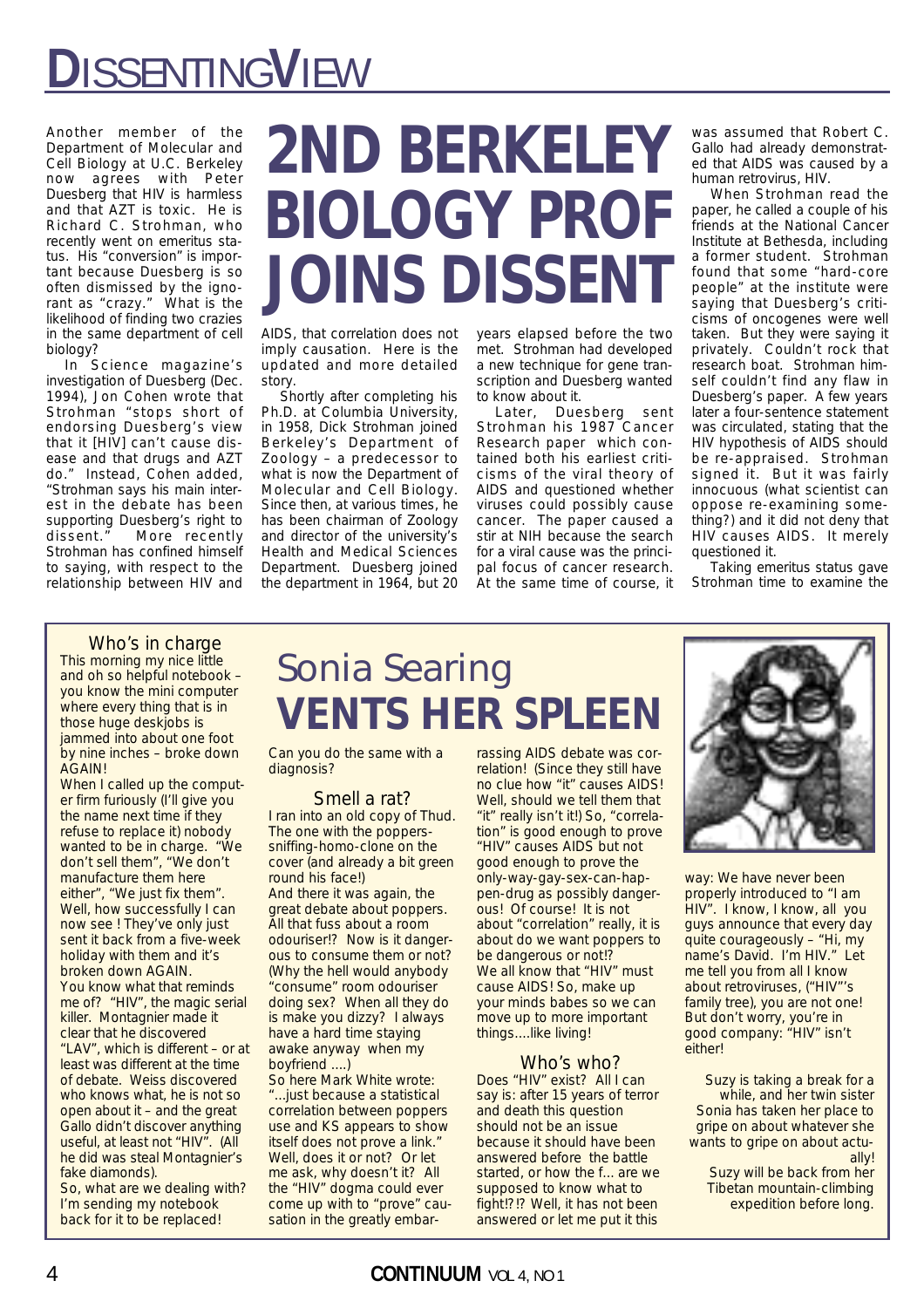# DISSENTING VIEW

# 2ND BERKELEY BIOLOGY PROF JOINS DISSENT

Another member of the Department of Molecular and Cell Biology at U.C. Berkeley now agrees with Peter Duesberg that HIV is harmless and that AZT is toxic. He is Richard C. Strohman, who recently went on emeritus status. His "conversion" is important because Duesberg is so often dismissed by the ignorant as "crazy." What is the likelihood of finding two crazies in the same department of cell biology?

In Science magazine's investigation of Duesberg (Dec. 1994), Jon Cohen wrote that Strohman "stops short of endorsing Duesberg's view that it [HIV] can't cause disease and that drugs and AZT do." Instead, Cohen added, "Strohman says his main interest in the debate has been supporting Duesberg's right to dissent." More recently Strohman has confined himself to saying, with respect to the relationship between HIV and AIDS, that correlation does not imply causation. Here is the updated and more detailed story.

Shortly after completing his Ph.D. at Columbia University, in 1958, Dick Strohman joined Berkeley's Department of Zoology – a predecessor to what is now the Department of Molecular and Cell Biology. Since then, at various times, he has been chairman of Zoology and director of the university's Health and Medical Sciences Department. Duesberg joined the department in 1964, but 20 years elapsed before the two met. Strohman had developed a new technique for gene transcription and Duesberg wanted to know about it.

Later, Duesberg sent Strohman his 1987 Cancer Research paper which contained both his earliest criticisms of the viral theory of AIDS and questioned whether viruses could possibly cause cancer. The paper caused a stir at NIH because the search for a viral cause was the principal focus of cancer research. At the same time of course, it was assumed that Robert C. Gallo had already demonstrated that AIDS was caused by a human retrovirus, HIV.

When Strohman read the paper, he called a couple of his friends at the National Cancer Institute at Bethesda, including a former student. Strohman found that some "hard-core people" at the institute were saying that Duesberg's criticisms of oncogenes were well taken. But they were saying it privately. Couldn't rock that research boat. Strohman himself couldn't find any flaw in Duesberg's paper. A few years later a four-sentence statement was circulated, stating that the HIV hypothesis of AIDS should be re-appraised. Strohman signed it. But it was fairly innocuous (what scientist can oppose re-examining something?) and it did not deny that HIV causes AIDS. It merely questioned it.

Taking emeritus status gave Strohman time to examine the

---

# Sonia Searing VENTS HER SPLEEN

### Who's in charge

This morning my nice little and oh so helpful notebook – you know the mini computer where every thing that is in those huge deskjobs is jammed into about one foot by nine inches – broke down AGAIN!

When I called up the computer firm furiously (I'll give you the name next time if they refuse to replace it) nobody wanted to be in charge. "We don't sell them", "We don't manufacture them here either", "We just fix them". Well, how successfully I can now see ! They've only just sent it back from a five-week holiday with them and it's broken down AGAIN.

You know what that reminds me of? "HIV", the magic serial killer. Montagnier made it clear that he discovered "LAV", which is different – or at least was different at the time of debate. Weiss discovered who knows what, he is not so open about it – and the great Gallo didn't discover anything useful, at least not "HIV". (All he did was steal Montagnier's fake diamonds).

So, what are we dealing with? I'm sending my notebook back for it to be replaced! Can you do the same with a diagnosis?

### Smell a rat?

I ran into an old copy of Thud. The one with the poppers-sniffing-homo-clone on the cover (and already a bit green round his face!)

And there it was again, the great debate about poppers. All that fuss about a room odouriser!? Now is it dangerous to consume them or not? (Why the hell would anybody "consume" room odouriser doing sex? When all they do is make you dizzy? I always have a hard time staying awake anyway when my boyfriend ....)

So here Mark White wrote: "...just because a statistical correlation between poppers use and KS appears to show itself does not prove a link." Well, does it or not? Or let me ask, why doesn't it? All the "HIV" dogma could ever come up with to "prove" causation in the greatly embarrassing AIDS debate was correlation! (Since they still have no clue how "it" causes AIDS! Well, should we tell them that "it" really isn't it!) So, "correlation" is good enough to prove "HIV" causes AIDS but not good enough to prove the only-way-gay-sex-can-happen-drug as possibly dangerous! Of course! It is not about "correlation" really, it is about do we want poppers to be dangerous or not!?

We all know that "HIV" must cause AIDS! So, make up your minds babes so we can move up to more important things....like living!

### Who's who?

Does "HIV" exist? All I can say is: after 15 years of terror and death this question should not be an issue because it should have been answered before the battle started, or how the f... are we supposed to know what to fight!?!? Well, it has not been answered or let me put it this way: We have never been properly introduced to "I am HIV". I know, I know, all you guys announce that every day quite courageously – "Hi, my name's David. I'm HIV." Let me tell you from all I know about retroviruses, ("HIV"'s family tree), you are not one! But don't worry, you're in good company: "HIV" isn't either!

*Suzy is taking a break for a while, and her twin sister Sonia has taken her place to gripe on about whatever she wants to gripe on about actually! Suzy will be back from her Tibetan mountain-climbing expedition before long.*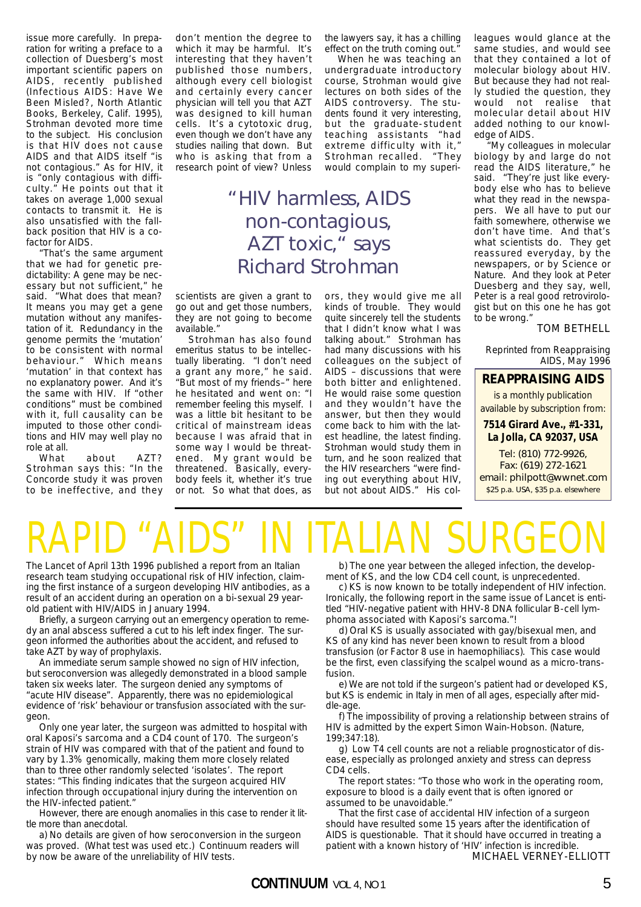issue more carefully. In preparation for writing a preface to a collection of Duesberg's most important scientific papers on AIDS, recently published (*Infectious AIDS: Have We Been Misled?*, North Atlantic Books, Berkeley, Calif. 1995), Strohman devoted more time to the subject. His conclusion is that HIV does not cause AIDS and that AIDS itself "is not contagious." As for HIV, it is "only contagious with difficulty." He points out that it takes on average 1,000 sexual contacts to transmit it. He is also unsatisfied with the fall-back position that HIV is a co-factor for AIDS.

"That's the same argument that we had for genetic predictability: A gene may be necessary but not sufficient," he said. "What does that mean? It means you may get a gene mutation without any manifestation of it. Redundancy in the genome permits the 'mutation' to be consistent with normal behaviour." Which means 'mutation' in that context has no explanatory power. And it's the same with HIV. If "other conditions" must be combined with it, full causality can be imputed to those other conditions and HIV may well play no role at all.

What about AZT? Strohman says this: "In the Concorde study it was proven to be ineffective, and they don't mention the degree to which it may be harmful. It's interesting that they haven't published those numbers, although every cell biologist and certainly every cancer physician will tell you that AZT was designed to kill human cells. It's a cytotoxic drug, even though we don't have any studies nailing that down. But who is asking that from a research point of view? Unless scientists are given a grant to go out and get those numbers, they are not going to become available."

> "HIV harmless, AIDS non-contagious, AZT toxic," says Richard Strohman

Strohman has also found emeritus status to be intellectually liberating. "I don't need a grant any more," he said. "But most of my friends–" here he hesitated and went on: "I remember feeling this myself. I was a little bit hesitant to be critical of mainstream ideas because I was afraid that in some way I would be threatened. My grant would be threatened. Basically, everybody feels it, whether it's true or not. So what that does, as the lawyers say, it has a chilling effect on the truth coming out."

When he was teaching an undergraduate introductory course, Strohman would give lectures on both sides of the AIDS controversy. The students found it very interesting, but the graduate-student teaching assistants "had extreme difficulty with it," Strohman recalled. "They would complain to my superiors, they would give me all kinds of trouble. They would quite sincerely tell the students that I didn't know what I was talking about." Strohman has had many discussions with his colleagues on the subject of AIDS – discussions that were both bitter and enlightened. He would raise some question and they wouldn't have the answer, but then they would come back to him with the latest headline, the latest finding. Strohman would study them in turn, and he soon realized that the HIV researchers "were finding out everything about HIV, but not about AIDS." His colleagues would glance at the same studies, and would see that they contained a lot of molecular biology about HIV. But because they had not really studied the question, they would not realise that molecular detail about HIV added nothing to our knowledge of AIDS.

"My colleagues in molecular biology by and large do not read the AIDS literature," he said. "They're just like everybody else who has to believe what they read in the newspapers. We all have to put our faith somewhere, otherwise we don't have time. And that's what scientists do. They get reassured everyday, by the newspapers, or by *Science* or *Nature*. And they look at Peter Duesberg and they say, well, Peter is a real good retrovirologist but on this one he has got to be wrong."

TOM BETHELL

*Reprinted from Reappraising AIDS, May 1996*

**REAPPRAISING AIDS**

is a monthly publication available by subscription from:

**7514 Girard Ave., #1-331, La Jolla, CA 92037, USA**

Tel: (810) 772-9926, Fax: (619) 272-1621
email: philpott@wwnet.com
$25 p.a. USA, $35 p.a. elsewhere

# RAPID "AIDS" IN ITALIAN SURGEON

*The Lancet* of April 13th 1996 published a report from an Italian research team studying occupational risk of HIV infection, claiming the first instance of a surgeon developing HIV antibodies, as a result of an accident during an operation on a bi-sexual 29 year-old patient with HIV/AIDS in January 1994.

Briefly, a surgeon carrying out an emergency operation to remedy an anal abscess suffered a cut to his left index finger. The surgeon informed the authorities about the accident, and refused to take AZT by way of prophylaxis.

An immediate serum sample showed no sign of HIV infection, but seroconversion was allegedly demonstrated in a blood sample taken six weeks later. The surgeon denied any symptoms of "acute HIV disease". Apparently, there was no epidemiological evidence of 'risk' behaviour or transfusion associated with the surgeon.

Only one year later, the surgeon was admitted to hospital with oral Kaposi's sarcoma and a CD4 count of 170. The surgeon's strain of HIV was compared with that of the patient and found to vary by 1.3% genomically, making them more closely related than to three other randomly selected 'isolates'. The report states: "This finding indicates that the surgeon acquired HIV infection through occupational injury during the intervention on the HIV-infected patient."

However, there are enough anomalies in this case to render it little more than anecdotal.

a) No details are given of how seroconversion in the surgeon was proved. (What test was used etc.) *Continuum* readers will by now be aware of the unreliability of HIV tests.

b) The one year between the alleged infection, the development of KS, and the low CD4 cell count, is unprecedented.

c) KS is now known to be totally independent of HIV infection. Ironically, the following report in the same issue of *Lancet* is entitled "HIV-negative patient with HHV-8 DNA follicular B-cell lymphoma associated with Kaposi's sarcoma."!

d) Oral KS is usually associated with gay/bisexual men, and KS of any kind has never been known to result from a blood transfusion (or Factor 8 use in haemophiliacs). This case would be the first, even classifying the scalpel wound as a micro-transfusion.

e) We are not told if the surgeon's patient had or developed KS, but KS is endemic in Italy in men of all ages, especially after middle-age.

f) The impossibility of proving a relationship between strains of HIV is admitted by the expert Simon Wain-Hobson. (*Nature*, 199;347:18).

g) Low T4 cell counts are not a reliable prognosticator of disease, especially as prolonged anxiety and stress can depress CD4 cells.

The report states: "To those who work in the operating room, exposure to blood is a daily event that is often ignored or assumed to be unavoidable."

That the first case of accidental HIV infection of a surgeon should have resulted some 15 years after the identification of AIDS is questionable. That it should have occurred in treating a patient with a known history of 'HIV' infection is incredible.

MICHAEL VERNEY-ELLIOTT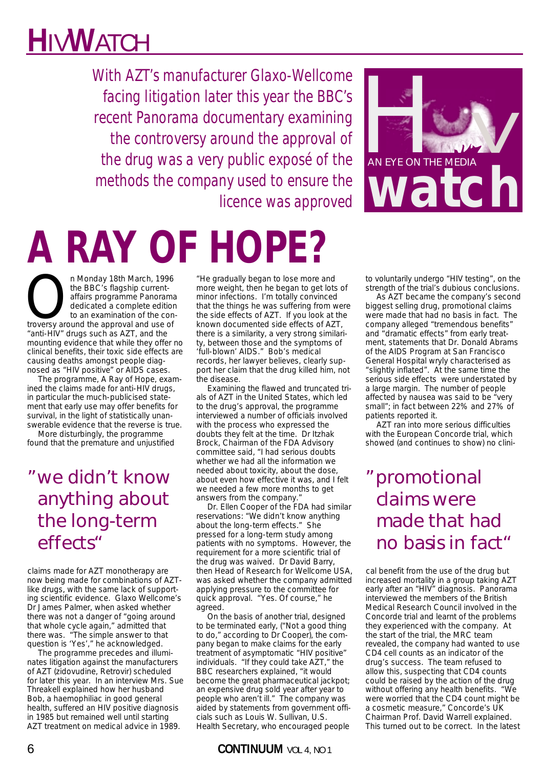# HIV WATCH

*With AZT's manufacturer Glaxo-Wellcome facing litigation later this year the BBC's recent Panorama documentary examining the controversy around the approval of the drug was a very public exposé of the methods the company used to ensure the licence was approved*

# A RAY OF HOPE?

On Monday 18th March, 1996 the BBC's flagship current-affairs programme Panorama dedicated a complete edition to an examination of the controversy around the approval and use of "anti-HIV" drugs such as AZT, and the mounting evidence that while they offer no clinical benefits, their toxic side effects are causing deaths amongst people diagnosed as "HIV positive" or AIDS cases.

The programme, A Ray of Hope, examined the claims made for anti-HIV drugs, in particular the much-publicised statement that early use may offer benefits for survival, in the light of statistically unanswerable evidence that the reverse is true.

More disturbingly, the programme found that the premature and unjustified claims made for AZT monotherapy are now being made for combinations of AZT-like drugs, with the same lack of supporting scientific evidence. Glaxo Wellcome's Dr James Palmer, when asked whether there was not a danger of "going around that whole cycle again," admitted that there was. "The simple answer to that question is 'Yes'," he acknowledged.

> "we didn't know anything about the long-term effects"

The programme precedes and illuminates litigation against the manufacturers of AZT (zidovudine, Retrovir) scheduled for later this year. In an interview Mrs. Sue Threakell explained how her husband Bob, a haemophiliac in good general health, suffered an HIV positive diagnosis in 1985 but remained well until starting AZT treatment on medical advice in 1989. "He gradually began to lose more and more weight, then he began to get lots of minor infections. I'm totally convinced that the things he was suffering from were the side effects of AZT. If you look at the known documented side effects of AZT, there is a similarity, a very strong similarity, between those and the symptoms of 'full-blown' AIDS." Bob's medical records, her lawyer believes, clearly support her claim that the drug killed him, not the disease.

Examining the flawed and truncated trials of AZT in the United States, which led to the drug's approval, the programme interviewed a number of officials involved with the process who expressed the doubts they felt at the time. Dr Itzhak Brock, Chairman of the FDA Advisory committee said, "I had serious doubts whether we had all the information we needed about toxicity, about the dose, about even how effective it was, and I felt we needed a few more months to get answers from the company."

Dr. Ellen Cooper of the FDA had similar reservations: "We didn't know anything about the long-term effects." She pressed for a long-term study among patients with no symptoms. However, the requirement for a more scientific trial of the drug was waived. Dr David Barry, then Head of Research for Wellcome USA, was asked whether the company admitted applying pressure to the committee for quick approval. "Yes. Of course," he agreed.

On the basis of another trial, designed to be terminated early, ("Not a good thing to do," according to Dr Cooper), the company began to make claims for the early treatment of asymptomatic "HIV positive" individuals. "If they could take AZT," the BBC researchers explained, "it would become the great pharmaceutical jackpot; an expensive drug sold year after year to people who aren't ill." The company was aided by statements from government officials such as Louis W. Sullivan, U.S. Health Secretary, who encouraged people to voluntarily undergo "HIV testing", on the strength of the trial's dubious conclusions.

As AZT became the company's second biggest selling drug, promotional claims were made that had no basis in fact. The company alleged "tremendous benefits" and "dramatic effects" from early treatment, statements that Dr. Donald Abrams of the AIDS Program at San Francisco General Hospital wryly characterised as "slightly inflated". At the same time the serious side effects were understated by a large margin. The number of people affected by nausea was said to be "very small"; in fact between 22% and 27% of patients reported it.

AZT ran into more serious difficulties with the European Concorde trial, which showed (and continues to show) no clinical benefit from the use of the drug but increased mortality in a group taking AZT early after an "HIV" diagnosis. Panorama interviewed the members of the British Medical Research Council involved in the Concorde trial and learnt of the problems they experienced with the company. At the start of the trial, the MRC team revealed, the company had wanted to use CD4 cell counts as an indicator of the drug's success. The team refused to allow this, suspecting that CD4 counts could be raised by the action of the drug without offering any health benefits. "We were worried that the CD4 count might be a cosmetic measure," Concorde's UK Chairman Prof. David Warrell explained. This turned out to be correct. In the latest

> "promotional claims were made that had no basis in fact"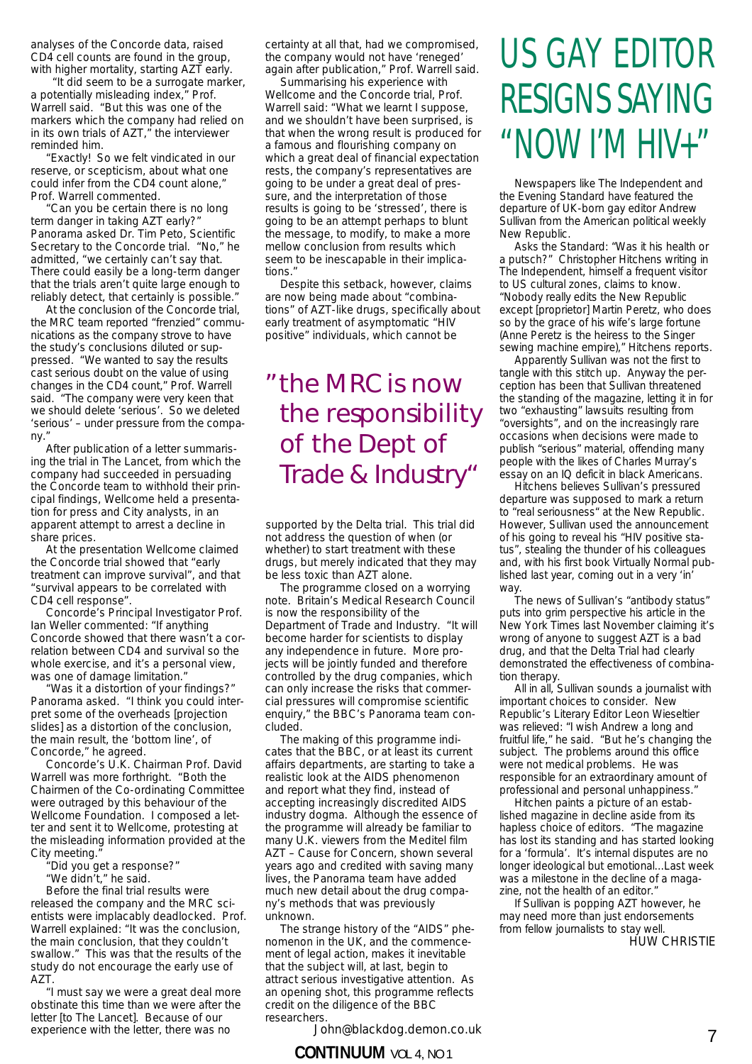analyses of the Concorde data, raised CD4 cell counts are found in the group, with higher mortality, starting AZT early.

"It did seem to be a surrogate marker, a potentially misleading index," Prof. Warrell said. "But this was one of the markers which the company had relied on in its own trials of AZT," the interviewer reminded him.

"Exactly! So we felt vindicated in our reserve, or scepticism, about what one could infer from the CD4 count alone," Prof. Warrell commented.

"Can you be certain there is no long term danger in taking AZT early?" Panorama asked Dr. Tim Peto, Scientific Secretary to the Concorde trial. "No," he admitted, "we certainly can't say that. There could easily be a long-term danger that the trials aren't quite large enough to reliably detect, that certainly is possible."

At the conclusion of the Concorde trial, the MRC team reported "frenzied" communications as the company strove to have the study's conclusions diluted or suppressed. "We wanted to say the results cast serious doubt on the value of using changes in the CD4 count," Prof. Warrell said. "The company were very keen that we should delete 'serious'. So we deleted 'serious' – under pressure from the company."

After publication of a letter summarising the trial in The Lancet, from which the company had succeeded in persuading the Concorde team to withhold their principal findings, Wellcome held a presentation for press and City analysts, in an apparent attempt to arrest a decline in share prices.

At the presentation Wellcome claimed the Concorde trial showed that "early treatment can improve survival", and that "survival appears to be correlated with CD4 cell response".

Concorde's Principal Investigator Prof. Ian Weller commented: "If anything Concorde showed that there wasn't a correlation between CD4 and survival so the whole exercise, and it's a personal view, was one of damage limitation."

"Was it a distortion of your findings?" Panorama asked. "I think you could interpret some of the overheads [projection slides] as a distortion of the conclusion, the main result, the 'bottom line', of Concorde," he agreed.

Concorde's U.K. Chairman Prof. David Warrell was more forthright. "Both the Chairmen of the Co-ordinating Committee were outraged by this behaviour of the Wellcome Foundation. I composed a letter and sent it to Wellcome, protesting at the misleading information provided at the City meeting."

"Did you get a response?"

"We didn't," he said.

Before the final trial results were released the company and the MRC scientists were implacably deadlocked. Prof. Warrell explained: "It was the conclusion, the main conclusion, that they couldn't swallow." This was that the results of the study do not encourage the early use of AZT.

"I must say we were a great deal more obstinate this time than we were after the letter [to The Lancet]. Because of our experience with the letter, there was no certainty at all that, had we compromised, the company would not have 'reneged' again after publication," Prof. Warrell said.

Summarising his experience with Wellcome and the Concorde trial, Prof. Warrell said: "What we learnt I suppose, and we shouldn't have been surprised, is that when the wrong result is produced for a famous and flourishing company on which a great deal of financial expectation rests, the company's representatives are going to be under a great deal of pressure, and the interpretation of those results is going to be 'stressed', there is going to be an attempt perhaps to blunt the message, to modify, to make a more mellow conclusion from results which seem to be inescapable in their implications."

Despite this setback, however, claims are now being made about "combinations" of AZT-like drugs, specifically about early treatment of asymptomatic "HIV positive" individuals, which cannot be supported by the Delta trial. This trial did not address the question of when (or whether) to start treatment with these drugs, but merely indicated that they may be less toxic than AZT alone.

> "the MRC is now the responsibility of the Dept of Trade & Industry"

The programme closed on a worrying note. Britain's Medical Research Council is now the responsibility of the Department of Trade and Industry. "It will become harder for scientists to display any independence in future. More projects will be jointly funded and therefore controlled by the drug companies, which can only increase the risks that commercial pressures will compromise scientific enquiry," the BBC's Panorama team concluded.

The making of this programme indicates that the BBC, or at least its current affairs departments, are starting to take a realistic look at the AIDS phenomenon and report what they find, instead of accepting increasingly discredited AIDS industry dogma. Although the essence of the programme will already be familiar to many U.K. viewers from the Meditel film AZT – Cause for Concern, shown several years ago and credited with saving many lives, the Panorama team have added much new detail about the drug company's methods that was previously unknown.

The strange history of the "AIDS" phenomenon in the UK, and the commencement of legal action, makes it inevitable that the subject will, at last, begin to attract serious investigative attention. As an opening shot, this programme reflects credit on the diligence of the BBC researchers.

John@blackdog.demon.co.uk

# US GAY EDITOR RESIGNS SAYING "NOW I'M HIV+"

Newspapers like The Independent and the Evening Standard have featured the departure of UK-born gay editor Andrew Sullivan from the American political weekly New Republic.

Asks the Standard: "Was it his health or a putsch?" Christopher Hitchens writing in The Independent, himself a frequent visitor to US cultural zones, claims to know. "Nobody really edits the New Republic except [proprietor] Martin Peretz, who does so by the grace of his wife's large fortune (Anne Peretz is the heiress to the Singer sewing machine empire)," Hitchens reports.

Apparently Sullivan was not the first to tangle with this stitch up. Anyway the perception has been that Sullivan threatened the standing of the magazine, letting it in for two "exhausting" lawsuits resulting from "oversights", and on the increasingly rare occasions when decisions were made to publish "serious" material, offending many people with the likes of Charles Murray's essay on an IQ deficit in black Americans.

Hitchens believes Sullivan's pressured departure was supposed to mark a return to "real seriousness" at the New Republic. However, Sullivan used the announcement of his going to reveal his "HIV positive status", stealing the thunder of his colleagues and, with his first book Virtually Normal published last year, coming out in a very 'in' way.

The news of Sullivan's "antibody status" puts into grim perspective his article in the New York Times last November claiming it's wrong of anyone to suggest AZT is a bad drug, and that the Delta Trial had clearly demonstrated the effectiveness of combination therapy.

All in all, Sullivan sounds a journalist with important choices to consider. New Republic's Literary Editor Leon Wieseltier was relieved: "I wish Andrew a long and fruitful life," he said. "But he's changing the subject. The problems around this office were not medical problems. He was responsible for an extraordinary amount of professional and personal unhappiness."

Hitchen paints a picture of an established magazine in decline aside from its hapless choice of editors. "The magazine has lost its standing and has started looking for a 'formula'. It's internal disputes are no longer ideological but emotional...Last week was a milestone in the decline of a magazine, not the health of an editor."

If Sullivan is popping AZT however, he may need more than just endorsements from fellow journalists to stay well.

HUW CHRISTIE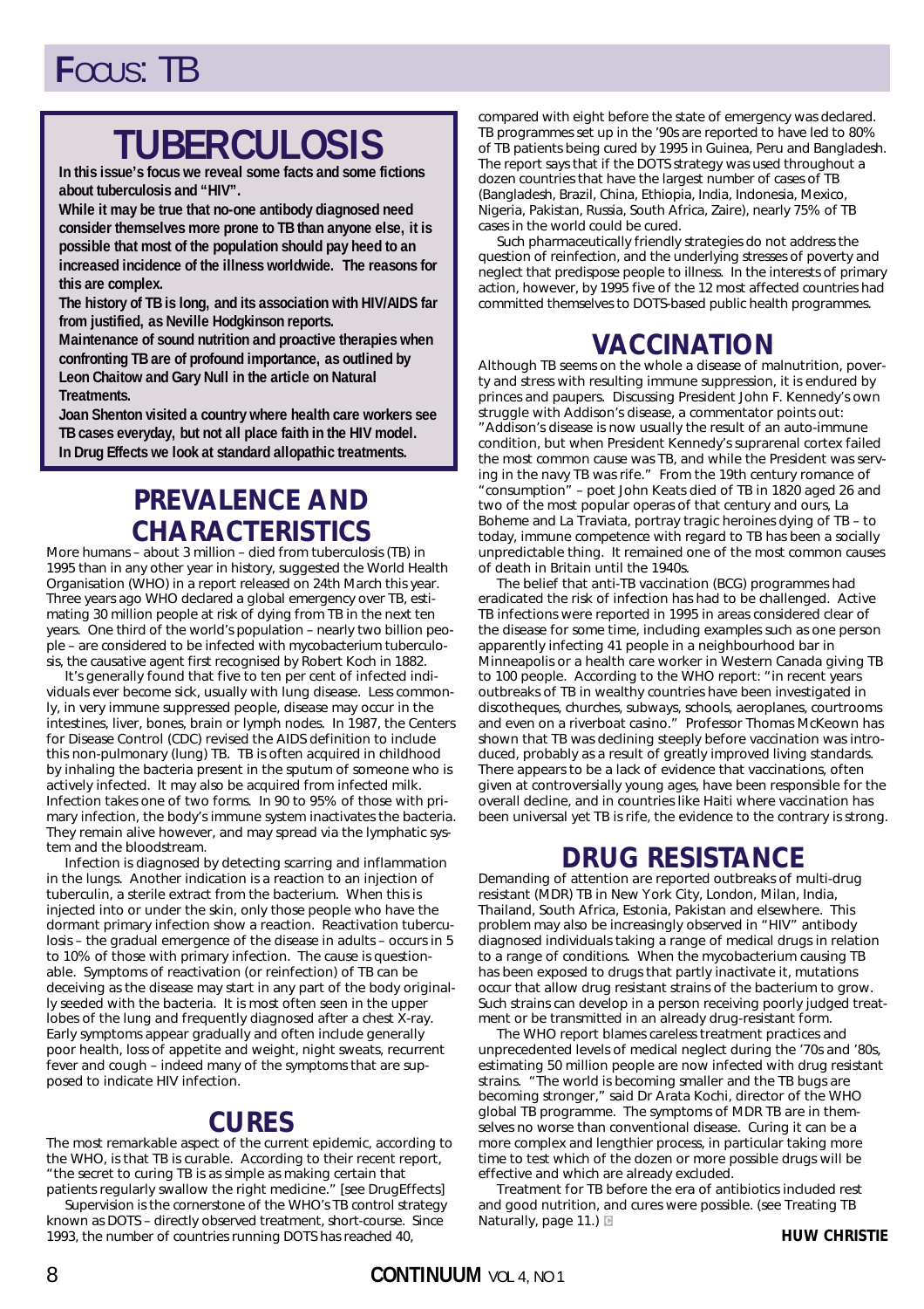# Focus: TB

# TUBERCULOSIS

**In this issue's focus we reveal some facts and some fictions about tuberculosis and "HIV".**

**While it may be true that no-one antibody diagnosed need consider themselves more prone to TB than anyone else, it is possible that most of the population should pay heed to an increased incidence of the illness worldwide. The reasons for this are complex.**

**The history of TB is long, and its association with HIV/AIDS far from justified, as Neville Hodgkinson reports.**

**Maintenance of sound nutrition and proactive therapies when confronting TB are of profound importance, as outlined by Leon Chaitow and Gary Null in the article on Natural Treatments.**

**Joan Shenton visited a country where health care workers see TB cases everyday, but not all place faith in the HIV model.**

**In Drug Effects we look at standard allopathic treatments.**

## PREVALENCE AND CHARACTERISTICS

More humans – about 3 million – died from tuberculosis (TB) in 1995 than in any other year in history, suggested the World Health Organisation (WHO) in a report released on 24th March this year. Three years ago WHO declared a global emergency over TB, estimating 30 million people at risk of dying from TB in the next ten years. One third of the world's population – nearly two billion people – are considered to be infected with mycobacterium tuberculosis, the causative agent first recognised by Robert Koch in 1882.

It's generally found that five to ten per cent of infected individuals ever become sick, usually with lung disease. Less commonly, in very immune suppressed people, disease may occur in the intestines, liver, bones, brain or lymph nodes. In 1987, the Centers for Disease Control (CDC) revised the AIDS definition to include this non-pulmonary (lung) TB. TB is often acquired in childhood by inhaling the bacteria present in the sputum of someone who is actively infected. It may also be acquired from infected milk. Infection takes one of two forms. In 90 to 95% of those with primary infection, the body's immune system inactivates the bacteria. They remain alive however, and may spread via the lymphatic system and the bloodstream.

Infection is diagnosed by detecting scarring and inflammation in the lungs. Another indication is a reaction to an injection of tuberculin, a sterile extract from the bacterium. When this is injected into or under the skin, only those people who have the dormant primary infection show a reaction. Reactivation tuberculosis – the gradual emergence of the disease in adults – occurs in 5 to 10% of those with primary infection. The cause is questionable. Symptoms of reactivation (or reinfection) of TB can be deceiving as the disease may start in any part of the body originally seeded with the bacteria. It is most often seen in the upper lobes of the lung and frequently diagnosed after a chest X-ray. Early symptoms appear gradually and often include generally poor health, loss of appetite and weight, night sweats, recurrent fever and cough – indeed many of the symptoms that are supposed to indicate HIV infection.

## CURES

The most remarkable aspect of the current epidemic, according to the WHO, is that TB is curable. According to their recent report, "the secret to curing TB is as simple as making certain that patients regularly swallow the right medicine." [see DrugEffects]

Supervision is the cornerstone of the WHO's TB control strategy known as DOTS – directly observed treatment, short-course. Since 1993, the number of countries running DOTS has reached 40, compared with eight before the state of emergency was declared. TB programmes set up in the '90s are reported to have led to 80% of TB patients being cured by 1995 in Guinea, Peru and Bangladesh. The report says that if the DOTS strategy was used throughout a dozen countries that have the largest number of cases of TB (Bangladesh, Brazil, China, Ethiopia, India, Indonesia, Mexico, Nigeria, Pakistan, Russia, South Africa, Zaire), nearly 75% of TB cases in the world could be cured.

Such pharmaceutically friendly strategies do not address the question of reinfection, and the underlying stresses of poverty and neglect that predispose people to illness. In the interests of primary action, however, by 1995 five of the 12 most affected countries had committed themselves to DOTS-based public health programmes.

## VACCINATION

Although TB seems on the whole a disease of malnutrition, poverty and stress with resulting immune suppression, it is endured by princes and paupers. Discussing President John F. Kennedy's own struggle with Addison's disease, a commentator points out: "Addison's disease is now usually the result of an auto-immune condition, but when President Kennedy's suprarenal cortex failed the most common cause was TB, and while the President was serving in the navy TB was rife." From the 19th century romance of "consumption" – poet John Keats died of TB in 1820 aged 26 and two of the most popular operas of that century and ours, La Boheme and La Traviata, portray tragic heroines dying of TB – to today, immune competence with regard to TB has been a socially unpredictable thing. It remained one of the most common causes of death in Britain until the 1940s.

The belief that anti-TB vaccination (BCG) programmes had eradicated the risk of infection has had to be challenged. Active TB infections were reported in 1995 in areas considered clear of the disease for some time, including examples such as one person apparently infecting 41 people in a neighbourhood bar in Minneapolis or a health care worker in Western Canada giving TB to 100 people. According to the WHO report: "in recent years outbreaks of TB in wealthy countries have been investigated in discotheques, churches, subways, schools, aeroplanes, courtrooms and even on a riverboat casino." Professor Thomas McKeown has shown that TB was declining steeply before vaccination was introduced, probably as a result of greatly improved living standards. There appears to be a lack of evidence that vaccinations, often given at controversially young ages, have been responsible for the overall decline, and in countries like Haiti where vaccination has been universal yet TB is rife, the evidence to the contrary is strong.

## DRUG RESISTANCE

Demanding of attention are reported outbreaks of multi-drug resistant (MDR) TB in New York City, London, Milan, India, Thailand, South Africa, Estonia, Pakistan and elsewhere. This problem may also be increasingly observed in "HIV" antibody diagnosed individuals taking a range of medical drugs in relation to a range of conditions. When the mycobacterium causing TB has been exposed to drugs that partly inactivate it, mutations occur that allow drug resistant strains of the bacterium to grow. Such strains can develop in a person receiving poorly judged treatment or be transmitted in an already drug-resistant form.

The WHO report blames careless treatment practices and unprecedented levels of medical neglect during the '70s and '80s, estimating 50 million people are now infected with drug resistant strains. "The world is becoming smaller and the TB bugs are becoming stronger," said Dr Arata Kochi, director of the WHO global TB programme. The symptoms of MDR TB are in themselves no worse than conventional disease. Curing it can be a more complex and lengthier process, in particular taking more time to test which of the dozen or more possible drugs will be effective and which are already excluded.

Treatment for TB before the era of antibiotics included rest and good nutrition, and cures were possible. (see Treating TB Naturally, page 11.)

**HUW CHRISTIE**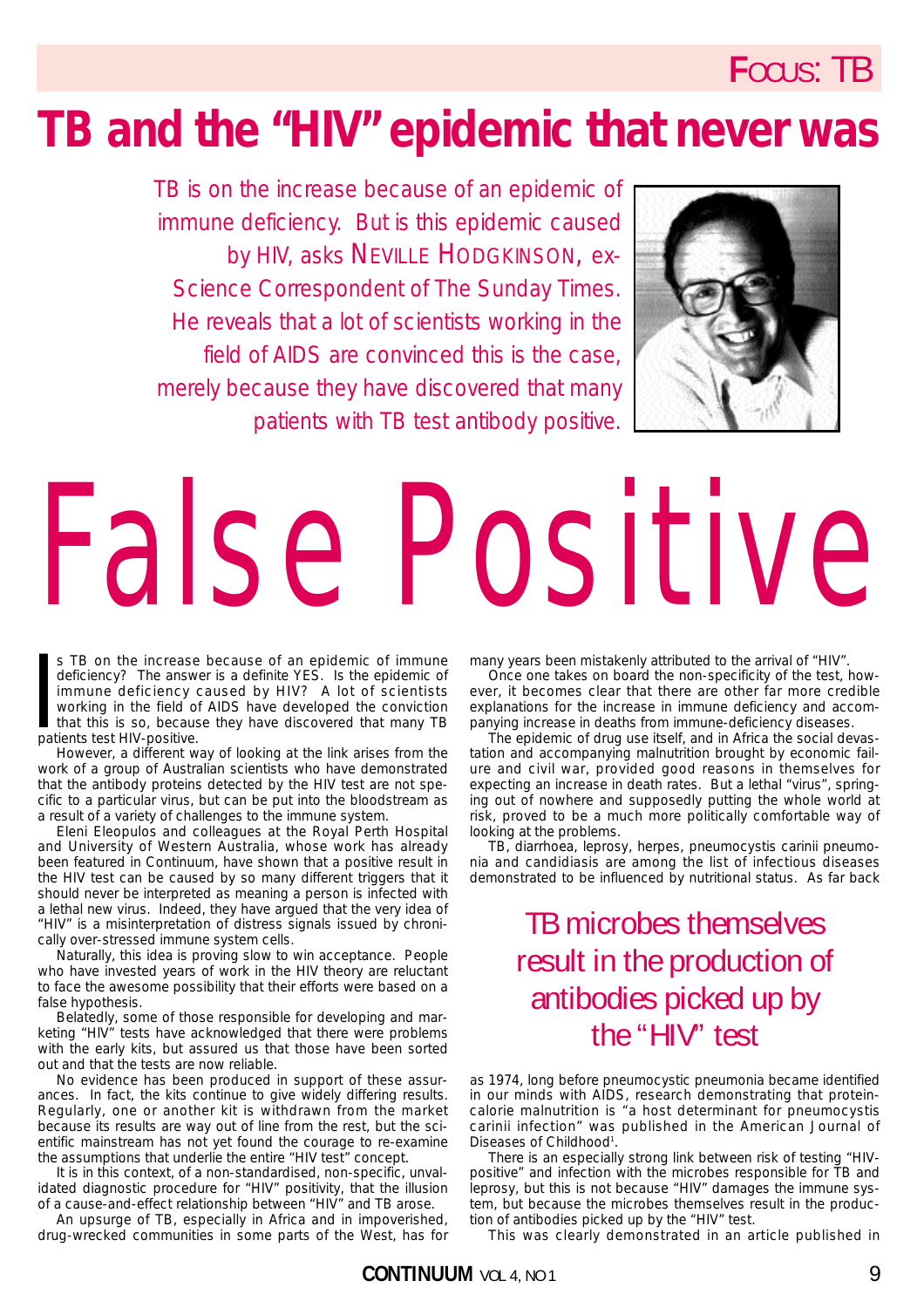# TB and the "HIV" epidemic that never was

*TB is on the increase because of an epidemic of immune deficiency. But is this epidemic caused by HIV, asks NEVILLE HODGKINSON, ex-Science Correspondent of The Sunday Times. He reveals that a lot of scientists working in the field of AIDS are convinced this is the case, merely because they have discovered that many patients with TB test antibody positive.*

# False Positive

Is TB on the increase because of an epidemic of immune deficiency? The answer is a definite YES. Is the epidemic of immune deficiency caused by HIV? A lot of scientists working in the field of AIDS have developed the conviction that this is so, because they have discovered that many TB patients test HIV-positive.

However, a different way of looking at the link arises from the work of a group of Australian scientists who have demonstrated that the antibody proteins detected by the HIV test are not specific to a particular virus, but can be put into the bloodstream as a result of a variety of challenges to the immune system.

Eleni Eleopulos and colleagues at the Royal Perth Hospital and University of Western Australia, whose work has already been featured in Continuum, have shown that a positive result in the HIV test can be caused by so many different triggers that it should never be interpreted as meaning a person is infected with a lethal new virus. Indeed, they have argued that the very idea of "HIV" is a misinterpretation of distress signals issued by chronically over-stressed immune system cells.

Naturally, this idea is proving slow to win acceptance. People who have invested years of work in the HIV theory are reluctant to face the awesome possibility that their efforts were based on a false hypothesis.

Belatedly, some of those responsible for developing and marketing "HIV" tests have acknowledged that there were problems with the early kits, but assured us that those have been sorted out and that the tests are now reliable.

No evidence has been produced in support of these assurances. In fact, the kits continue to give widely differing results. Regularly, one or another kit is withdrawn from the market because its results are way out of line from the rest, but the scientific mainstream has not yet found the courage to re-examine the assumptions that underlie the entire "HIV test" concept.

It is in this context, of a non-standardised, non-specific, unvalidated diagnostic procedure for "HIV" positivity, that the illusion of a cause-and-effect relationship between "HIV" and TB arose.

An upsurge of TB, especially in Africa and in impoverished, drug-wrecked communities in some parts of the West, has for many years been mistakenly attributed to the arrival of "HIV".

Once one takes on board the non-specificity of the test, however, it becomes clear that there are other far more credible explanations for the increase in immune deficiency and accompanying increase in deaths from immune-deficiency diseases.

The epidemic of drug use itself, and in Africa the social devastation and accompanying malnutrition brought by economic failure and civil war, provided good reasons in themselves for expecting an increase in death rates. But a lethal "virus", springing out of nowhere and supposedly putting the whole world at risk, proved to be a much more politically comfortable way of looking at the problems.

TB, diarrhoea, leprosy, herpes, pneumocystis carinii pneumonia and candidiasis are among the list of infectious diseases demonstrated to be influenced by nutritional status. As far back as 1974, long before pneumocystic pneumonia became identified in our minds with AIDS, research demonstrating that protein-calorie malnutrition is "a host determinant for pneumocystis carinii infection" was published in the American Journal of Diseases of Childhood[1].

> TB microbes themselves result in the production of antibodies picked up by the "HIV" test

There is an especially strong link between risk of testing "HIV-positive" and infection with the microbes responsible for TB and leprosy, but this is not because "HIV" damages the immune system, but because the microbes themselves result in the production of antibodies picked up by the "HIV" test.

This was clearly demonstrated in an article published in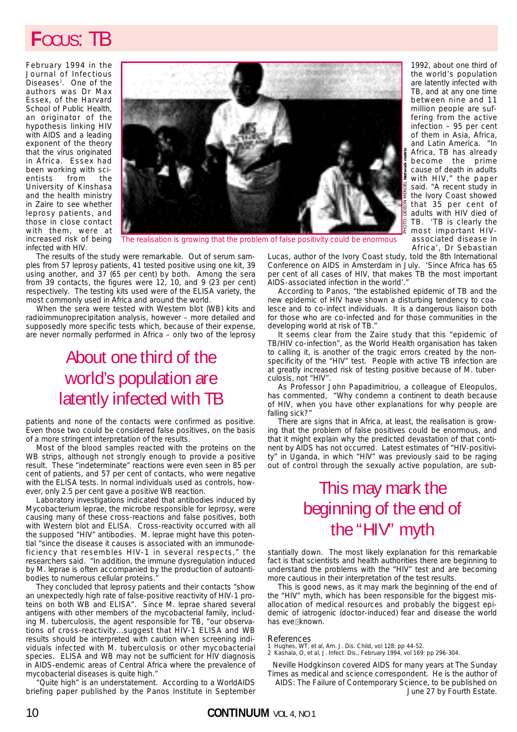# Focus: TB

February 1994 in the Journal of Infectious Diseases[2]. One of the authors was Dr Max Essex, of the Harvard School of Public Health, an originator of the hypothesis linking HIV with AIDS and a leading exponent of the theory that the virus originated in Africa. Essex had been working with scientists from the University of Kinshasa and the health ministry in Zaire to see whether leprosy patients, and those in close contact with them, were at increased risk of being infected with HIV.

The realisation is growing that the problem of false positivity could be enormous

The results of the study were remarkable. Out of serum samples from 57 leprosy patients, 41 tested positive using one kit, 39 using another, and 37 (65 per cent) by both. Among the sera from 39 contacts, the figures were 12, 10, and 9 (23 per cent) respectively. The testing kits used were of the ELISA variety, the most commonly used in Africa and around the world.

When the sera were tested with Western blot (WB) kits and radioimmunoprecipitation analysis, however – more detailed and supposedly more specific tests which, because of their expense, are never normally performed in Africa – only two of the leprosy patients and none of the contacts were confirmed as positive. Even those two could be considered false positives, on the basis of a more stringent interpretation of the results.

> About one third of the world's population are latently infected with TB

Most of the blood samples reacted with the proteins on the WB strips, although not strongly enough to provide a positive result. These "indeterminate" reactions were even seen in 85 per cent of patients, and 57 per cent of contacts, who were negative with the ELISA tests. In normal individuals used as controls, however, only 2.5 per cent gave a positive WB reaction.

Laboratory investigations indicated that antibodies induced by Mycobacterium leprae, the microbe responsible for leprosy, were causing many of these cross-reactions and false positives, both with Western blot and ELISA. Cross-reactivity occurred with all the supposed "HIV" antibodies. M. leprae might have this potential "since the disease it causes is associated with an immunodeficiency that resembles HIV-1 in several respects," the researchers said. "In addition, the immune dysregulation induced by M. leprae is often accompanied by the production of autoantibodies to numerous cellular proteins."

They concluded that leprosy patients and their contacts "show an unexpectedly high rate of false-positive reactivity of HIV-1 proteins on both WB and ELISA". Since M. leprae shared several antigens with other members of the mycobacterial family, including M. tuberculosis, the agent responsible for TB, "our observations of cross-reactivity...suggest that HIV-1 ELISA and WB results should be interpreted with caution when screening individuals infected with M. tuberculosis or other mycobacterial species. ELISA and WB may not be sufficient for HIV diagnosis in AIDS-endemic areas of Central Africa where the prevalence of mycobacterial diseases is quite high."

"Quite high" is an understatement. According to a WorldAIDS briefing paper published by the Panos Institute in September 1992, about one third of the world's population are latently infected with TB, and at any one time between nine and 11 million people are suffering from the active infection – 95 per cent of them in Asia, Africa, and Latin America. "In Africa, TB has already become the prime cause of death in adults with HIV," the paper said. "A recent study in the Ivory Coast showed that 35 per cent of adults with HIV died of TB. 'TB is clearly the most important HIV-associated disease in Africa', Dr Sebastian Lucas, author of the Ivory Coast study, told the 8th International Conference on AIDS in Amsterdam in July. 'Since Africa has 65 per cent of all cases of HIV, that makes TB the most important AIDS-associated infection in the world'."

According to Panos, "the established epidemic of TB and the new epidemic of HIV have shown a disturbing tendency to coalesce and to co-infect individuals. It is a dangerous liaison both for those who are co-infected and for those communities in the developing world at risk of TB."

It seems clear from the Zaire study that this "epidemic of TB/HIV co-infection", as the World Health organisation has taken to calling it, is another of the tragic errors created by the non-specificity of the "HIV" test. People with active TB infection are at greatly increased risk of testing positive because of M. tuberculosis, not "HIV".

As Professor John Papadimitriou, a colleague of Eleopulos, has commented, "Why condemn a continent to death because of HIV, when you have other explanations for why people are falling sick?"

There are signs that in Africa, at least, the realisation is growing that the problem of false positives could be enormous, and that it might explain why the predicted devastation of that continent by AIDS has not occurred. Latest estimates of "HIV-positivity" in Uganda, in which "HIV" was previously said to be raging out of control through the sexually active population, are substantially down. The most likely explanation for this remarkable fact is that scientists and health authorities there are beginning to understand the problems with the "HIV" test and are becoming more cautious in their interpretation of the test results.

> This may mark the beginning of the end of the "HIV" myth

This is good news, as it may mark the beginning of the end of the "HIV" myth, which has been responsible for the biggest misallocation of medical resources and probably the biggest epidemic of iatrogenic (doctor-induced) fear and disease the world has ever known.

## References

1. Hughes, WT, et al, Am. J. Dis. Child, vol 128: pp 44-52.
2. Kashala, O, et al, J. Infect. Dis., February 1994, vol 169: pp 296-304.

Neville Hodgkinson covered AIDS for many years at The Sunday Times as medical and science correspondent. He is the author of AIDS: The Failure of Contemporary Science, to be published on June 27 by Fourth Estate.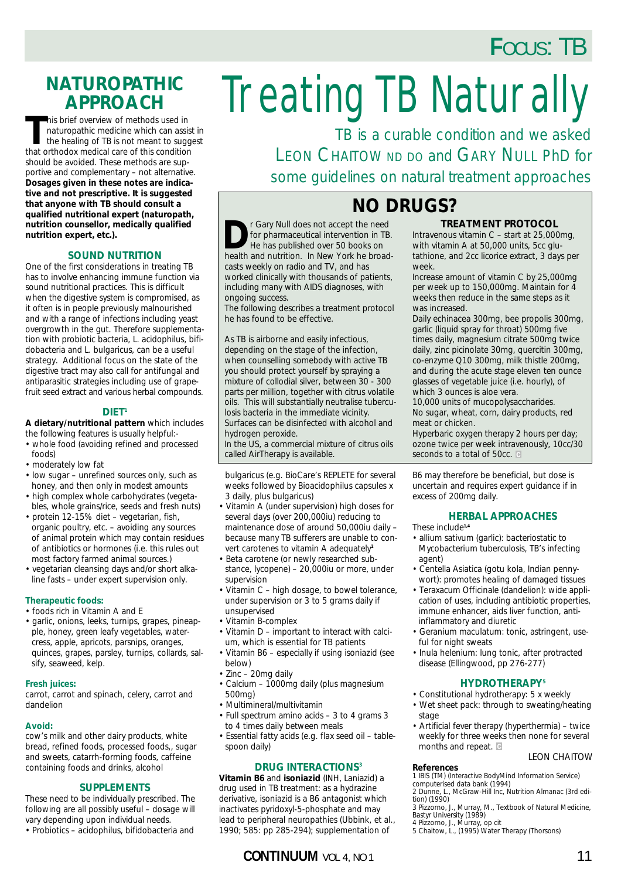# Treating TB Naturally

TB is a curable condition and we asked LEON CHAITOW ND DO and GARY NULL PhD for some guidelines on natural treatment approaches

## NATUROPATHIC APPROACH

This brief overview of methods used in naturopathic medicine which can assist in the healing of TB is not meant to suggest that orthodox medical care of this condition should be avoided. These methods are supportive and complementary – not alternative. **Dosages given in these notes are indicative and not prescriptive. It is suggested that anyone with TB should consult a qualified nutritional expert (naturopath, nutrition counsellor, medically qualified nutrition expert, etc.).**

### SOUND NUTRITION

One of the first considerations in treating TB has to involve enhancing immune function via sound nutritional practices. This is difficult when the digestive system is compromised, as it often is in people previously malnourished and with a range of infections including yeast overgrowth in the gut. Therefore supplementation with probiotic bacteria, L. acidophilus, bifidobacteria and L. bulgaricus, can be a useful strategy. Additional focus on the state of the digestive tract may also call for antifungal and antiparasitic strategies including use of grapefruit seed extract and various herbal compounds.

### DIET[1]

**A dietary/nutritional pattern** which includes the following features is usually helpful:-

- whole food (avoiding refined and processed foods)
- moderately low fat
- low sugar – unrefined sources only, such as honey, and then only in modest amounts
- high complex whole carbohydrates (vegetables, whole grains/rice, seeds and fresh nuts)
- protein 12-15% diet – vegetarian, fish, organic poultry, etc. – avoiding any sources of animal protein which may contain residues of antibiotics or hormones (i.e. this rules out most factory farmed animal sources.)
- vegetarian cleansing days and/or short alkaline fasts – under expert supervision only.

#### Therapeutic foods:

- foods rich in Vitamin A and E
- garlic, onions, leeks, turnips, grapes, pineapple, honey, green leafy vegetables, watercress, apple, apricots, parsnips, oranges, quinces, grapes, parsley, turnips, collards, salsify, seaweed, kelp.

#### Fresh juices:

carrot, carrot and spinach, celery, carrot and dandelion

#### Avoid:

cow's milk and other dairy products, white bread, refined foods, processed foods,, sugar and sweets, catarrh-forming foods, caffeine containing foods and drinks, alcohol

### SUPPLEMENTS

These need to be individually prescribed. The following are all possibly useful – dosage will vary depending upon individual needs.

- Probiotics – acidophilus, bifidobacteria and bulgaricus (e.g. BioCare's REPLETE for several weeks followed by Bioacidophilus capsules x 3 daily, plus bulgaricus)
- Vitamin A (under supervision) high doses for several days (over 200,000iu) reducing to maintenance dose of around 50,000iu daily – because many TB sufferers are unable to convert carotenes to vitamin A adequately[2]
- Beta carotene (or newly researched substance, lycopene) – 20,000iu or more, under supervision
- Vitamin C – high dosage, to bowel tolerance, under supervision or 3 to 5 grams daily if unsupervised
- Vitamin B-complex
- Vitamin D – important to interact with calcium, which is essential for TB patients
- Vitamin B6 – especially if using isoniazid (see below)
- Zinc – 20mg daily
- Calcium – 1000mg daily (plus magnesium 500mg)
- Multimineral/multivitamin
- Full spectrum amino acids – 3 to 4 grams 3 to 4 times daily between meals
- Essential fatty acids (e.g. flax seed oil – tablespoon daily)

### DRUG INTERACTIONS[3]

**Vitamin B6** and **isoniazid** (INH, Laniazid) a drug used in TB treatment: as a hydrazine derivative, isoniazid is a B6 antagonist which inactivates pyridoxyl-5-phosphate and may lead to peripheral neuropathies (Ubbink, et al., 1990; 585: pp 285-294); supplementation of B6 may therefore be beneficial, but dose is uncertain and requires expert guidance if in excess of 200mg daily.

### HERBAL APPROACHES

These include[1,4]

- allium sativum (garlic): bacteriostatic to Mycobacterium tuberculosis, TB's infecting agent)
- Centella Asiatica (gotu kola, Indian pennywort): promotes healing of damaged tissues
- Teraxacum Officinale (dandelion): wide application of uses, including antibiotic properties, immune enhancer, aids liver function, anti-inflammatory and diuretic
- Geranium maculatum: tonic, astringent, useful for night sweats
- Inula helenium: lung tonic, after protracted disease (Ellingwood, pp 276-277)

### HYDROTHERAPY[5]

- Constitutional hydrotherapy: 5 x weekly
- Wet sheet pack: through to sweating/heating stage
- Artificial fever therapy (hyperthermia) – twice weekly for three weeks then none for several months and repeat.

LEON CHAITOW

#### References

1 IBIS (TM) (Interactive BodyMind Information Service) computerised data bank (1994)
2 Dunne, L., McGraw-Hill Inc, Nutrition Almanac (3rd edition) (1990)
3 Pizzorno, J., Murray, M., Textbook of Natural Medicine, Bastyr University (1989)
4 Pizzorno, J., Murray, op cit
5 Chaitow, L., (1995) Water Therapy (Thorsons)

## NO DRUGS?

Dr Gary Null does not accept the need for pharmaceutical intervention in TB. He has published over 50 books on health and nutrition. In New York he broadcasts weekly on radio and TV, and has worked clinically with thousands of patients, including many with AIDS diagnoses, with ongoing success.

The following describes a treatment protocol he has found to be effective.

As TB is airborne and easily infectious, depending on the stage of the infection, when counselling somebody with active TB you should protect yourself by spraying a mixture of collodial silver, between 30 - 300 parts per million, together with citrus volatile oils. This will substantially neutralise tuberculosis bacteria in the immediate vicinity. Surfaces can be disinfected with alcohol and hydrogen peroxide.

In the US, a commercial mixture of citrus oils called AirTherapy is available.

### TREATMENT PROTOCOL

Intravenous vitamin C – start at 25,000mg, with vitamin A at 50,000 units, 5cc glutathione, and 2cc licorice extract, 3 days per week.

Increase amount of vitamin C by 25,000mg per week up to 150,000mg. Maintain for 4 weeks then reduce in the same steps as it was increased.

Daily echinacea 300mg, bee propolis 300mg, garlic (liquid spray for throat) 500mg five times daily, magnesium citrate 500mg twice daily, zinc picinolate 30mg, quercitin 300mg, co-enzyme Q10 300mg, milk thistle 200mg, and during the acute stage eleven ten ounce glasses of vegetable juice (i.e. hourly), of which 3 ounces is aloe vera.

10,000 units of mucopolysaccharides.

No sugar, wheat, corn, dairy products, red meat or chicken.

Hyperbaric oxygen therapy 2 hours per day; ozone twice per week intravenously, 10cc/30 seconds to a total of 50cc.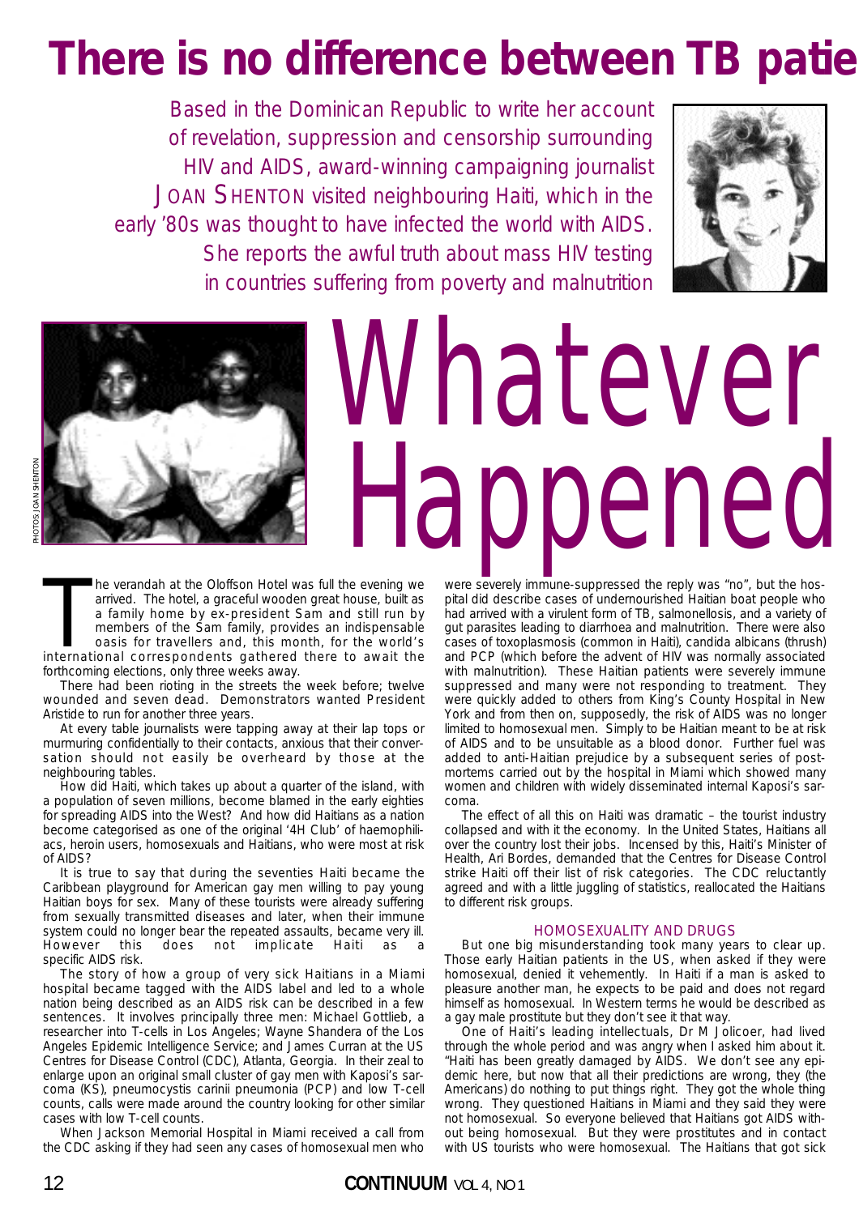# There is no difference between TB patie

Based in the Dominican Republic to write her account of revelation, suppression and censorship surrounding HIV and AIDS, award-winning campaigning journalist JOAN SHENTON visited neighbouring Haiti, which in the early '80s was thought to have infected the world with AIDS. She reports the awful truth about mass HIV testing in countries suffering from poverty and malnutrition

PHOTOS: JOAN SHENTON

# Whatever Happened

The verandah at the Oloffson Hotel was full the evening we arrived. The hotel, a graceful wooden great house, built as a family home by ex-president Sam and still run by members of the Sam family, provides an indispensable oasis for travellers and, this month, for the world's international correspondents gathered there to await the forthcoming elections, only three weeks away.

There had been rioting in the streets the week before; twelve wounded and seven dead. Demonstrators wanted President Aristide to run for another three years.

At every table journalists were tapping away at their lap tops or murmuring confidentially to their contacts, anxious that their conversation should not easily be overheard by those at the neighbouring tables.

How did Haiti, which takes up about a quarter of the island, with a population of seven millions, become blamed in the early eighties for spreading AIDS into the West? And how did Haitians as a nation become categorised as one of the original '4H Club' of haemophiliacs, heroin users, homosexuals and Haitians, who were most at risk of AIDS?

It is true to say that during the seventies Haiti became the Caribbean playground for American gay men willing to pay young Haitian boys for sex. Many of these tourists were already suffering from sexually transmitted diseases and later, when their immune system could no longer bear the repeated assaults, became very ill. However this does not implicate Haiti as a specific AIDS risk.

The story of how a group of very sick Haitians in a Miami hospital became tagged with the AIDS label and led to a whole nation being described as an AIDS risk can be described in a few sentences. It involves principally three men: Michael Gottlieb, a researcher into T-cells in Los Angeles; Wayne Shandera of the Los Angeles Epidemic Intelligence Service; and James Curran at the US Centres for Disease Control (CDC), Atlanta, Georgia. In their zeal to enlarge upon an original small cluster of gay men with Kaposi's sarcoma (KS), pneumocystis carinii pneumonia (PCP) and low T-cell counts, calls were made around the country looking for other similar cases with low T-cell counts.

When Jackson Memorial Hospital in Miami received a call from the CDC asking if they had seen any cases of homosexual men who were severely immune-suppressed the reply was "no", but the hospital did describe cases of undernourished Haitian boat people who had arrived with a virulent form of TB, salmonellosis, and a variety of gut parasites leading to diarrhoea and malnutrition. There were also cases of toxoplasmosis (common in Haiti), candida albicans (thrush) and PCP (which before the advent of HIV was normally associated with malnutrition). These Haitian patients were severely immune suppressed and many were not responding to treatment. They were quickly added to others from King's County Hospital in New York and from then on, supposedly, the risk of AIDS was no longer limited to homosexual men. Simply to be Haitian meant to be at risk of AIDS and to be unsuitable as a blood donor. Further fuel was added to anti-Haitian prejudice by a subsequent series of post-mortems carried out by the hospital in Miami which showed many women and children with widely disseminated internal Kaposi's sarcoma.

The effect of all this on Haiti was dramatic – the tourist industry collapsed and with it the economy. In the United States, Haitians all over the country lost their jobs. Incensed by this, Haiti's Minister of Health, Ari Bordes, demanded that the Centres for Disease Control strike Haiti off their list of risk categories. The CDC reluctantly agreed and with a little juggling of statistics, reallocated the Haitians to different risk groups.

## HOMOSEXUALITY AND DRUGS

But one big misunderstanding took many years to clear up. Those early Haitian patients in the US, when asked if they were homosexual, denied it vehemently. In Haiti if a man is asked to pleasure another man, he expects to be paid and does not regard himself as homosexual. In Western terms he would be described as a gay male prostitute but they don't see it that way.

One of Haiti's leading intellectuals, Dr M Jolicoer, had lived through the whole period and was angry when I asked him about it. "Haiti has been greatly damaged by AIDS. We don't see any epidemic here, but now that all their predictions are wrong, they (the Americans) do nothing to put things right. They got the whole thing wrong. They questioned Haitians in Miami and they said they were not homosexual. So everyone believed that Haitians got AIDS without being homosexual. But they were prostitutes and in contact with US tourists who were homosexual. The Haitians that got sick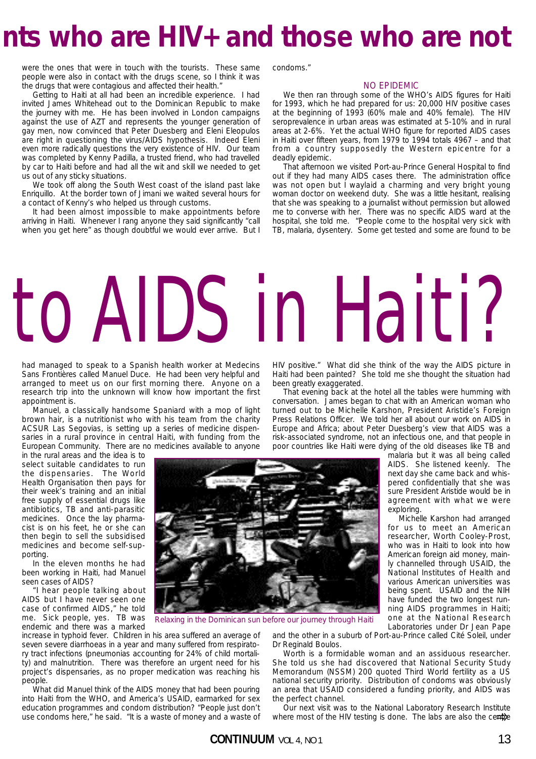# nts who are HIV+ and those who are not

were the ones that were in touch with the tourists. These same people were also in contact with the drugs scene, so I think it was the drugs that were contagious and affected their health."

Getting to Haiti at all had been an incredible experience. I had invited James Whitehead out to the Dominican Republic to make the journey with me. He has been involved in London campaigns against the use of AZT and represents the younger generation of gay men, now convinced that Peter Duesberg and Eleni Eleopulos are right in questioning the virus/AIDS hypothesis. Indeed Eleni even more radically questions the very existence of HIV. Our team was completed by Kenny Padilla, a trusted friend, who had travelled by car to Haiti before and had all the wit and skill we needed to get us out of any sticky situations.

We took off along the South West coast of the island past lake Enriquillo. At the border town of Jimani we waited several hours for a contact of Kenny's who helped us through customs.

It had been almost impossible to make appointments before arriving in Haiti. Whenever I rang anyone they said significantly "call when you get here" as though doubtful we would ever arrive. But I had managed to speak to a Spanish health worker at Medecins Sans Frontières called Manuel Duce. He had been very helpful and arranged to meet us on our first morning there. Anyone on a research trip into the unknown will know how important the first appointment is.

Manuel, a classically handsome Spaniard with a mop of light brown hair, is a nutritionist who with his team from the charity ACSUR Las Segovias, is setting up a series of medicine dispensaries in a rural province in central Haiti, with funding from the European Community. There are no medicines available to anyone in the rural areas and the idea is to select suitable candidates to run the dispensaries. The World Health Organisation then pays for their week's training and an initial free supply of essential drugs like antibiotics, TB and anti-parasitic medicines. Once the lay pharmacist is on his feet, he or she can then begin to sell the subsidised medicines and become self-supporting.

In the eleven months he had been working in Haiti, had Manuel seen cases of AIDS?

"I hear people talking about AIDS but I have never seen one case of confirmed AIDS," he told me. Sick people, yes. TB was endemic and there was a marked increase in typhoid fever. Children in his area suffered an average of seven severe diarrhoeas in a year and many suffered from respiratory tract infections (pneumonias accounting for 24% of child mortality) and malnutrition. There was therefore an urgent need for his project's dispensaries, as no proper medication was reaching his people.

What did Manuel think of the AIDS money that had been pouring into Haiti from the WHO, and America's USAID, earmarked for sex education programmes and condom distribution? "People just don't use condoms here," he said. "It is a waste of money and a waste of condoms."

Relaxing in the Dominican sun before our journey through Haiti

# to AIDS in Haiti?

## NO EPIDEMIC

We then ran through some of the WHO's AIDS figures for Haiti for 1993, which he had prepared for us: 20,000 HIV positive cases at the beginning of 1993 (60% male and 40% female). The HIV seroprevalence in urban areas was estimated at 5-10% and in rural areas at 2-6%. Yet the actual WHO figure for reported AIDS cases in Haiti over fifteen years, from 1979 to 1994 totals 4967 – and that from a country supposedly the Western epicentre for a deadly epidemic.

That afternoon we visited Port-au-Prince General Hospital to find out if they had many AIDS cases there. The administration office was not open but I waylaid a charming and very bright young woman doctor on weekend duty. She was a little hesitant, realising that she was speaking to a journalist without permission but allowed me to converse with her. There was no specific AIDS ward at the hospital, she told me. "People come to the hospital very sick with TB, malaria, dysentery. Some get tested and some are found to be HIV positive." What did she think of the way the AIDS picture in Haiti had been painted? She told me she thought the situation had been greatly exaggerated.

That evening back at the hotel all the tables were humming with conversation. James began to chat with an American woman who turned out to be Michelle Karshon, President Aristide's Foreign Press Relations Officer. We told her all about our work on AIDS in Europe and Africa; about Peter Duesberg's view that AIDS was a risk-associated syndrome, not an infectious one, and that people in poor countries like Haiti were dying of the old diseases like TB and malaria but it was all being called AIDS. She listened keenly. The next day she came back and whispered confidentially that she was sure President Aristide would be in agreement with what we were exploring.

Michelle Karshon had arranged for us to meet an American researcher, Worth Cooley-Prost, who was in Haiti to look into how American foreign aid money, mainly channelled through USAID, the National Institutes of Health and various American universities was being spent. USAID and the NIH have funded the two longest running AIDS programmes in Haiti; one at the National Research Laboratories under Dr Jean Pape and the other in a suburb of Port-au-Prince called Cité Soleil, under Dr Reginald Boulos.

Worth is a formidable woman and an assiduous researcher. She told us she had discovered that National Security Study Memorandum (NSSM) 200 quoted Third World fertility as a US national security priority. Distribution of condoms was obviously an area that USAID considered a funding priority, and AIDS was the perfect channel.

Our next visit was to the National Laboratory Research Institute where most of the HIV testing is done. The labs are also the centre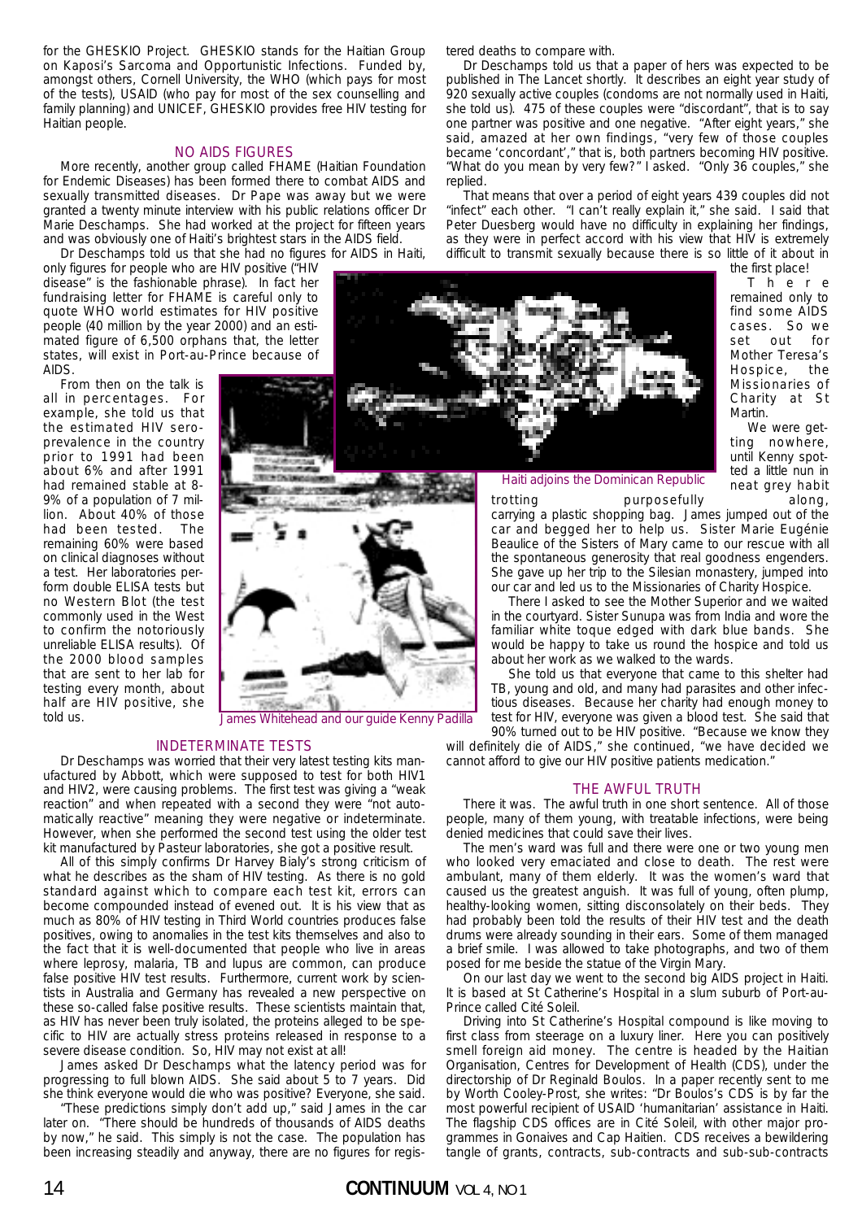for the GHESKIO Project. GHESKIO stands for the Haitian Group on Kaposi's Sarcoma and Opportunistic Infections. Funded by, amongst others, Cornell University, the WHO (which pays for most of the tests), USAID (who pay for most of the sex counselling and family planning) and UNICEF, GHESKIO provides free HIV testing for Haitian people.

## NO AIDS FIGURES

More recently, another group called FHAME (Haitian Foundation for Endemic Diseases) has been formed there to combat AIDS and sexually transmitted diseases. Dr Pape was away but we were granted a twenty minute interview with his public relations officer Dr Marie Deschamps. She had worked at the project for fifteen years and was obviously one of Haiti's brightest stars in the AIDS field.

Dr Deschamps told us that she had no figures for AIDS in Haiti, only figures for people who are HIV positive ("HIV disease" is the fashionable phrase). In fact her fundraising letter for FHAME is careful only to quote WHO world estimates for HIV positive people (40 million by the year 2000) and an estimated figure of 6,500 orphans that, the letter states, will exist in Port-au-Prince because of AIDS.

From then on the talk is all in percentages. For example, she told us that the estimated HIV seroprevalence in the country prior to 1991 had been about 6% and after 1991 had remained stable at 8-9% of a population of 7 million. About 40% of those had been tested. The remaining 60% were based on clinical diagnoses without a test. Her laboratories perform double ELISA tests but no Western Blot (the test commonly used in the West to confirm the notoriously unreliable ELISA results). Of the 2000 blood samples that are sent to her lab for testing every month, about half are HIV positive, she told us.

James Whitehead and our guide Kenny Padilla

## INDETERMINATE TESTS

Dr Deschamps was worried that their very latest testing kits manufactured by Abbott, which were supposed to test for both HIV1 and HIV2, were causing problems. The first test was giving a "weak reaction" and when repeated with a second they were "not automatically reactive" meaning they were negative or indeterminate. However, when she performed the second test using the older test kit manufactured by Pasteur laboratories, she got a positive result.

All of this simply confirms Dr Harvey Bialy's strong criticism of what he describes as the sham of HIV testing. As there is no gold standard against which to compare each test kit, errors can become compounded instead of evened out. It is his view that as much as 80% of HIV testing in Third World countries produces false positives, owing to anomalies in the test kits themselves and also to the fact that it is well-documented that people who live in areas where leprosy, malaria, TB and lupus are common, can produce false positive HIV test results. Furthermore, current work by scientists in Australia and Germany has revealed a new perspective on these so-called false positive results. These scientists maintain that, as HIV has never been truly isolated, the proteins alleged to be specific to HIV are actually stress proteins released in response to a severe disease condition. So, HIV may not exist at all!

James asked Dr Deschamps what the latency period was for progressing to full blown AIDS. She said about 5 to 7 years. Did she think everyone would die who was positive? Everyone, she said.

"These predictions simply don't add up," said James in the car later on. "There should be hundreds of thousands of AIDS deaths by now," he said. This simply is not the case. The population has been increasing steadily and anyway, there are no figures for registered deaths to compare with.

Dr Deschamps told us that a paper of hers was expected to be published in The Lancet shortly. It describes an eight year study of 920 sexually active couples (condoms are not normally used in Haiti, she told us). 475 of these couples were "discordant", that is to say one partner was positive and one negative. "After eight years," she said, amazed at her own findings, "very few of those couples became 'concordant'," that is, both partners becoming HIV positive. "What do you mean by very few?" I asked. "Only 36 couples," she replied.

That means that over a period of eight years 439 couples did not "infect" each other. "I can't really explain it," she said. I said that Peter Duesberg would have no difficulty in explaining her findings, as they were in perfect accord with his view that HIV is extremely difficult to transmit sexually because there is so little of it about in the first place!

Haiti adjoins the Dominican Republic

There remained only to find some AIDS cases. So we set out for Mother Teresa's Hospice, the Missionaries of Charity at St Martin.

We were getting nowhere, until Kenny spotted a little nun in neat grey habit trotting purposefully along, carrying a plastic shopping bag. James jumped out of the car and begged her to help us. Sister Marie Eugénie Beaulice of the Sisters of Mary came to our rescue with all the spontaneous generosity that real goodness engenders. She gave up her trip to the Silesian monastery, jumped into our car and led us to the Missionaries of Charity Hospice.

There I asked to see the Mother Superior and we waited in the courtyard. Sister Sunupa was from India and wore the familiar white toque edged with dark blue bands. She would be happy to take us round the hospice and told us about her work as we walked to the wards.

She told us that everyone that came to this shelter had TB, young and old, and many had parasites and other infectious diseases. Because her charity had enough money to test for HIV, everyone was given a blood test. She said that 90% turned out to be HIV positive. "Because we know they will definitely die of AIDS," she continued, "we have decided we cannot afford to give our HIV positive patients medication."

## THE AWFUL TRUTH

There it was. The awful truth in one short sentence. All of those people, many of them young, with treatable infections, were being denied medicines that could save their lives.

The men's ward was full and there were one or two young men who looked very emaciated and close to death. The rest were ambulant, many of them elderly. It was the women's ward that caused us the greatest anguish. It was full of young, often plump, healthy-looking women, sitting disconsolately on their beds. They had probably been told the results of their HIV test and the death drums were already sounding in their ears. Some of them managed a brief smile. I was allowed to take photographs, and two of them posed for me beside the statue of the Virgin Mary.

On our last day we went to the second big AIDS project in Haiti. It is based at St Catherine's Hospital in a slum suburb of Port-au-Prince called Cité Soleil.

Driving into St Catherine's Hospital compound is like moving to first class from steerage on a luxury liner. Here you can positively smell foreign aid money. The centre is headed by the Haitian Organisation, Centres for Development of Health (CDS), under the directorship of Dr Reginald Boulos. In a paper recently sent to me by Worth Cooley-Prost, she writes: "Dr Boulos's CDS is by far the most powerful recipient of USAID 'humanitarian' assistance in Haiti. The flagship CDS offices are in Cité Soleil, with other major programmes in Gonaives and Cap Haitien. CDS receives a bewildering tangle of grants, contracts, sub-contracts and sub-sub-contracts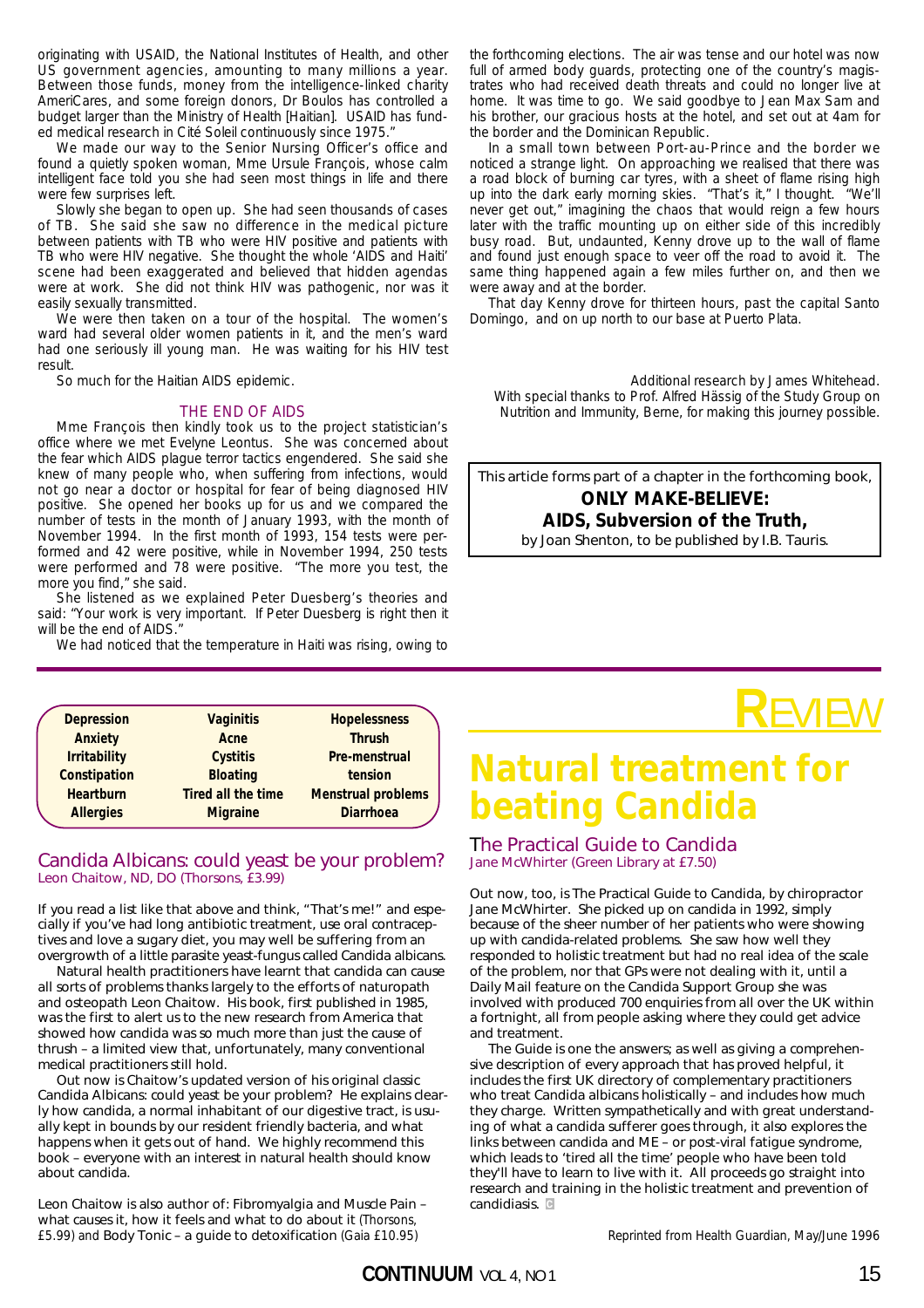originating with USAID, the National Institutes of Health, and other US government agencies, amounting to many millions a year. Between those funds, money from the intelligence-linked charity AmeriCares, and some foreign donors, Dr Boulos has controlled a budget larger than the Ministry of Health [Haitian]. USAID has funded medical research in Cité Soleil continuously since 1975."

We made our way to the Senior Nursing Officer's office and found a quietly spoken woman, Mme Ursule François, whose calm intelligent face told you she had seen most things in life and there were few surprises left.

Slowly she began to open up. She had seen thousands of cases of TB. She said she saw no difference in the medical picture between patients with TB who were HIV positive and patients with TB who were HIV negative. She thought the whole 'AIDS and Haiti' scene had been exaggerated and believed that hidden agendas were at work. She did not think HIV was pathogenic, nor was it easily sexually transmitted.

We were then taken on a tour of the hospital. The women's ward had several older women patients in it, and the men's ward had one seriously ill young man. He was waiting for his HIV test result.

So much for the Haitian AIDS epidemic.

## THE END OF AIDS

Mme François then kindly took us to the project statistician's office where we met Evelyne Leontus. She was concerned about the fear which AIDS plague terror tactics engendered. She said she knew of many people who, when suffering from infections, would not go near a doctor or hospital for fear of being diagnosed HIV positive. She opened her books up for us and we compared the number of tests in the month of January 1993, with the month of November 1994. In the first month of 1993, 154 tests were performed and 42 were positive, while in November 1994, 250 tests were performed and 78 were positive. "The more you test, the more you find," she said.

She listened as we explained Peter Duesberg's theories and said: "Your work is very important. If Peter Duesberg is right then it will be the end of AIDS."

We had noticed that the temperature in Haiti was rising, owing to the forthcoming elections. The air was tense and our hotel was now full of armed body guards, protecting one of the country's magistrates who had received death threats and could no longer live at home. It was time to go. We said goodbye to Jean Max Sam and his brother, our gracious hosts at the hotel, and set out at 4am for the border and the Dominican Republic.

In a small town between Port-au-Prince and the border we noticed a strange light. On approaching we realised that there was a road block of burning car tyres, with a sheet of flame rising high up into the dark early morning skies. "That's it," I thought. "We'll never get out," imagining the chaos that would reign a few hours later with the traffic mounting up on either side of this incredibly busy road. But, undaunted, Kenny drove up to the wall of flame and found just enough space to veer off the road to avoid it. The same thing happened again a few miles further on, and then we were away and at the border.

That day Kenny drove for thirteen hours, past the capital Santo Domingo, and on up north to our base at Puerto Plata.

Additional research by James Whitehead.
With special thanks to Prof. Alfred Hässig of the Study Group on Nutrition and Immunity, Berne, for making this journey possible.

This article forms part of a chapter in the forthcoming book,
**ONLY MAKE-BELIEVE: AIDS, Subversion of the Truth,**
by Joan Shenton, to be published by I.B. Tauris.

---

# REVIEW

| | | |
|---|---|---|
| **Depression** | **Vaginitis** | **Hopelessness** |
| **Anxiety** | **Acne** | **Thrush** |
| **Irritability** | **Cystitis** | **Pre-menstrual tension** |
| **Constipation** | **Bloating** | |
| **Heartburn** | **Tired all the time** | **Menstrual problems** |
| **Allergies** | **Migraine** | **Diarrhoea** |

### Candida Albicans: could yeast be your problem?
Leon Chaitow, ND, DO (Thorsons, £3.99)

If you read a list like that above and think, "That's me!" and especially if you've had long antibiotic treatment, use oral contraceptives and love a sugary diet, you may well be suffering from an overgrowth of a little parasite yeast-fungus called Candida albicans.

Natural health practitioners have learnt that candida can cause all sorts of problems thanks largely to the efforts of naturopath and osteopath Leon Chaitow. His book, first published in 1985, was the first to alert us to the new research from America that showed how candida was so much more than just the cause of thrush – a limited view that, unfortunately, many conventional medical practitioners still hold.

Out now is Chaitow's updated version of his original classic Candida Albicans: could yeast be your problem? He explains clearly how candida, a normal inhabitant of our digestive tract, is usually kept in bounds by our resident friendly bacteria, and what happens when it gets out of hand. We highly recommend this book – everyone with an interest in natural health should know about candida.

Leon Chaitow is also author of: Fibromyalgia and Muscle Pain – what causes it, how it feels and what to do about it (Thorsons, £5.99) and Body Tonic – a guide to detoxification (Gaia £10.95)

## Natural treatment for beating Candida

### The Practical Guide to Candida
Jane McWhirter (Green Library at £7.50)

Out now, too, is The Practical Guide to Candida, by chiropractor Jane McWhirter. She picked up on candida in 1992, simply because of the sheer number of her patients who were showing up with candida-related problems. She saw how well they responded to holistic treatment but had no real idea of the scale of the problem, nor that GPs were not dealing with it, until a Daily Mail feature on the Candida Support Group she was involved with produced 700 enquiries from all over the UK within a fortnight, all from people asking where they could get advice and treatment.

The Guide is one the answers; as well as giving a comprehensive description of every approach that has proved helpful, it includes the first UK directory of complementary practitioners who treat Candida albicans holistically – and includes how much they charge. Written sympathetically and with great understanding of what a candida sufferer goes through, it also explores the links between candida and ME – or post-viral fatigue syndrome, which leads to 'tired all the time' people who have been told they'll have to learn to live with it. All proceeds go straight into research and training in the holistic treatment and prevention of candidiasis.

Reprinted from Health Guardian, May/June 1996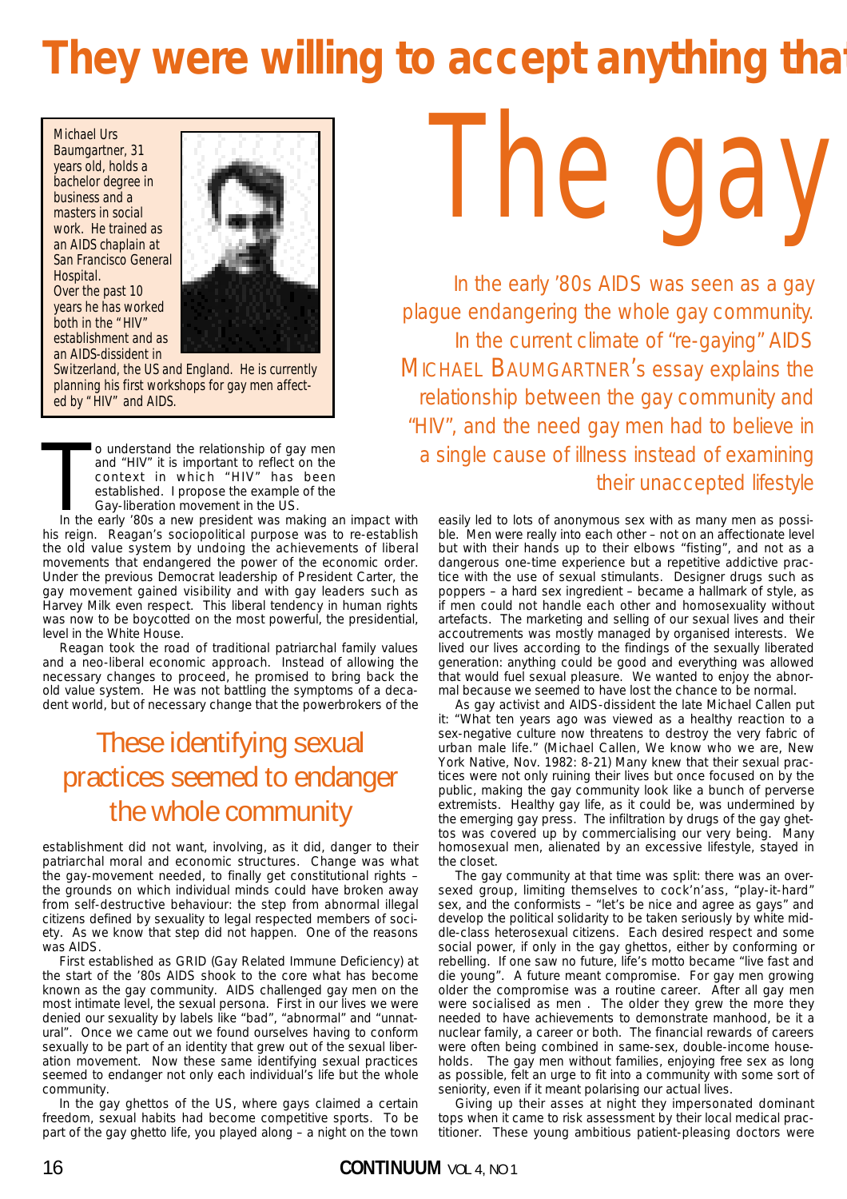# They were willing to accept anything tha

# The gay

In the early '80s AIDS was seen as a gay plague endangering the whole gay community. In the current climate of "re-gaying" AIDS MICHAEL BAUMGARTNER's essay explains the relationship between the gay community and "HIV", and the need gay men had to believe in a single cause of illness instead of examining their unaccepted lifestyle

Michael Urs Baumgartner, 31 years old, holds a bachelor degree in business and a masters in social work. He trained as an AIDS chaplain at San Francisco General Hospital. Over the past 10 years he has worked both in the "HIV" establishment and as an AIDS-dissident in Switzerland, the US and England. He is currently planning his first workshops for gay men affected by "HIV" and AIDS.

To understand the relationship of gay men and "HIV" it is important to reflect on the context in which "HIV" has been established. I propose the example of the Gay-liberation movement in the US.

In the early '80s a new president was making an impact with his reign. Reagan's sociopolitical purpose was to re-establish the old value system by undoing the achievements of liberal movements that endangered the power of the economic order. Under the previous Democrat leadership of President Carter, the gay movement gained visibility and with gay leaders such as Harvey Milk even respect. This liberal tendency in human rights was now to be boycotted on the most powerful, the presidential, level in the White House.

Reagan took the road of traditional patriarchal family values and a neo-liberal economic approach. Instead of allowing the necessary changes to proceed, he promised to bring back the old value system. He was not battling the symptoms of a decadent world, but of necessary change that the powerbrokers of the establishment did not want, involving, as it did, danger to their patriarchal moral and economic structures. Change was what the gay-movement needed, to finally get constitutional rights – the grounds on which individual minds could have broken away from self-destructive behaviour: the step from abnormal illegal citizens defined by sexuality to legal respected members of society. As we know that step did not happen. One of the reasons was AIDS.

> These identifying sexual practices seemed to endanger the whole community

First established as GRID (Gay Related Immune Deficiency) at the start of the '80s AIDS shook to the core what has become known as the gay community. AIDS challenged gay men on the most intimate level, the sexual persona. First in our lives we were denied our sexuality by labels like "bad", "abnormal" and "unnatural". Once we came out we found ourselves having to conform sexually to be part of an identity that grew out of the sexual liberation movement. Now these same identifying sexual practices seemed to endanger not only each individual's life but the whole community.

In the gay ghettos of the US, where gays claimed a certain freedom, sexual habits had become competitive sports. To be part of the gay ghetto life, you played along – a night on the town easily led to lots of anonymous sex with as many men as possible. Men were really into each other – not on an affectionate level but with their hands up to their elbows "fisting", and not as a dangerous one-time experience but a repetitive addictive practice with the use of sexual stimulants. Designer drugs such as poppers – a hard sex ingredient – became a hallmark of style, as if men could not handle each other and homosexuality without artefacts. The marketing and selling of our sexual lives and their accoutrements was mostly managed by organised interests. We lived our lives according to the findings of the sexually liberated generation: anything could be good and everything was allowed that would fuel sexual pleasure. We wanted to enjoy the abnormal because we seemed to have lost the chance to be normal.

As gay activist and AIDS-dissident the late Michael Callen put it: "What ten years ago was viewed as a healthy reaction to a sex-negative culture now threatens to destroy the very fabric of urban male life." (Michael Callen, We know who we are, New York Native, Nov. 1982: 8-21) Many knew that their sexual practices were not only ruining their lives but once focused on by the public, making the gay community look like a bunch of perverse extremists. Healthy gay life, as it could be, was undermined by the emerging gay press. The infiltration by drugs of the gay ghettos was covered up by commercialising our very being. Many homosexual men, alienated by an excessive lifestyle, stayed in the closet.

The gay community at that time was split: there was an oversexed group, limiting themselves to cock'n'ass, "play-it-hard" sex, and the conformists – "let's be nice and agree as gays" and develop the political solidarity to be taken seriously by white middle-class heterosexual citizens. Each desired respect and some social power, if only in the gay ghettos, either by conforming or rebelling. If one saw no future, life's motto became "live fast and die young". A future meant compromise. For gay men growing older the compromise was a routine career. After all gay men were socialised as men . The older they grew the more they needed to have achievements to demonstrate manhood, be it a nuclear family, a career or both. The financial rewards of careers were often being combined in same-sex, double-income households. The gay men without families, enjoying free sex as long as possible, felt an urge to fit into a community with some sort of seniority, even if it meant polarising our actual lives.

Giving up their asses at night they impersonated dominant tops when it came to risk assessment by their local medical practitioner. These young ambitious patient-pleasing doctors were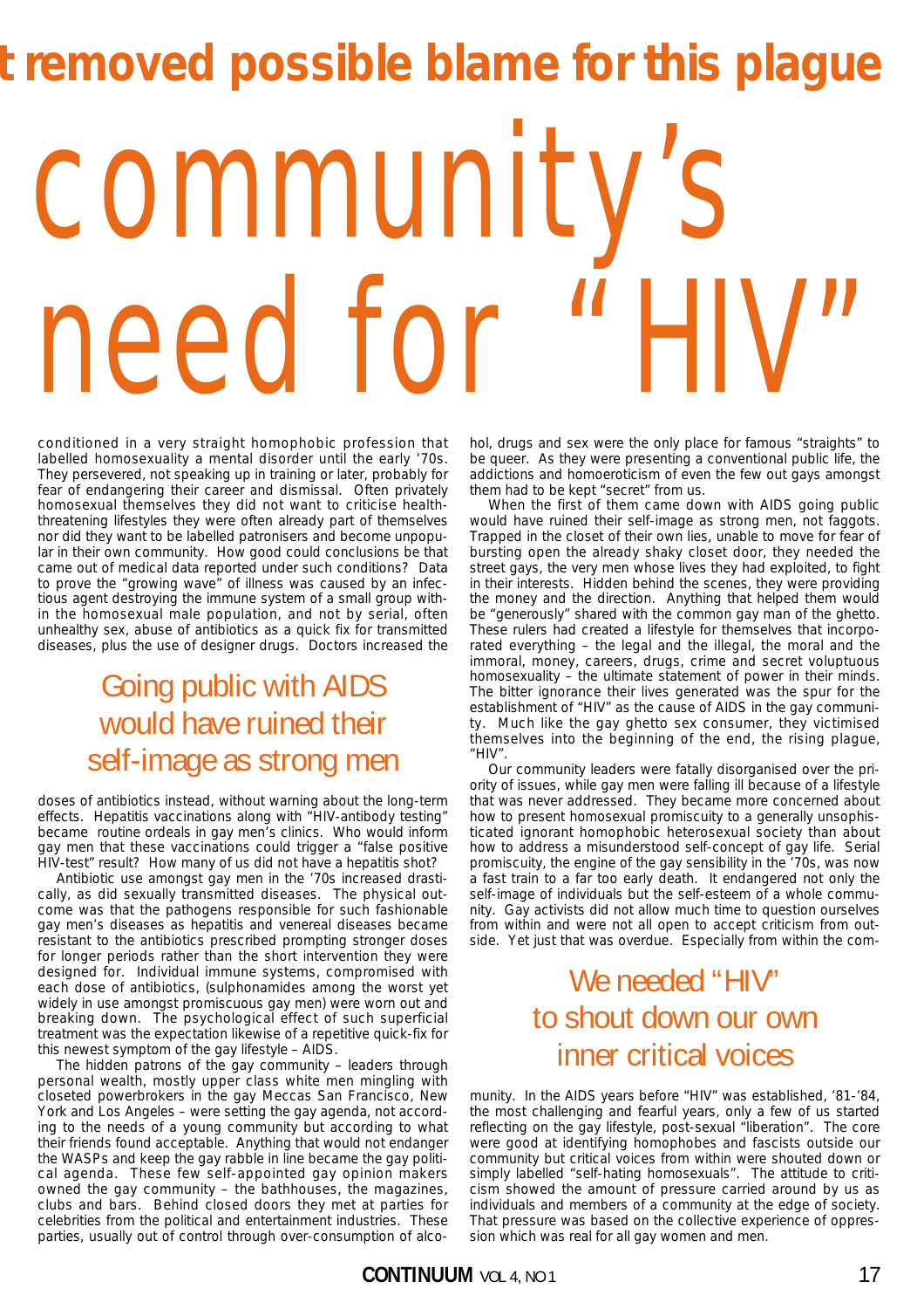# t removed possible blame for this plague

# community's need for "HIV"

conditioned in a very straight homophobic profession that labelled homosexuality a mental disorder until the early '70s. They persevered, not speaking up in training or later, probably for fear of endangering their career and dismissal. Often privately homosexual themselves they did not want to criticise health-threatening lifestyles they were often already part of themselves nor did they want to be labelled patronisers and become unpopular in their own community. How good could conclusions be that came out of medical data reported under such conditions? Data to prove the "growing wave" of illness was caused by an infectious agent destroying the immune system of a small group within the homosexual male population, and not by serial, often unhealthy sex, abuse of antibiotics as a quick fix for transmitted diseases, plus the use of designer drugs. Doctors increased the

## Going public with AIDS would have ruined their self-image as strong men

doses of antibiotics instead, without warning about the long-term effects. Hepatitis vaccinations along with "HIV-antibody testing" became routine ordeals in gay men's clinics. Who would inform gay men that these vaccinations could trigger a "false positive HIV-test" result? How many of us did not have a hepatitis shot?

Antibiotic use amongst gay men in the '70s increased drastically, as did sexually transmitted diseases. The physical outcome was that the pathogens responsible for such fashionable gay men's diseases as hepatitis and venereal diseases became resistant to the antibiotics prescribed prompting stronger doses for longer periods rather than the short intervention they were designed for. Individual immune systems, compromised with each dose of antibiotics, (sulphonamides among the worst yet widely in use amongst promiscuous gay men) were worn out and breaking down. The psychological effect of such superficial treatment was the expectation likewise of a repetitive quick-fix for this newest symptom of the gay lifestyle – AIDS.

The hidden patrons of the gay community – leaders through personal wealth, mostly upper class white men mingling with closeted powerbrokers in the gay Meccas San Francisco, New York and Los Angeles – were setting the gay agenda, not according to the needs of a young community but according to what their friends found acceptable. Anything that would not endanger the WASPs and keep the gay rabble in line became the gay political agenda. These few self-appointed gay opinion makers owned the gay community – the bathhouses, the magazines, clubs and bars. Behind closed doors they met at parties for celebrities from the political and entertainment industries. These parties, usually out of control through over-consumption of alcohol, drugs and sex were the only place for famous "straights" to be queer. As they were presenting a conventional public life, the addictions and homoeroticism of even the few out gays amongst them had to be kept "secret" from us.

When the first of them came down with AIDS going public would have ruined their self-image as strong men, not faggots. Trapped in the closet of their own lies, unable to move for fear of bursting open the already shaky closet door, they needed the street gays, the very men whose lives they had exploited, to fight in their interests. Hidden behind the scenes, they were providing the money and the direction. Anything that helped them would be "generously" shared with the common gay man of the ghetto. These rulers had created a lifestyle for themselves that incorporated everything – the legal and the illegal, the moral and the immoral, money, crances, drugs, crime and secret voluptuous homosexuality – the ultimate statement of power in their minds. The bitter ignorance their lives generated was the spur for the establishment of "HIV" as the cause of AIDS in the gay community. Much like the gay ghetto sex consumer, they victimised themselves into the beginning of the end, the rising plague, "HIV".

Our community leaders were fatally disorganised over the priority of issues, while gay men were falling ill because of a lifestyle that was never addressed. They became more concerned about how to present homosexual promiscuity to a generally unsophisticated ignorant homophobic heterosexual society than about how to address a misunderstood self-concept of gay life. Serial promiscuity, the engine of the gay sensibility in the '70s, was now a fast train to a far too early death. It endangered not only the self-image of individuals but the self-esteem of a whole community. Gay activists did not allow much time to question ourselves from within and were not all open to accept criticism from outside. Yet just that was overdue. Especially from within the community.

## We needed "HIV" to shout down our own inner critical voices

In the AIDS years before "HIV" was established, '81-'84, the most challenging and fearful years, only a few of us started reflecting on the gay lifestyle, post-sexual "liberation". The core were good at identifying homophobes and fascists outside our community but critical voices from within were shouted down or simply labelled "self-hating homosexuals". The attitude to criticism showed the amount of pressure carried around by us as individuals and members of a community at the edge of society. That pressure was based on the collective experience of oppression which was real for all gay women and men.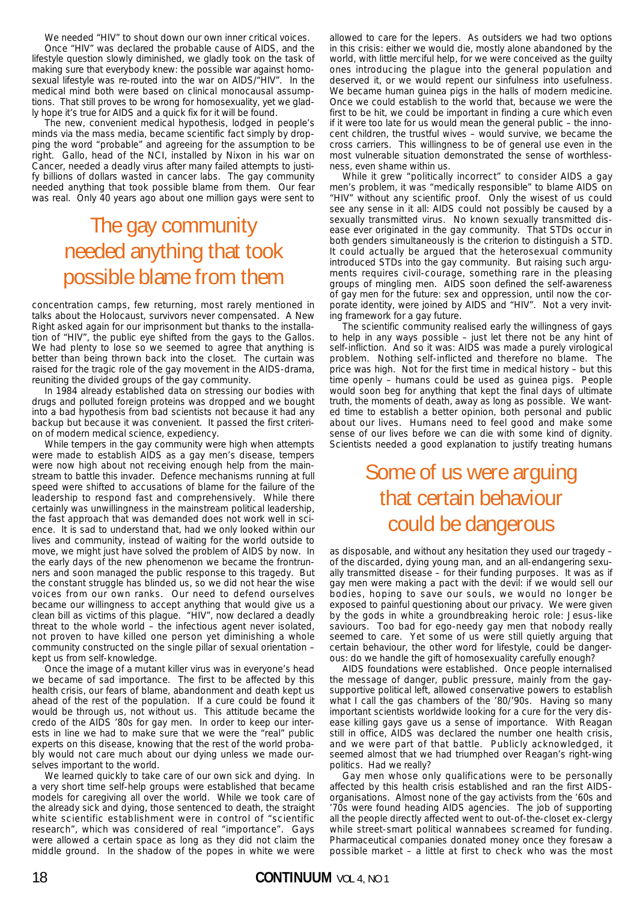We needed "HIV" to shout down our own inner critical voices.

Once "HIV" was declared the probable cause of AIDS, and the lifestyle question slowly diminished, we gladly took on the task of making sure that everybody knew: the possible war against homosexual lifestyle was re-routed into the war on AIDS/"HIV". In the medical mind both were based on clinical monocausal assumptions. That still proves to be wrong for homosexuality, yet we gladly hope it's true for AIDS and a quick fix for it will be found.

The new, convenient medical hypothesis, lodged in people's minds via the mass media, became scientific fact simply by dropping the word "probable" and agreeing for the assumption to be right. Gallo, head of the NCI, installed by Nixon in his war on Cancer, needed a deadly virus after many failed attempts to justify billions of dollars wasted in cancer labs. The gay community needed anything that took possible blame from them. Our fear was real. Only 40 years ago about one million gays were sent to

> The gay community needed anything that took possible blame from them

concentration camps, few returning, most rarely mentioned in talks about the Holocaust, survivors never compensated. A New Right asked again for our imprisonment but thanks to the installation of "HIV", the public eye shifted from the gays to the Gallos. We had plenty to lose so we seemed to agree that anything is better than being thrown back into the closet. The curtain was raised for the tragic role of the gay movement in the AIDS-drama, reuniting the divided groups of the gay community.

In 1984 already established data on stressing our bodies with drugs and polluted foreign proteins was dropped and we bought into a bad hypothesis from bad scientists not because it had any backup but because it was convenient. It passed the first criterion of modern medical science, expediency.

While tempers in the gay community were high when attempts were made to establish AIDS as a gay men's disease, tempers were now high about not receiving enough help from the mainstream to battle this invader. Defence mechanisms running at full speed were shifted to accusations of blame for the failure of the leadership to respond fast and comprehensively. While there certainly was unwillingness in the mainstream political leadership, the fast approach that was demanded does not work well in science. It is sad to understand that, had we only looked within our lives and community, instead of waiting for the world outside to move, we might just have solved the problem of AIDS by now. In the early days of the new phenomenon we became the frontrunners and soon managed the public response to this tragedy. But the constant struggle has blinded us, so we did not hear the wise voices from our own ranks. Our need to defend ourselves became our willingness to accept anything that would give us a clean bill as victims of this plague. "HIV", now declared a deadly threat to the whole world – the infectious agent never isolated, not proven to have killed one person yet diminishing a whole community constructed on the single pillar of sexual orientation – kept us from self-knowledge.

Once the image of a mutant killer virus was in everyone's head we became of sad importance. The first to be affected by this health crisis, our fears of blame, abandonment and death kept us ahead of the rest of the population. If a cure could be found it would be through us, not without us. This attitude became the credo of the AIDS '80s for gay men. In order to keep our interests in line we had to make sure that we were the "real" public experts on this disease, knowing that the rest of the world probably would not care much about our dying unless we made ourselves important to the world.

We learned quickly to take care of our own sick and dying. In a very short time self-help groups were established that became models for caregiving all over the world. While we took care of the already sick and dying, those sentenced to death, the straight white scientific establishment were in control of "scientific research", which was considered of real "importance". Gays were allowed a certain space as long as they did not claim the middle ground. In the shadow of the popes in white we were allowed to care for the lepers. As outsiders we had two options in this crisis: either we would die, mostly alone abandoned by the world, with little merciful help, for we were conceived as the guilty ones introducing the plague into the general population and deserved it, or we would repent our sinfulness into usefulness. We became human guinea pigs in the halls of modern medicine. Once we could establish to the world that, because we were the first to be hit, we could be important in finding a cure which even if it were too late for us would mean the general public – the innocent children, the trustful wives – would survive, we became the cross carriers. This willingness to be of general use even in the most vulnerable situation demonstrated the sense of worthlessness, even shame within us.

While it grew "politically incorrect" to consider AIDS a gay men's problem, it was "medically responsible" to blame AIDS on "HIV" without any scientific proof. Only the wisest of us could see any sense in it all: AIDS could not possibly be caused by a sexually transmitted virus. No known sexually transmitted disease ever originated in the gay community. That STDs occur in both genders simultaneously is the criterion to distinguish a STD. It could actually be argued that the heterosexual community introduced STDs into the gay community. But raising such arguments requires civil-courage, something rare in the pleasing groups of mingling men. AIDS soon defined the self-awareness of gay men for the future: sex and oppression, until now the corporate identity, were joined by AIDS and "HIV". Not a very inviting framework for a gay future.

The scientific community realised early the willingness of gays to help in any ways possible – just let there not be any hint of self-infliction. And so it was: AIDS was made a purely virological problem. Nothing self-inflicted and therefore no blame. The price was high. Not for the first time in medical history – but this time openly – humans could be used as guinea pigs. People would soon beg for anything that kept the final days of ultimate truth, the moments of death, away as long as possible. We wanted time to establish a better opinion, both personal and public about our lives. Humans need to feel good and make some sense of our lives before we can die with some kind of dignity. Scientists needed a good explanation to justify treating humans

> Some of us were arguing that certain behaviour could be dangerous

as disposable, and without any hesitation they used our tragedy – of the discarded, dying young man, and an all-endangering sexually transmitted disease – for their funding purposes. It was as if gay men were making a pact with the devil: if we would sell our bodies, hoping to save our souls, we would no longer be exposed to painful questioning about our privacy. We were given by the gods in white a groundbreaking heroic role: Jesus-like saviours. Too bad for ego-needy gay men that nobody really seemed to care. Yet some of us were still quietly arguing that certain behaviour, the other word for lifestyle, could be dangerous: do we handle the gift of homosexuality carefully enough?

AIDS foundations were established. Once people internalised the message of danger, public pressure, mainly from the gay-supportive political left, allowed conservative powers to establish what I call the gas chambers of the '80/'90s. Having so many important scientists worldwide looking for a cure for the very disease killing gays gave us a sense of importance. With Reagan still in office, AIDS was declared the number one health crisis, and we were part of that battle. Publicly acknowledged, it seemed almost that we had triumphed over Reagan's right-wing politics. Had we really?

Gay men whose only qualifications were to be personally affected by this health crisis established and ran the first AIDS-organisations. Almost none of the gay activists from the '60s and '70s were found heading AIDS agencies. The job of supporting all the people directly affected went to out-of-the-closet ex-clergy while street-smart political wannabees screamed for funding. Pharmaceutical companies donated money once they foresaw a possible market – a little at first to check who was the most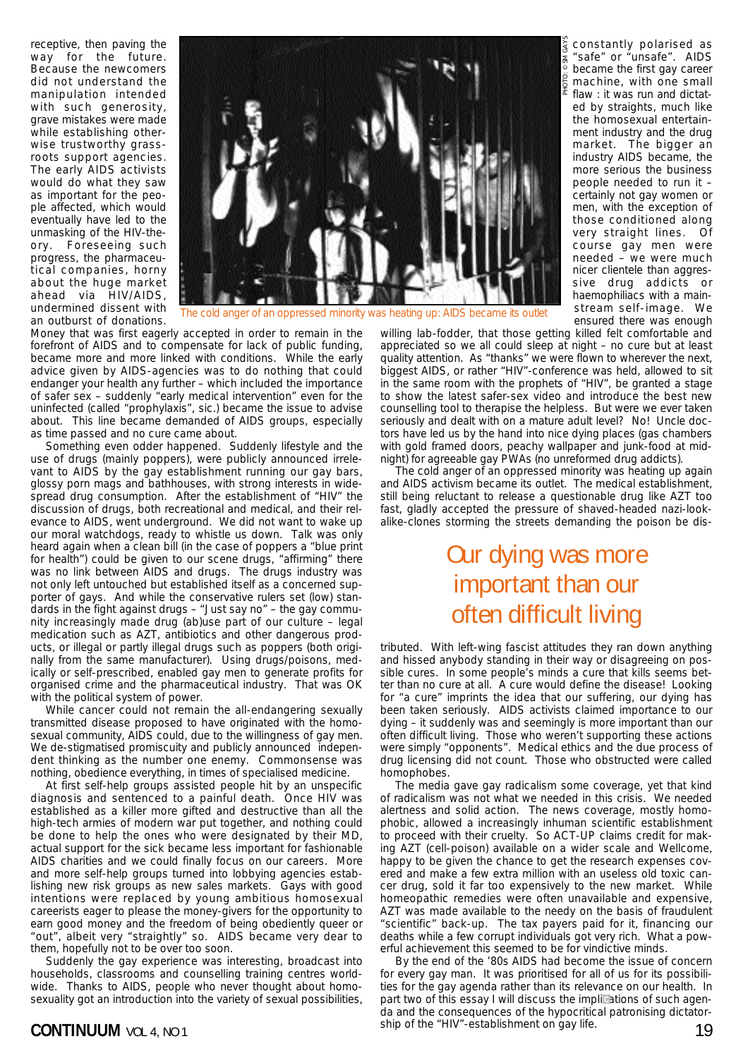receptive, then paving the way for the future. Because the newcomers did not understand the manipulation intended with such generosity, grave mistakes were made while establishing otherwise trustworthy grassroots support agencies. The early AIDS activists would do what they saw as important for the people affected, which would eventually have led to the unmasking of the HIV-theory. Foreseeing such progress, the pharmaceutical companies, horny about the huge market ahead via HIV/AIDS, undermined dissent with an outburst of donations. Money that was first eagerly accepted in order to remain in the forefront of AIDS and to compensate for lack of public funding, became more and more linked with conditions. While the early advice given by AIDS-agencies was to do nothing that could endanger your health any further – which included the importance of safer sex – suddenly "early medical intervention" even for the uninfected (called "prophylaxis", sic.) became the issue to advise about. This line became demanded of AIDS groups, especially as time passed and no cure came about.

Something even odder happened. Suddenly lifestyle and the use of drugs (mainly poppers), were publicly announced irrelevant to AIDS by the gay establishment running our gay bars, glossy porn mags and bathhouses, with strong interests in widespread drug consumption. After the establishment of "HIV" the discussion of drugs, both recreational and medical, and their relevance to AIDS, went underground. We did not want to wake up our moral watchdogs, ready to whistle us down. Talk was only heard again when a clean bill (in the case of poppers a "blue print for health") could be given to our scene drugs, "affirming" there was no link between AIDS and drugs. The drugs industry was not only left untouched but established itself as a concerned supporter of gays. And while the conservative rulers set (low) standards in the fight against drugs – "Just say no" – the gay community increasingly made drug (ab)use part of our culture – legal medication such as AZT, antibiotics and other dangerous products, or illegal or partly illegal drugs such as poppers (both originally from the same manufacturer). Using drugs/poisons, medically or self-prescribed, enabled gay men to generate profits for organised crime and the pharmaceutical industry. That was OK with the political system of power.

While cancer could not remain the all-endangering sexually transmitted disease proposed to have originated with the homosexual community, AIDS could, due to the willingness of gay men. We de-stigmatised promiscuity and publicly announced independent thinking as the number one enemy. Commonsense was nothing, obedience everything, in times of specialised medicine.

At first self-help groups assisted people hit by an unspecific diagnosis and sentenced to a painful death. Once HIV was established as a killer more gifted and destructive than all the high-tech armies of modern war put together, and nothing could be done to help the ones who were designated by their MD, actual support for the sick became less important for fashionable AIDS charities and we could finally focus on our careers. More and more self-help groups turned into lobbying agencies establishing new risk groups as new sales markets. Gays with good intentions were replaced by young ambitious homosexual careerists eager to please the money-givers for the opportunity to earn good money and the freedom of being obediently queer or "out", albeit very "straightly" so. AIDS became very dear to them, hopefully not to be over too soon.

Suddenly the gay experience was interesting, broadcast into households, classrooms and counselling training centres worldwide. Thanks to AIDS, people who never thought about homosexuality got an introduction into the variety of sexual possibilities, constantly polarised as "safe" or "unsafe". AIDS became the first gay career machine, with one small flaw : it was run and dictated by straights, much like the homosexual entertainment industry and the drug market. The bigger an industry AIDS became, the more serious the business people needed to run it – certainly not gay women or men, with the exception of those conditioned along very straight lines. Of course gay men were needed – we were much nicer clientele than aggressive drug addicts or haemophiliacs with a mainstream self-image. We ensured there was enough willing lab-fodder, that those getting killed felt comfortable and appreciated so we all could sleep at night – no cure but at least quality attention. As "thanks" we were flown to wherever the next, biggest AIDS, or rather "HIV"-conference was held, allowed to sit in the same room with the prophets of "HIV", be granted a stage to show the latest safer-sex video and introduce the best new counselling tool to therapise the helpless. But were we ever taken seriously and dealt with on a mature adult level? No! Uncle doctors have led us by the hand into nice dying places (gas chambers with gold framed doors, peachy wallpaper and junk-food at midnight) for agreeable gay PWAs (no unreformed drug addicts).

The cold anger of an oppressed minority was heating up: AIDS became its outlet

The cold anger of an oppressed minority was heating up again and AIDS activism became its outlet. The medical establishment, still being reluctant to release a questionable drug like AZT too fast, gladly accepted the pressure of shaved-headed nazi-look-alike-clones storming the streets demanding the poison be distributed. With left-wing fascist attitudes they ran down anything and hissed anybody standing in their way or disagreeing on possible cures. In some people's minds a cure that kills seems better than no cure at all. A cure would define the disease! Looking for "a cure" imprints the idea that our suffering, our dying has been taken seriously. AIDS activists claimed importance to our dying – it suddenly was and seemingly is more important than our often difficult living. Those who weren't supporting these actions were simply "opponents". Medical ethics and the due process of drug licensing did not count. Those who obstructed were called homophobes.

## Our dying was more important than our often difficult living

The media gave gay radicalism some coverage, yet that kind of radicalism was not what we needed in this crisis. We needed alertness and solid action. The news coverage, mostly homophobic, allowed a increasingly inhuman scientific establishment to proceed with their cruelty. So ACT-UP claims credit for making AZT (cell-poison) available on a wider scale and Wellcome, happy to be given the chance to get the research expenses covered and make a few extra million with an useless old toxic cancer drug, sold it far too expensively to the new market. While homeopathic remedies were often unavailable and expensive, AZT was made available to the needy on the basis of fraudulent "scientific" back-up. The tax payers paid for it, financing our deaths while a few corrupt individuals got very rich. What a powerful achievement this seemed to be for vindictive minds.

By the end of the '80s AIDS had become the issue of concern for every gay man. It was prioritised for all of us for its possibilities for the gay agenda rather than its relevance on our health. In part two of this essay I will discuss the implications of such agenda and the consequences of the hypocritical patronising dictatorship of the "HIV"-establishment on gay life.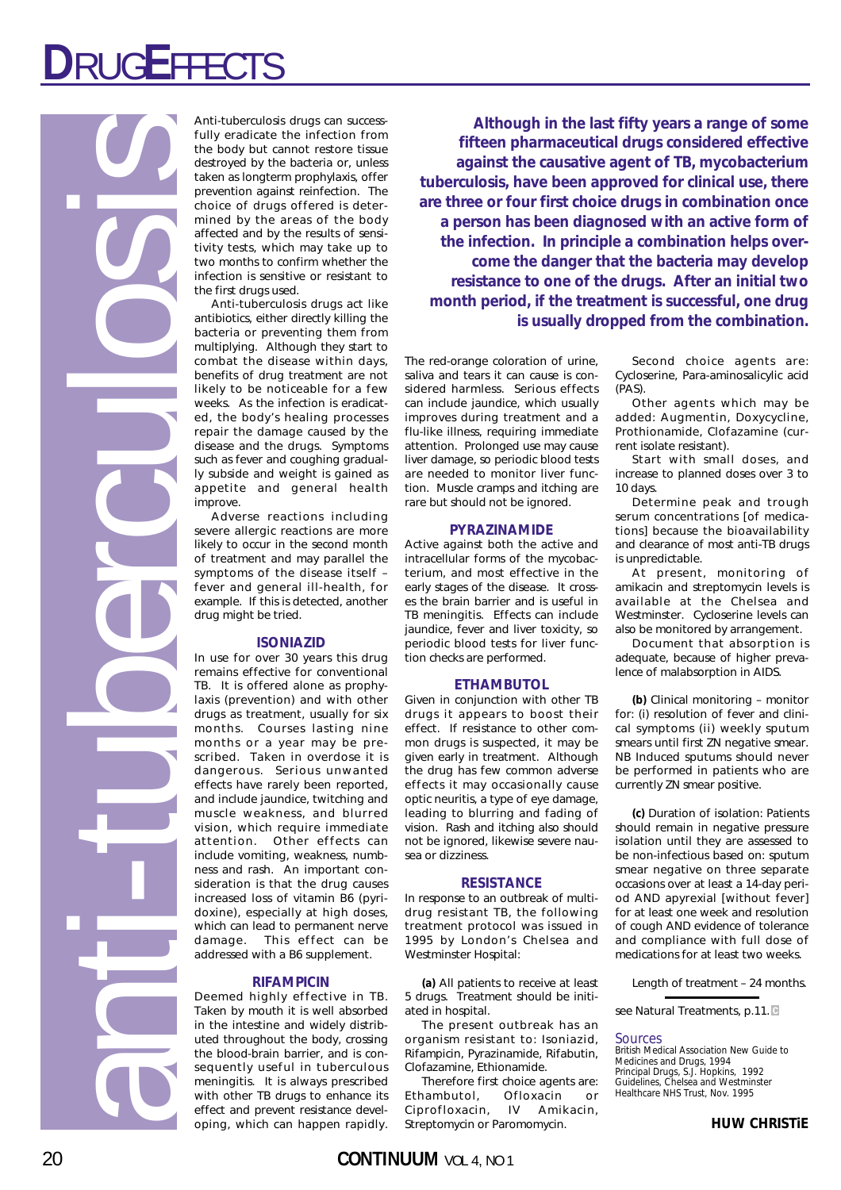# anti-tuberculosis

**Although in the last fifty years a range of some fifteen pharmaceutical drugs considered effective against the causative agent of TB, mycobacterium tuberculosis, have been approved for clinical use, there are three or four first choice drugs in combination once a person has been diagnosed with an active form of the infection. In principle a combination helps overcome the danger that the bacteria may develop resistance to one of the drugs. After an initial two month period, if the treatment is successful, one drug is usually dropped from the combination.**

Anti-tuberculosis drugs can successfully eradicate the infection from the body but cannot restore tissue destroyed by the bacteria or, unless taken as longterm prophylaxis, offer prevention against reinfection. The choice of drugs offered is determined by the areas of the body affected and by the results of sensitivity tests, which may take up to two months to confirm whether the infection is sensitive or resistant to the first drugs used.

Anti-tuberculosis drugs act like antibiotics, either directly killing the bacteria or preventing them from multiplying. Although they start to combat the disease within days, benefits of drug treatment are not likely to be noticeable for a few weeks. As the infection is eradicated, the body's healing processes repair the damage caused by the disease and the drugs. Symptoms such as fever and coughing gradually subside and weight is gained as appetite and general health improve.

Adverse reactions including severe allergic reactions are more likely to occur in the second month of treatment and may parallel the symptoms of the disease itself – fever and general ill-health, for example. If this is detected, another drug might be tried.

### ISONIAZID

In use for over 30 years this drug remains effective for conventional TB. It is offered alone as prophylaxis (prevention) and with other drugs as treatment, usually for six months. Courses lasting nine months or a year may be prescribed. Taken in overdose it is dangerous. Serious unwanted effects have rarely been reported, and include jaundice, twitching and muscle weakness, and blurred vision, which require immediate attention. Other effects can include vomiting, weakness, numbness and rash. An important consideration is that the drug causes increased loss of vitamin B6 (pyridoxine), especially at high doses, which can lead to permanent nerve damage. This effect can be addressed with a B6 supplement.

### RIFAMPICIN

Deemed highly effective in TB. Taken by mouth it is well absorbed in the intestine and widely distributed throughout the body, crossing the blood-brain barrier, and is consequently useful in tuberculous meningitis. It is always prescribed with other TB drugs to enhance its effect and prevent resistance developing, which can happen rapidly. The red-orange coloration of urine, saliva and tears it can cause is considered harmless. Serious effects can include jaundice, which usually improves during treatment and a flu-like illness, requiring immediate attention. Prolonged use may cause liver damage, so periodic blood tests are needed to monitor liver function. Muscle cramps and itching are rare but should not be ignored.

### PYRAZINAMIDE

Active against both the active and intracellular forms of the mycobacterium, and most effective in the early stages of the disease. It crosses the brain barrier and is useful in TB meningitis. Effects can include jaundice, fever and liver toxicity, so periodic blood tests for liver function checks are performed.

### ETHAMBUTOL

Given in conjunction with other TB drugs it appears to boost their effect. If resistance to other common drugs is suspected, it may be given early in treatment. Although the drug has few common adverse effects it may occasionally cause optic neuritis, a type of eye damage, leading to blurring and fading of vision. Rash and itching also should not be ignored, likewise severe nausea or dizziness.

### RESISTANCE

In response to an outbreak of multidrug resistant TB, the following treatment protocol was issued in 1995 by London's Chelsea and Westminster Hospital:

**(a)** All patients to receive at least 5 drugs. Treatment should be initiated in hospital.

The present outbreak has an organism resistant to: Isoniazid, Rifampicin, Pyrazinamide, Rifabutin, Clofazamine, Ethionamide.

Therefore first choice agents are: Ethambutol, Ofloxacin or Ciprofloxacin, IV Amikacin, Streptomycin or Paromomycin.

Second choice agents are: Cycloserine, Para-aminosalicylic acid (PAS).

Other agents which may be added: Augmentin, Doxycycline, Prothionamide, Clofazamine (current isolate resistant).

Start with small doses, and increase to planned doses over 3 to 10 days.

Determine peak and trough serum concentrations [of medications] because the bioavailability and clearance of most anti-TB drugs is unpredictable.

At present, monitoring of amikacin and streptomycin levels is available at the Chelsea and Westminster. Cycloserine levels can also be monitored by arrangement.

Document that absorption is adequate, because of higher prevalence of malabsorption in AIDS.

**(b)** Clinical monitoring – monitor for: (i) resolution of fever and clinical symptoms (ii) weekly sputum smears until first ZN negative smear. NB Induced sputums should never be performed in patients who are currently ZN smear positive.

**(c)** Duration of isolation: Patients should remain in negative pressure isolation until they are assessed to be non-infectious based on: sputum smear negative on three separate occasions over at least a 14-day period AND apyrexial [without fever] for at least one week and resolution of cough AND evidence of tolerance and compliance with full dose of medications for at least two weeks.

Length of treatment – 24 months.

see Natural Treatments, p.11.

### Sources

British Medical Association New Guide to Medicines and Drugs, 1994
Principal Drugs, S.J. Hopkins, 1992
Guidelines, Chelsea and Westminster Healthcare NHS Trust, Nov. 1995

**HUW CHRISTiE**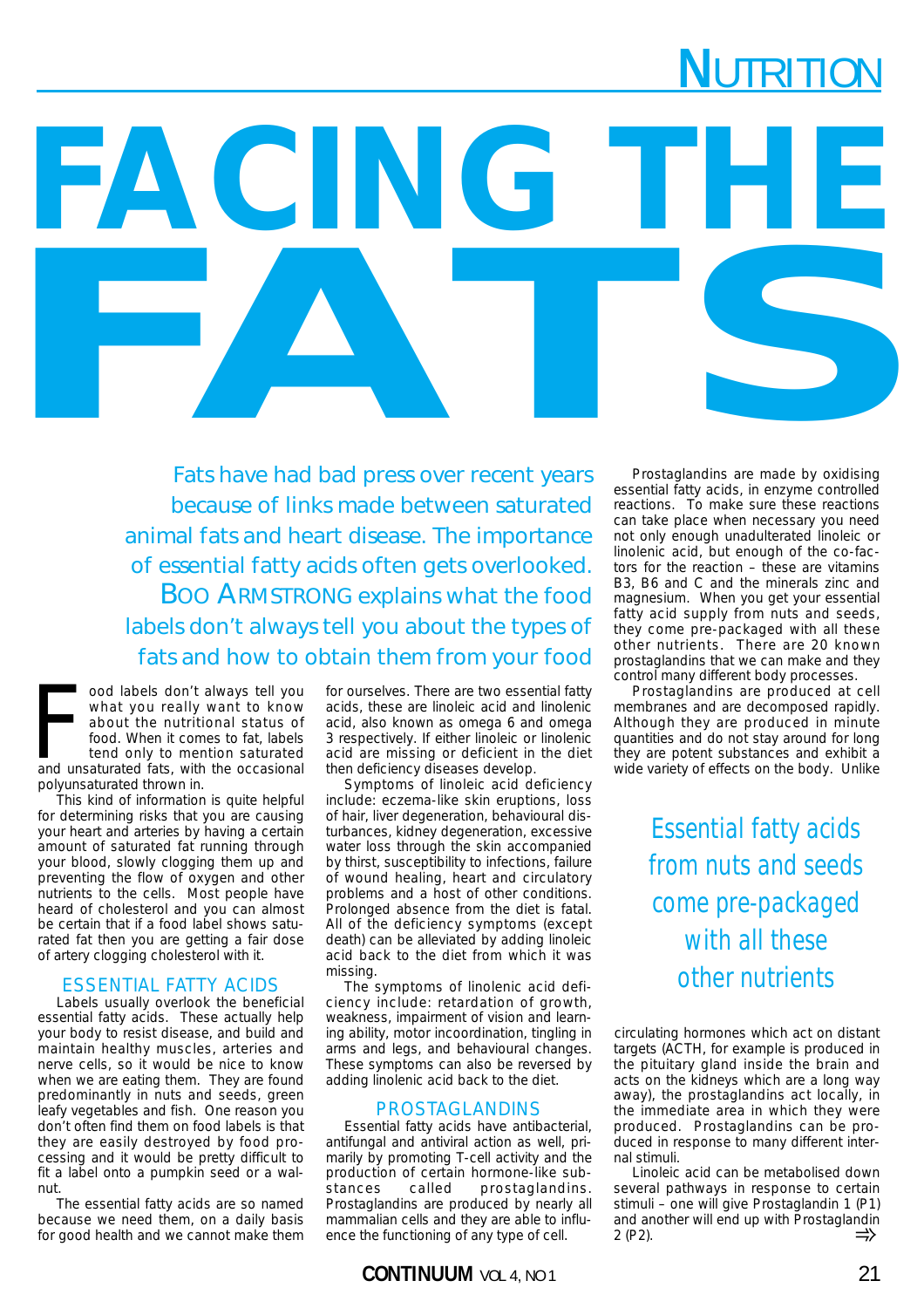# FACING THE FATS

*Fats have had bad press over recent years because of links made between saturated animal fats and heart disease. The importance of essential fatty acids often gets overlooked. Boo Armstrong explains what the food labels don't always tell you about the types of fats and how to obtain them from your food*

Food labels don't always tell you what you really want to know about the nutritional status of food. When it comes to fat, labels tend only to mention saturated and unsaturated fats, with the occasional polyunsaturated thrown in.

This kind of information is quite helpful for determining risks that you are causing your heart and arteries by having a certain amount of saturated fat running through your blood, slowly clogging them up and preventing the flow of oxygen and other nutrients to the cells. Most people have heard of cholesterol and you can almost be certain that if a food label shows saturated fat then you are getting a fair dose of artery clogging cholesterol with it.

## ESSENTIAL FATTY ACIDS

Labels usually overlook the beneficial essential fatty acids. These actually help your body to resist disease, and build and maintain healthy muscles, arteries and nerve cells, so it would be nice to know when we are eating them. They are found predominantly in nuts and seeds, green leafy vegetables and fish. One reason you don't often find them on food labels is that they are easily destroyed by food processing and it would be pretty difficult to fit a label onto a pumpkin seed or a walnut.

The essential fatty acids are so named because we need them, on a daily basis for good health and we cannot make them for ourselves. There are two essential fatty acids, these are linoleic acid and linolenic acid, also known as omega 6 and omega 3 respectively. If either linoleic or linolenic acid are missing or deficient in the diet then deficiency diseases develop.

Symptoms of linoleic acid deficiency include: eczema-like skin eruptions, loss of hair, liver degeneration, behavioural disturbances, kidney degeneration, excessive water loss through the skin accompanied by thirst, susceptibility to infections, failure of wound healing, heart and circulatory problems and a host of other conditions. Prolonged absence from the diet is fatal. All of the deficiency symptoms (except death) can be alleviated by adding linoleic acid back to the diet from which it was missing.

The symptoms of linolenic acid deficiency include: retardation of growth, weakness, impairment of vision and learning ability, motor incoordination, tingling in arms and legs, and behavioural changes. These symptoms can also be reversed by adding linolenic acid back to the diet.

## PROSTAGLANDINS

Essential fatty acids have antibacterial, antifungal and antiviral action as well, primarily by promoting T-cell activity and the production of certain hormone-like substances called prostaglandins. Prostaglandins are produced by nearly all mammalian cells and they are able to influence the functioning of any type of cell.

Prostaglandins are made by oxidising essential fatty acids, in enzyme controlled reactions. To make sure these reactions can take place when necessary you need not only enough unadulterated linoleic or linolenic acid, but enough of the co-factors for the reaction – these are vitamins B3, B6 and C and the minerals zinc and magnesium. When you get your essential fatty acid supply from nuts and seeds, they come pre-packaged with all these other nutrients. There are 20 known prostaglandins that we can make and they control many different body processes.

Prostaglandins are produced at cell membranes and are decomposed rapidly. Although they are produced in minute quantities and do not stay around for long they are potent substances and exhibit a wide variety of effects on the body. Unlike circulating hormones which act on distant targets (ACTH, for example is produced in the pituitary gland inside the brain and acts on the kidneys which are a long way away), the prostaglandins act locally, in the immediate area in which they were produced. Prostaglandins can be produced in response to many different internal stimuli.

> *Essential fatty acids from nuts and seeds come pre-packaged with all these other nutrients*

Linoleic acid can be metabolised down several pathways in response to certain stimuli – one will give Prostaglandin 1 (P1) and another will end up with Prostaglandin 2 (P2).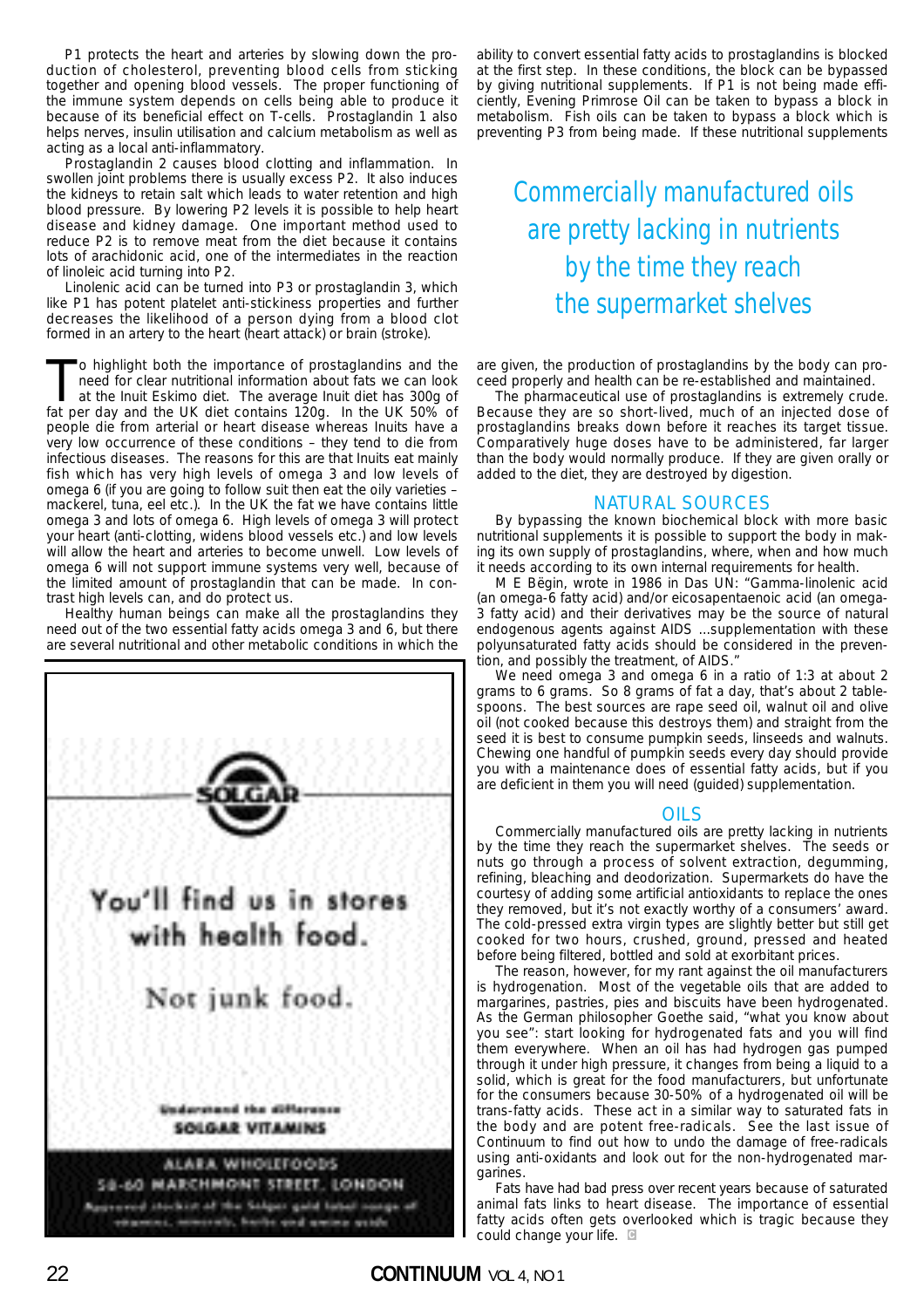P1 protects the heart and arteries by slowing down the production of cholesterol, preventing blood cells from sticking together and opening blood vessels. The proper functioning of the immune system depends on cells being able to produce it because of its beneficial effect on T-cells. Prostaglandin 1 also helps nerves, insulin utilisation and calcium metabolism as well as acting as a local anti-inflammatory.

Prostaglandin 2 causes blood clotting and inflammation. In swollen joint problems there is usually excess P2. It also induces the kidneys to retain salt which leads to water retention and high blood pressure. By lowering P2 levels it is possible to help heart disease and kidney damage. One important method used to reduce P2 is to remove meat from the diet because it contains lots of arachidonic acid, one of the intermediates in the reaction of linoleic acid turning into P2.

Linolenic acid can be turned into P3 or prostaglandin 3, which like P1 has potent platelet anti-stickiness properties and further decreases the likelihood of a person dying from a blood clot formed in an artery to the heart (heart attack) or brain (stroke).

To highlight both the importance of prostaglandins and the need for clear nutritional information about fats we can look at the Inuit Eskimo diet. The average Inuit diet has 300g of fat per day and the UK diet contains 120g. In the UK 50% of people die from arterial or heart disease whereas Inuits have a very low occurrence of these conditions – they tend to die from infectious diseases. The reasons for this are that Inuits eat mainly fish which has very high levels of omega 3 and low levels of omega 6 (if you are going to follow suit then eat the oily varieties – mackerel, tuna, eel etc.). In the UK the fat we have contains little omega 3 and lots of omega 6. High levels of omega 3 will protect your heart (anti-clotting, widens blood vessels etc.) and low levels will allow the heart and arteries to become unwell. Low levels of omega 6 will not support immune systems very well, because of the limited amount of prostaglandin that can be made. In contrast high levels can, and do protect us.

Healthy human beings can make all the prostaglandins they need out of the two essential fatty acids omega 3 and 6, but there are several nutritional and other metabolic conditions in which the ability to convert essential fatty acids to prostaglandins is blocked at the first step. In these conditions, the block can be bypassed by giving nutritional supplements. If P1 is not being made efficiently, Evening Primrose Oil can be taken to bypass a block in metabolism. Fish oils can be taken to bypass a block which is preventing P3 from being made. If these nutritional supplements are given, the production of prostaglandins by the body can proceed properly and health can be re-established and maintained.

> Commercially manufactured oils are pretty lacking in nutrients by the time they reach the supermarket shelves

SOLGAR

You'll find us in stores with health food.

Not junk food.

Understand the difference
SOLGAR VITAMINS

ALARA WHOLEFOODS
58-60 MARCHMONT STREET, LONDON
Approved stockist of the Solgar gold label range of vitamins, minerals, herbs and amino acids

The pharmaceutical use of prostaglandins is extremely crude. Because they are so short-lived, much of an injected dose of prostaglandins breaks down before it reaches its target tissue. Comparatively huge doses have to be administered, far larger than the body would normally produce. If they are given orally or added to the diet, they are destroyed by digestion.

## NATURAL SOURCES

By bypassing the known biochemical block with more basic nutritional supplements it is possible to support the body in making its own supply of prostaglandins, where, when and how much it needs according to its own internal requirements for health.

M E Bëgin, wrote in 1986 in Das UN: "Gamma-linolenic acid (an omega-6 fatty acid) and/or eicosapentaenoic acid (an omega-3 fatty acid) and their derivatives may be the source of natural endogenous agents against AIDS ...supplementation with these polyunsaturated fatty acids should be considered in the prevention, and possibly the treatment, of AIDS."

We need omega 3 and omega 6 in a ratio of 1:3 at about 2 grams to 6 grams. So 8 grams of fat a day, that's about 2 tablespoons. The best sources are rape seed oil, walnut oil and olive oil (not cooked because this destroys them) and straight from the seed it is best to consume pumpkin seeds, linseeds and walnuts. Chewing one handful of pumpkin seeds every day should provide you with a maintenance does of essential fatty acids, but if you are deficient in them you will need (guided) supplementation.

## OILS

Commercially manufactured oils are pretty lacking in nutrients by the time they reach the supermarket shelves. The seeds or nuts go through a process of solvent extraction, degumming, refining, bleaching and deodorization. Supermarkets do have the courtesy of adding some artificial antioxidants to replace the ones they removed, but it's not exactly worthy of a consumers' award. The cold-pressed extra virgin types are slightly better but still get cooked for two hours, crushed, ground, pressed and heated before being filtered, bottled and sold at exorbitant prices.

The reason, however, for my rant against the oil manufacturers is hydrogenation. Most of the vegetable oils that are added to margarines, pastries, pies and biscuits have been hydrogenated. As the German philosopher Goethe said, "what you know about you see": start looking for hydrogenated fats and you will find them everywhere. When an oil has had hydrogen gas pumped through it under high pressure, it changes from being a liquid to a solid, which is great for the food manufacturers, but unfortunate for the consumers because 30-50% of a hydrogenated oil will be trans-fatty acids. These act in a similar way to saturated fats in the body and are potent free-radicals. See the last issue of Continuum to find out how to undo the damage of free-radicals using anti-oxidants and look out for the non-hydrogenated margarines.

Fats have had bad press over recent years because of saturated animal fats links to heart disease. The importance of essential fatty acids often gets overlooked which is tragic because they could change your life.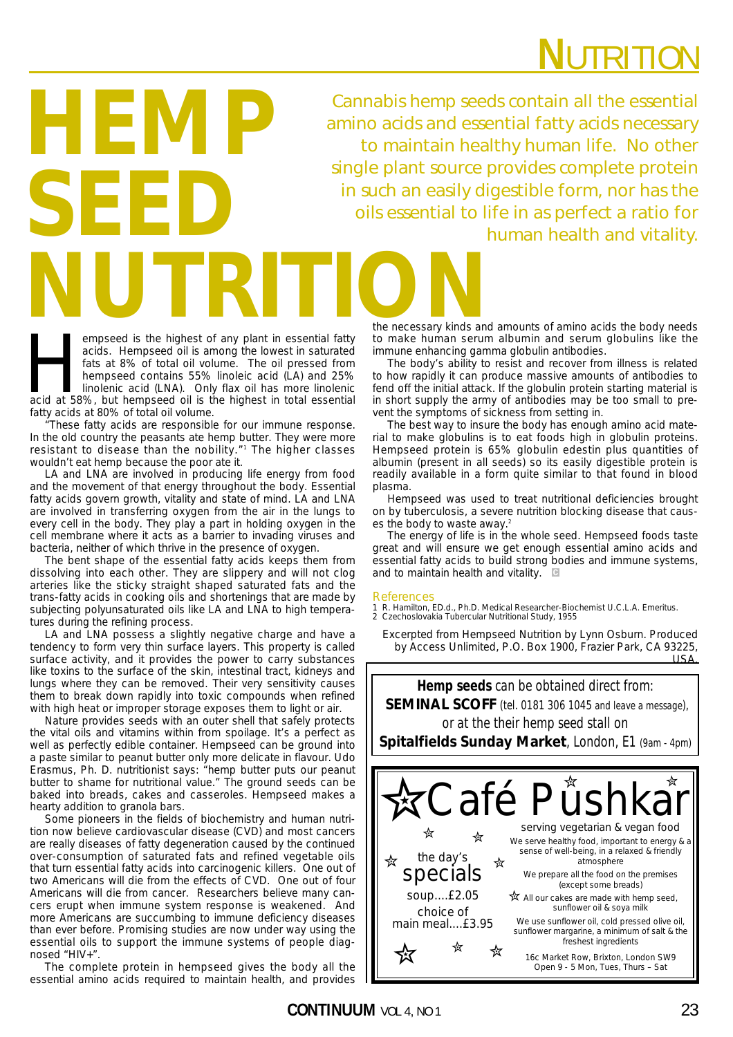# HEMP SEED NUTRITION

Cannabis hemp seeds contain all the essential amino acids and essential fatty acids necessary to maintain healthy human life. No other single plant source provides complete protein in such an easily digestible form, nor has the oils essential to life in as perfect a ratio for human health and vitality.

Hempseed is the highest of any plant in essential fatty acids. Hempseed oil is among the lowest in saturated fats at 8% of total oil volume. The oil pressed from hempseed contains 55% linoleic acid (LA) and 25% linolenic acid (LNA). Only flax oil has more linolenic acid at 58%, but hempseed oil is the highest in total essential fatty acids at 80% of total oil volume.

"These fatty acids are responsible for our immune response. In the old country the peasants ate hemp butter. They were more resistant to disease than the nobility."[1] The higher classes wouldn't eat hemp because the poor ate it.

LA and LNA are involved in producing life energy from food and the movement of that energy throughout the body. Essential fatty acids govern growth, vitality and state of mind. LA and LNA are involved in transferring oxygen from the air in the lungs to every cell in the body. They play a part in holding oxygen in the cell membrane where it acts as a barrier to invading viruses and bacteria, neither of which thrive in the presence of oxygen.

The bent shape of the essential fatty acids keeps them from dissolving into each other. They are slippery and will not clog arteries like the sticky straight shaped saturated fats and the trans-fatty acids in cooking oils and shortenings that are made by subjecting polyunsaturated oils like LA and LNA to high temperatures during the refining process.

LA and LNA possess a slightly negative charge and have a tendency to form very thin surface layers. This property is called surface activity, and it provides the power to carry substances like toxins to the surface of the skin, intestinal tract, kidneys and lungs where they can be removed. Their very sensitivity causes them to break down rapidly into toxic compounds when refined with high heat or improper storage exposes them to light or air.

Nature provides seeds with an outer shell that safely protects the vital oils and vitamins within from spoilage. It's a perfect as well as perfectly edible container. Hempseed can be ground into a paste similar to peanut butter only more delicate in flavour. Udo Erasmus, Ph. D. nutritionist says: "hemp butter puts our peanut butter to shame for nutritional value." The ground seeds can be baked into breads, cakes and casseroles. Hempseed makes a hearty addition to granola bars.

Some pioneers in the fields of biochemistry and human nutrition now believe cardiovascular disease (CVD) and most cancers are really diseases of fatty degeneration caused by the continued over-consumption of saturated fats and refined vegetable oils that turn essential fatty acids into carcinogenic killers. One out of two Americans will die from the effects of CVD. One out of four Americans will die from cancer. Researchers believe many cancers erupt when immune system response is weakened. And more Americans are succumbing to immune deficiency diseases than ever before. Promising studies are now under way using the essential oils to support the immune systems of people diagnosed "HIV+".

The complete protein in hempseed gives the body all the essential amino acids required to maintain health, and provides the necessary kinds and amounts of amino acids the body needs to make human serum albumin and serum globulins like the immune enhancing gamma globulin antibodies.

The body's ability to resist and recover from illness is related to how rapidly it can produce massive amounts of antibodies to fend off the initial attack. If the globulin protein starting material is in short supply the army of antibodies may be too small to prevent the symptoms of sickness from setting in.

The best way to insure the body has enough amino acid material to make globulins is to eat foods high in globulin proteins. Hempseed protein is 65% globulin edestin plus quantities of albumin (present in all seeds) so its easily digestible protein is readily available in a form quite similar to that found in blood plasma.

Hempseed was used to treat nutritional deficiencies brought on by tuberculosis, a severe nutrition blocking disease that causes the body to waste away.[2]

The energy of life is in the whole seed. Hempseed foods taste great and will ensure we get enough essential amino acids and essential fatty acids to build strong bodies and immune systems, and to maintain health and vitality.

## References

1 R. Hamilton, ED.d., Ph.D. Medical Researcher-Biochemist U.C.L.A. Emeritus.
2 Czechoslovakia Tubercular Nutritional Study, 1955

Excerpted from Hempseed Nutrition by Lynn Osburn. Produced by Access Unlimited, P.O. Box 1900, Frazier Park, CA 93225, USA.

---

**Hemp seeds** can be obtained direct from: **SEMINAL SCOFF** (tel. 0181 306 1045 and leave a message), or at the their hemp seed stall on **Spitalfields Sunday Market**, London, E1 (9am - 4pm)

---

# Café Pushkar

serving vegetarian & vegan food

the day's specials
soup....£2.05
choice of main meal....£3.95

We serve healthy food, important to energy & a sense of well-being, in a relaxed & friendly atmosphere

We prepare all the food on the premises (except some breads)

All our cakes are made with hemp seed, sunflower oil & soya milk

We use sunflower oil, cold pressed olive oil, sunflower margarine, a minimum of salt & the freshest ingredients

16c Market Row, Brixton, London SW9
Open 9 - 5 Mon, Tues, Thurs – Sat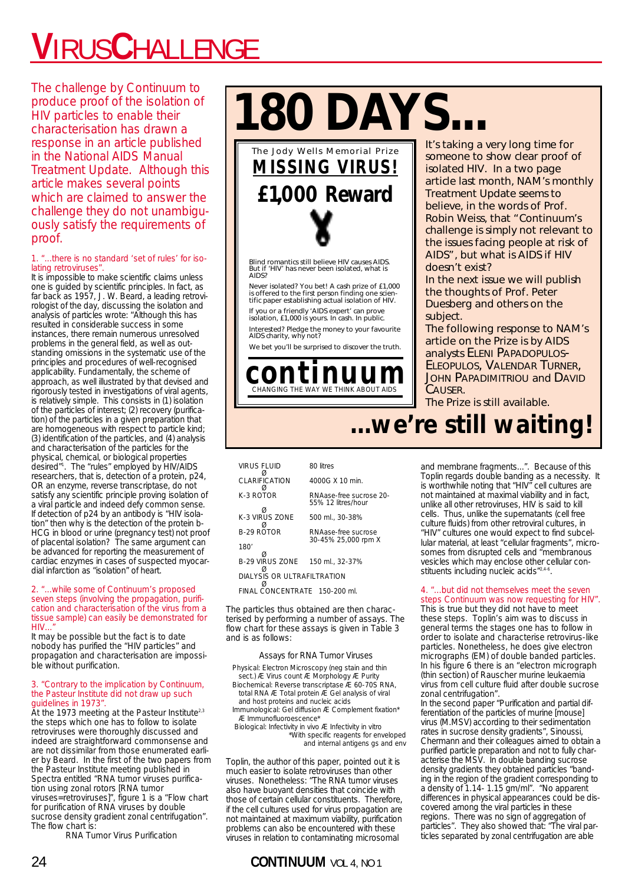# VIRUSCHALLENGE

The challenge by Continuum to produce proof of the isolation of HIV particles to enable their characterisation has drawn a response in an article published in the National AIDS Manual Treatment Update. Although this article makes several points which are claimed to answer the challenge they do not unambiguously satisfy the requirements of proof.

# 180 DAYS...

The Jody Wells Memorial Prize

**MISSING VIRUS!**

**£1,000 Reward**

Blind romantics still believe HIV causes AIDS. But if 'HIV' has never been isolated, what is AIDS?

Never isolated? You bet! A cash prize of £1,000 is offered to the first person finding one scientific paper establishing actual isolation of HIV.

If you or a friendly 'AIDS expert' can prove isolation, £1,000 is yours. In cash. In public.

Interested? Pledge the money to your favourite AIDS charity, why not?

We bet you'll be surprised to discover the truth.

**continuum**
CHANGING THE WAY WE THINK ABOUT AIDS

It's taking a very long time for someone to show clear proof of isolated HIV. In a two page article last month, NAM's monthly Treatment Update seems to believe, in the words of Prof. Robin Weiss, that "Continuum's challenge is simply not relevant to the issues facing people at risk of AIDS", but what is AIDS if HIV doesn't exist?

In the next issue we will publish the thoughts of Prof. Peter Duesberg and others on the subject.

The following response to NAM's article on the Prize is by AIDS analysts ELENI PAPADOPULOS-ELEOPULOS, VALENDAR TURNER, JOHN PAPADIMITRIOU and DAVID CAUSER.

The Prize is still available.

# ...we're still waiting!

### 1. "...there is no standard 'set of rules' for isolating retroviruses".

It is impossible to make scientific claims unless one is guided by scientific principles. In fact, as far back as 1957, J. W. Beard, a leading retrovirologist of the day, discussing the isolation and analysis of particles wrote: "Although this has resulted in considerable success in some instances, there remain numerous unresolved problems in the general field, as well as outstanding omissions in the systematic use of the principles and procedures of well-recognised applicability. Fundamentally, the scheme of approach, as well illustrated by that devised and rigorously tested in investigations of viral agents, is relatively simple. This consists in (1) isolation of the particles of interest; (2) recovery (purification) of the particles in a given preparation that are homogeneous with respect to particle kind; (3) identification of the particles, and (4) analysis and characterisation of the particles for the physical, chemical, or biological properties desired"[1]. The "rules" employed by HIV/AIDS researchers, that is, detection of a protein, p24, OR an enzyme, reverse transcriptase, do not satisfy any scientific principle proving isolation of a viral particle and indeed defy common sense. If detection of p24 by an antibody is "HIV isolation" then why is the detection of the protein b-HCG in blood or urine (pregnancy test) not proof of placental isolation? The same argument can be advanced for reporting the measurement of cardiac enzymes in cases of suspected myocardial infarction as "isolation" of heart.

### 2. "...while some of Continuum's proposed seven steps (involving the propagation, purification and characterisation of the virus from a tissue sample) can easily be demonstrated for HIV..."

It may be possible but the fact is to date nobody has purified the "HIV particles" and propagation and characterisation are impossible without purification.

### 3. "Contrary to the implication by Continuum, the Pasteur Institute did not draw up such guidelines in 1973".

At the 1973 meeting at the Pasteur Institute[2,3] the steps which one has to follow to isolate retroviruses were thoroughly discussed and indeed are straightforward commonsense and are not dissimilar from those enumerated earlier by Beard. In the first of the two papers from the Pasteur Institute meeting published in Spectra entitled "RNA tumor viruses purification using zonal rotors [RNA tumor viruses=retroviruses]", figure 1 is a "Flow chart for purification of RNA viruses by double sucrose density gradient zonal centrifugation". The flow chart is:

RNA Tumor Virus Purification

| | |
|---|---|
| VIRUS FLUID | 80 litres |
| Ø CLARIFICATION | 4000G X 10 min. |
| Ø K-3 ROTOR | RNAase-free sucrose 20-55% 12 litres/hour |
| Ø K-3 VIRUS ZONE | 500 ml., 30-38% |
| Ø B-29 ROTOR | RNAase-free sucrose 30-45% 25,000 rpm X 180' |
| Ø B-29 VIRUS ZONE | 150 ml., 32-37% |
| Ø DIALYSIS OR ULTRAFILTRATION | |
| Ø FINAL CONCENTRATE | 150-200 ml. |

The particles thus obtained are then characterised by performing a number of assays. The flow chart for these assays is given in Table 3 and is as follows:

Assays for RNA Tumor Viruses

Physical: Electron Microscopy (neg stain and thin sect.) Æ Virus count Æ Morphology Æ Purity
Biochemical: Reverse transcriptase Æ 60-70S RNA, total RNA Æ Total protein Æ Gel analysis of viral and host proteins and nucleic acids
Immunological: Gel diffusion Æ Complement fixation* Æ Immunofluoroescence*
Biological: Infectivity in vivo Æ Infectivity in vitro
*With specific reagents for enveloped and internal antigens gs and env

Toplin, the author of this paper, pointed out it is much easier to isolate retroviruses than other viruses. Nonetheless: "The RNA tumor viruses also have buoyant densities that coincide with those of certain cellular constituents. Therefore, if the cell cultures used for virus propagation are not maintained at maximum viability, purification problems can also be encountered with these viruses in relation to contaminating microsomal and membrane fragments...". Because of this Toplin regards double banding as a necessity. It is worthwhile noting that "HIV" cell cultures are not maintained at maximal viability and in fact, unlike all other retroviruses, HIV is said to kill cells. Thus, unlike the supernatants (cell free culture fluids) from other retroviral cultures, in "HIV" cultures one would expect to find subcellular material, at least "cellular fragments", microsomes from disrupted cells and "membranous vesicles which may enclose other cellular constituents including nucleic acids"[2,4-6].

### 4. "...but did not themselves meet the seven steps Continuum was now requesting for HIV".

This is true but they did not have to meet these steps. Toplin's aim was to discuss in general terms the stages one has to follow in order to isolate and characterise retrovirus-like particles. Nonetheless, he does give electron micrographs (EM) of double banded particles. In his figure 6 there is an "electron micrograph (thin section) of Rauscher murine leukaemia virus from cell culture fluid after double sucrose zonal centrifugation".

In the second paper "Purification and partial differentiation of the particles of murine [mouse] virus (M.MSV) according to their sedimentation rates in sucrose density gradients", Sinoussi, Chermann and their colleagues aimed to obtain a purified particle preparation and not to fully characterise the MSV. In double banding sucrose density gradients they obtained particles "banding in the region of the gradient corresponding to a density of 1.14- 1.15 gm/ml". "No apparent differences in physical appearances could be discovered among the viral particles in these regions. There was no sign of aggregation of particles". They also showed that: "The viral particles separated by zonal centrifugation are able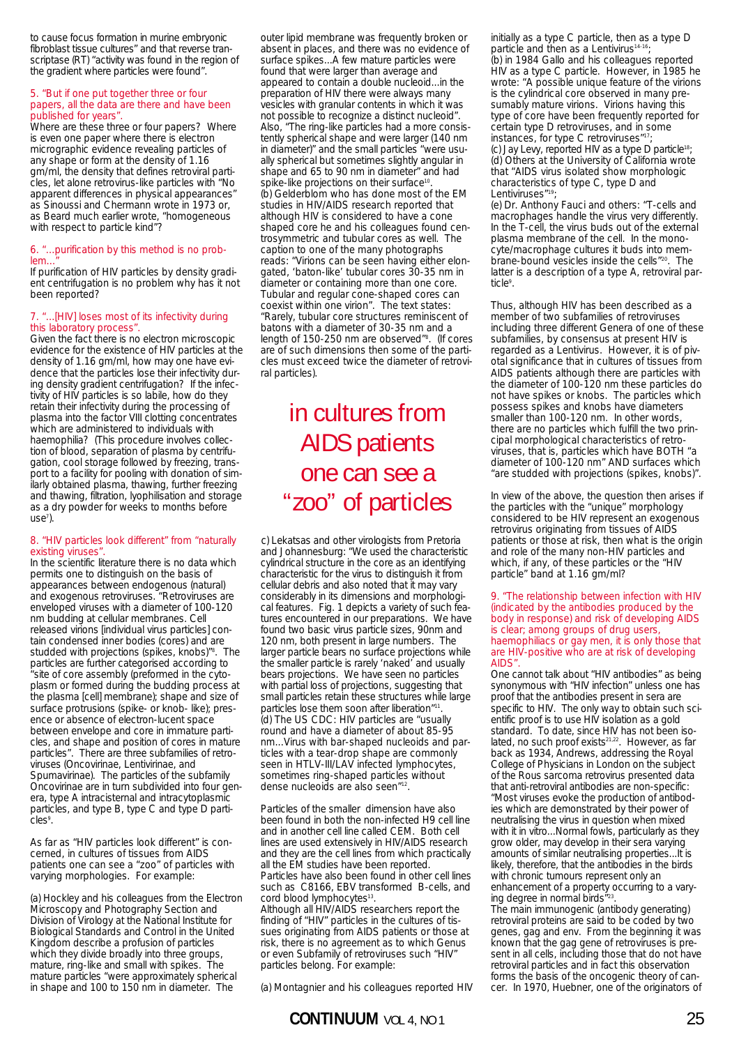to cause focus formation in murine embryonic fibroblast tissue cultures" and that reverse transcriptase (RT) "activity was found in the region of the gradient where particles were found".

### 5. "But if one put together three or four papers, all the data are there and have been published for years".

Where are these three or four papers? Where is even one paper where there is electron micrographic evidence revealing particles of any shape or form at the density of 1.16 gm/ml, the density that defines retroviral particles, let alone retrovirus-like particles with "No apparent differences in physical appearances" as Sinoussi and Chermann wrote in 1973 or, as Beard much earlier wrote, "homogeneous with respect to particle kind"?

### 6. "...purification by this method is no problem..."

If purification of HIV particles by density gradient centrifugation is no problem why has it not been reported?

### 7. "...[HIV] loses most of its infectivity during this laboratory process".

Given the fact there is no electron microscopic evidence for the existence of HIV particles at the density of 1.16 gm/ml, how may one have evidence that the particles lose their infectivity during density gradient centrifugation? If the infectivity of HIV particles is so labile, how do they retain their infectivity during the processing of plasma into the factor VIII clotting concentrates which are administered to individuals with haemophilia? (This procedure involves collection of blood, separation of plasma by centrifugation, cool storage followed by freezing, transport to a facility for pooling with donation of similarly obtained plasma, thawing, further freezing and thawing, filtration, lyophilisation and storage as a dry powder for weeks to months before use[7]).

### 8. "HIV particles look different" from "naturally existing viruses".

In the scientific literature there is no data which permits one to distinguish on the basis of appearances between endogenous (natural) and exogenous retroviruses. "Retroviruses are enveloped viruses with a diameter of 100-120 nm budding at cellular membranes. Cell released virions [individual virus particles] contain condensed inner bodies (cores) and are studded with projections (spikes, knobs)"[8]. The particles are further categorised according to "site of core assembly (preformed in the cytoplasm or formed during the budding process at the plasma [cell] membrane); shape and size of surface protrusions (spike- or knob- like); presence or absence of electron-lucent space between envelope and core in immature particles, and shape and position of cores in mature particles". There are three subfamilies of retroviruses (Oncovirinae, Lentivirinae, and Spumavirinae). The particles of the subfamily Oncovirinae are in turn subdivided into four genera, type A intracisternal and intracytoplasmic particles, and type B, type C and type D particles[9].

As far as "HIV particles look different" is concerned, in cultures of tissues from AIDS patients one can see a "zoo" of particles with varying morphologies. For example:

(a) Hockley and his colleagues from the Electron Microscopy and Photography Section and Division of Virology at the National Institute for Biological Standards and Control in the United Kingdom describe a profusion of particles which they divide broadly into three groups, mature, ring-like and small with spikes. The mature particles "were approximately spherical in shape and 100 to 150 nm in diameter. The outer lipid membrane was frequently broken or absent in places, and there was no evidence of surface spikes...A few mature particles were found that were larger than average and appeared to contain a double nucleoid...in the preparation of HIV there were always many vesicles with granular contents in which it was not possible to recognize a distinct nucleoid". Also, "The ring-like particles had a more consistently spherical shape and were larger (140 nm in diameter)" and the small particles "were usually spherical but sometimes slightly angular in shape and 65 to 90 nm in diameter" and had spike-like projections on their surface[10].

(b) Gelderblom who has done most of the EM studies in HIV/AIDS research reported that although HIV is considered to have a cone shaped core he and his colleagues found centrosymmetric and tubular cores as well. The caption to one of the many photographs reads: "Virions can be seen having either elongated, 'baton-like' tubular cores 30-35 nm in diameter or containing more than one core. Tubular and regular cone-shaped cores can coexist within one virion". The text states: "Rarely, tubular core structures reminiscent of batons with a diameter of 30-35 nm and a length of 150-250 nm are observed"[8]. (If cores are of such dimensions then some of the particles must exceed twice the diameter of retroviral particles).

> in cultures from AIDS patients one can see a "zoo" of particles

(c) Lekatsas and other virologists from Pretoria and Johannesburg: "We used the characteristic cylindrical structure in the core as an identifying characteristic for the virus to distinguish it from cellular debris and also noted that it may vary considerably in its dimensions and morphological features. Fig. 1 depicts a variety of such features encountered in our preparations. We have found two basic virus particle sizes, 90nm and 120 nm, both present in large numbers. The larger particle bears no surface projections while the smaller particle is rarely 'naked' and usually bears projections. We have seen no particles with partial loss of projections, suggesting that small particles retain these structures while large particles lose them soon after liberation"[11].

(d) The US CDC: HIV particles are "usually round and have a diameter of about 85-95 nm...Virus with bar-shaped nucleoids and particles with a tear-drop shape are commonly seen in HTLV-III/LAV infected lymphocytes, sometimes ring-shaped particles without dense nucleoids are also seen"[12].

Particles of the smaller dimension have also been found in both the non-infected H9 cell line and in another cell line called CEM. Both cell lines are used extensively in HIV/AIDS research and they are the cell lines from which practically all the EM studies have been reported. Particles have also been found in other cell lines such as C8166, EBV transformed B-cells, and cord blood lymphocytes[13].

Although all HIV/AIDS researchers report the finding of "HIV" particles in the cultures of tissues originating from AIDS patients or those at risk, there is no agreement as to which Genus or even Subfamily of retroviruses such "HIV" particles belong. For example:

(a) Montagnier and his colleagues reported HIV initially as a type C particle, then as a type D particle and then as a Lentivirus[14-16];

(b) in 1984 Gallo and his colleagues reported HIV as a type C particle. However, in 1985 he wrote: "A possible unique feature of the virions is the cylindrical core observed in many presumably mature virions. Virions having this type of core have been frequently reported for certain type D retroviruses, and in some instances, for type C retroviruses"[17];

(c) Jay Levy, reported HIV as a type D particle[18];

(d) Others at the University of California wrote that "AIDS virus isolated show morphologic characteristics of type C, type D and Lentiviruses"[19];

(e) Dr. Anthony Fauci and others: "T-cells and macrophages handle the virus very differently. In the T-cell, the virus buds out of the external plasma membrane of the cell. In the monocyte/macrophage cultures it buds into membrane-bound vesicles inside the cells"[20]. The latter is a description of a type A, retroviral particle[9].

Thus, although HIV has been described as a member of two subfamilies of retroviruses including three different Genera of one of these subfamilies, by consensus at present HIV is regarded as a Lentivirus. However, it is of pivotal significance that in cultures of tissues from AIDS patients although there are particles with the diameter of 100-120 nm these particles do not have spikes or knobs. The particles which possess spikes and knobs have diameters smaller than 100-120 nm. In other words, there are no particles which fulfill the two principal morphological characteristics of retroviruses, that is, particles which have BOTH "a diameter of 100-120 nm" AND surfaces which "are studded with projections (spikes, knobs)".

In view of the above, the question then arises if the particles with the "unique" morphology considered to be HIV represent an exogenous retrovirus originating from tissues of AIDS patients or those at risk, then what is the origin and role of the many non-HIV particles and which, if any, of these particles or the "HIV particle" band at 1.16 gm/ml?

### 9. "The relationship between infection with HIV (indicated by the antibodies produced by the body in response) and risk of developing AIDS is clear; among groups of drug users, haemophiliacs or gay men, it is only those that are HIV-positive who are at risk of developing AIDS".

One cannot talk about "HIV antibodies" as being synonymous with "HIV infection" unless one has proof that the antibodies present in sera are specific to HIV. The only way to obtain such scientific proof is to use HIV isolation as a gold standard. To date, since HIV has not been isolated, no such proof exists[21,22]. However, as far back as 1934, Andrews, addressing the Royal College of Physicians in London on the subject of the Rous sarcoma retrovirus presented data that anti-retroviral antibodies are non-specific: "Most viruses evoke the production of antibodies which are demonstrated by their power of neutralising the virus in question when mixed with it in vitro...Normal fowls, particularly as they grow older, may develop in their sera varying amounts of similar neutralising properties...It is likely, therefore, that the antibodies in the birds with chronic tumours represent only an enhancement of a property occurring to a varying degree in normal birds"[23].

The main immunogenic (antibody generating) retroviral proteins are said to be coded by two genes, gag and env. From the beginning it was known that the gag gene of retroviruses is present in all cells, including those that do not have retroviral particles and in fact this observation forms the basis of the oncogenic theory of cancer. In 1970, Huebner, one of the originators of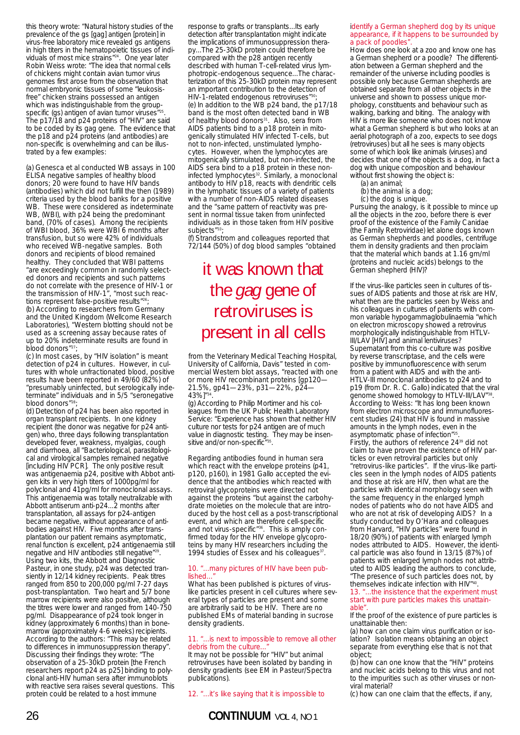this theory wrote: "Natural history studies of the prevalence of the gs [gag] antigen [protein] in virus-free laboratory mice revealed gs antigens in high titers in the hematopoietic tissues of individuals of most mice strains"[24]. One year later Robin Weiss wrote: "The idea that normal cells of chickens might contain avian tumor virus genomes first arose from the observation that normal embryonic tissues of some "leukosis-free" chicken strains possessed an antigen which was indistinguishable from the group-specific (gs) antigen of avian tumor viruses"[25]. The p17/18 and p24 proteins of "HIV" are said to be coded by its gag gene. The evidence that the p18 and p24 proteins (and antibodies) are non-specific is overwhelming and can be illustrated by a few examples:

(a) Genesca et al conducted WB assays in 100 ELISA negative samples of healthy blood donors; 20 were found to have HIV bands (antibodies) which did not fulfill the then (1989) criteria used by the blood banks for a positive WB. These were considered as indeterminate WB, (WBI), with p24 being the predominant band, (70% of cases). Among the recipients of WBI blood, 36% were WBI 6 months after transfusion, but so were 42% of individuals who received WB-negative samples. Both donors and recipients of blood remained healthy. They concluded that WBI patterns "are exceedingly common in randomly selected donors and recipients and such patterns do not correlate with the presence of HIV-1 or the transmission of HIV-1", "most such reactions represent false-positive results"[26];

(b) According to researchers from Germany and the United Kingdom (Wellcome Research Laboratories), "Western blotting should not be used as a screening assay because rates of up to 20% indeterminate results are found in blood donors"[27];

(c) In most cases, by "HIV isolation" is meant detection of p24 in cultures. However, in cultures with whole unfractionated blood, positive results have been reported in 49/60 (82%) of "presumably uninfected, but serologically indeterminate" individuals and in 5/5 "seronegative blood donors"[28];

(d) Detection of p24 has been also reported in organ transplant recipients. In one kidney recipient (the donor was negative for p24 antigen) who, three days following transplantation developed fever, weakness, myalgias, cough and diarrhoea, all "Bacteriological, parasitological and virological samples remained negative [including HIV PCR]. The only positive result was antigenaemia p24, positive with Abbot antigen kits in very high titers of 1000pg/ml for polyclonal and 41pg/ml for monoclonal assays. This antigenaemia was totally neutralizable with Abbott antiserum anti-p24...2 months after transplantation, all assays for p24-antigen became negative, without appearance of antibodies against HIV. Five months after transplantation our patient remains asymptomatic, renal function is excellent, p24 antigenaemia still negative and HIV antibodies still negative"[29]. Using two kits, the Abbott and Diagnostic Pasteur, in one study, p24 was detected transiently in 12/14 kidney recipients. Peak titres ranged from 850 to 200,000 pg/ml 7-27 days post-transplantation. Two heart and 5/7 bone marrow recipients were also positive, although the titres were lower and ranged from 140-750 pg/ml. Disappearance of p24 took longer in kidney (approximately 6 months) than in bone-marrow (approximately 4-6 weeks) recipients. According to the authors: "This may be related to differences in immunosuppression therapy". Discussing their findings they wrote: "The observation of a 25-30kD protein [the French researchers report p24 as p25] binding to polyclonal anti-HIV human sera after immunoblots with reactive sera raises several questions. This protein could be related to a host immune response to grafts or transplants...Its early detection after transplantation might indicate the implications of immunosuppression therapy...The 25-30kD protein could therefore be compared with the p28 antigen recently described with human T-cell-related virus lymphotropic-endogenous sequence...The characterization of this 25-30kD protein may represent an important contribution to the detection of HIV-1-related endogenous retroviruses"[30];

(e) In addition to the WB p24 band, the p17/18 band is the most often detected band in WB of healthy blood donors[31]. Also, sera from AIDS patients bind to a p18 protein in mitogenically stimulated HIV infected T-cells, but not to non-infected, unstimulated lymphocytes. However, when the lymphocytes are mitogenically stimulated, but non-infected, the AIDS sera bind to a p18 protein in these non-infected lymphocytes[32]. Similarly, a monoclonal antibody to HIV p18, reacts with dendritic cells in the lymphatic tissues of a variety of patients with a number of non-AIDS related diseases and the "same pattern of reactivity was present in normal tissue taken from uninfected individuals as in those taken from HIV positive subjects"[33];

(f) Strandstrom and colleagues reported that 72/144 (50%) of dog blood samples "obtained from the Veterinary Medical Teaching Hospital, University of California, Davis" tested in commercial Western blot assays, "reacted with one or more HIV recombinant proteins [gp120—21.5%, gp41—23%, p31—22%, p24—43%]"[34].

(g) According to Philip Mortimer and his colleagues from the UK Public Health Laboratory Service: "Experience has shown that neither HIV culture nor tests for p24 antigen are of much value in diagnostic testing. They may be insensitive and/or non-specific"[35].

> it was known that the *gag* gene of retroviruses is present in all cells

Regarding antibodies found in human sera which react with the envelope proteins (p41, p120, p160), in 1981 Gallo accepted the evidence that the antibodies which reacted with retroviral glycoproteins were directed not against the proteins "but against the carbohydrate moieties on the molecule that are introduced by the host cell as a post-transcriptional event, and which are therefore cell-specific and not virus-specific"[36]. This is amply confirmed today for the HIV envelope glycoproteins by many HIV researchers including the 1994 studies of Essex and his colleagues[37].

### 10. "...many pictures of HIV have been published..."

What has been published is pictures of virus-like particles present in cell cultures where several types of particles are present and some are arbitrarily said to be HIV. There are no published EMs of material banding in sucrose density gradients.

### 11. "...is next to impossible to remove all other debris from the culture..."

It may not be possible for "HIV" but animal retroviruses have been isolated by banding in density gradients (see EM in Pasteur/Spectra publications).

### 12. "...it's like saying that it is impossible to identify a German shepherd dog by its unique appearance, if it happens to be surrounded by a pack of poodles".

How does one look at a zoo and know one has a German shepherd or a poodle? The differentiation between a German shepherd and the remainder of the universe including poodles is possible only because German shepherds are obtained separate from all other objects in the universe and shown to possess unique morphology, constituents and behaviour such as walking, barking and biting. The analogy with HIV is more like someone who does not know what a German shepherd is but who looks at an aerial photograph of a zoo, expects to see dogs (retroviruses) but all he sees is many objects some of which look like animals (viruses) and decides that one of the objects is a dog, in fact a dog with unique composition and behaviour without first showing the object is:

(a) an animal;
(b) the animal is a dog;
(c) the dog is unique.

Pursuing the analogy, is it possible to mince up all the objects in the zoo, before there is ever proof of the existence of the Family Canidae (the Family Retroviridae) let alone dogs known as German shepherds and poodles, centrifuge them in density gradients and then proclaim that the material which bands at 1.16 gm/ml (proteins and nucleic acids) belongs to the German shepherd (HIV)?

If the virus-like particles seen in cultures of tissues of AIDS patients and those at risk are HIV, what then are the particles seen by Weiss and his colleagues in cultures of patients with common variable hypogammaglobulinaemia "which on electron microscopy showed a retrovirus morphologically indistinguishable from HTLV-III/LAV [HIV] and animal lentiviruses? Supernatant from this co-culture was positive by reverse transcriptase, and the cells were positive by immunofluorescence with serum from a patient with AIDS and with the anti-HTLV-III monoclonal antibodies to p24 and to p19 (from Dr. R. C. Gallo) indicated that the viral genome showed homology to HTLV-III/LAV"[38]. According to Weiss: "It has long been known from electron microscope and immunofluorescent studies (24) that HIV is found in massive amounts in the lymph nodes, even in the asymptomatic phase of infection"[25].

Firstly, the authors of reference 24[39] did not claim to have proven the existence of HIV particles or even retroviral particles but only "retrovirus-like particles". If the virus-like particles seen in the lymph nodes of AIDS patients and those at risk are HIV, then what are the particles with identical morphology seen with the same frequency in the enlarged lymph nodes of patients who do not have AIDS and who are not at risk of developing AIDS? In a study conducted by O'Hara and colleagues from Harvard, "HIV particles" were found in 18/20 (90%) of patients with enlarged lymph nodes attributed to AIDS. However, the identical particle was also found in 13/15 (87%) of patients with enlarged lymph nodes not attributed to AIDS leading the authors to conclude, "The presence of such particles does not, by themselves indicate infection with HIV"[40].

### 13. "...the insistence that the experiment must start with pure particles makes this unattainable".

If the proof of the existence of pure particles is unattainable then:

(a) how can one claim virus purification or isolation? Isolation means obtaining an object separate from everything else that is not that object;

(b) how can one know that the "HIV" proteins and nucleic acids belong to this virus and not to the impurities such as other viruses or non-viral material?

(c) how can one claim that the effects, if any,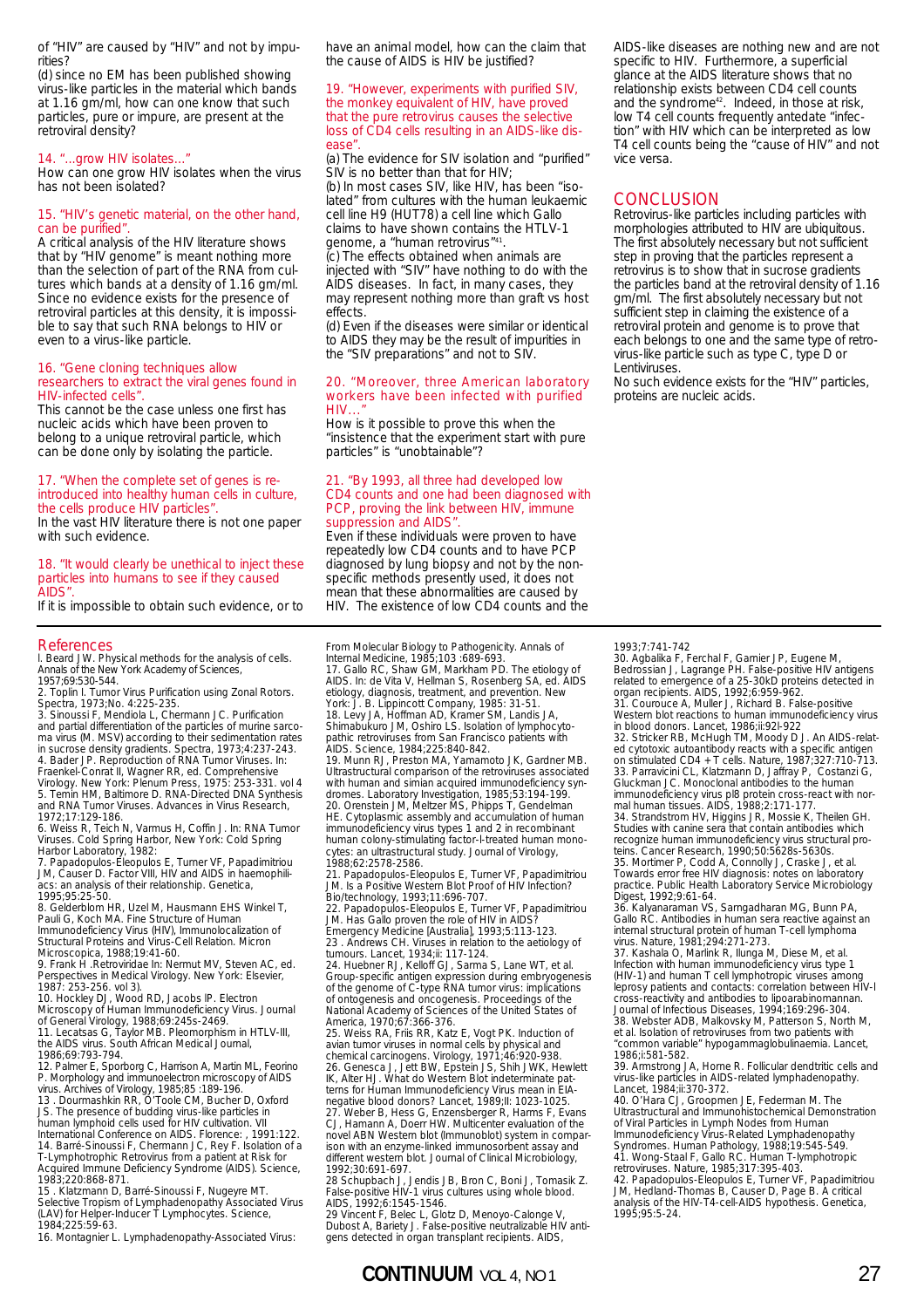of "HIV" are caused by "HIV" and not by impurities?

(d) since no EM has been published showing virus-like particles in the material which bands at 1.16 gm/ml, how can one know that such particles, pure or impure, are present at the retroviral density?

### 14. "...grow HIV isolates..."

How can one grow HIV isolates when the virus has not been isolated?

### 15. "HIV's genetic material, on the other hand, can be purified".

A critical analysis of the HIV literature shows that by "HIV genome" is meant nothing more than the selection of part of the RNA from cultures which bands at a density of 1.16 gm/ml. Since no evidence exists for the presence of retroviral particles at this density, it is impossible to say that such RNA belongs to HIV or even to a virus-like particle.

### 16. "Gene cloning techniques allow researchers to extract the viral genes found in HIV-infected cells".

This cannot be the case unless one first has nucleic acids which have been proven to belong to a unique retroviral particle, which can be done only by isolating the particle.

### 17. "When the complete set of genes is re-introduced into healthy human cells in culture, the cells produce HIV particles".

In the vast HIV literature there is not one paper with such evidence.

### 18. "It would clearly be unethical to inject these particles into humans to see if they caused AIDS".

If it is impossible to obtain such evidence, or to have an animal model, how can the claim that the cause of AIDS is HIV be justified?

### 19. "However, experiments with purified SIV, the monkey equivalent of HIV, have proved that the pure retrovirus causes the selective loss of CD4 cells resulting in an AIDS-like disease".

(a) The evidence for SIV isolation and "purified" SIV is no better than that for HIV;

(b) In most cases SIV, like HIV, has been "isolated" from cultures with the human leukaemic cell line H9 (HUT78) a cell line which Gallo claims to have shown contains the HTLV-1 genome, a "human retrovirus"[41].

(c) The effects obtained when animals are injected with "SIV" have nothing to do with the AIDS diseases. In fact, in many cases, they may represent nothing more than graft vs host effects.

(d) Even if the diseases were similar or identical to AIDS they may be the result of impurities in the "SIV preparations" and not to SIV.

### 20. "Moreover, three American laboratory workers have been infected with purified HIV..."

How is it possible to prove this when the "insistence that the experiment start with pure particles" is "unobtainable"?

### 21. "By 1993, all three had developed low CD4 counts and one had been diagnosed with PCP, proving the link between HIV, immune suppression and AIDS".

Even if these individuals were proven to have repeatedly low CD4 counts and to have PCP diagnosed by lung biopsy and not by the non-specific methods presently used, it does not mean that these abnormalities are caused by HIV. The existence of low CD4 counts and the AIDS-like diseases are nothing new and are not specific to HIV. Furthermore, a superficial glance at the AIDS literature shows that no relationship exists between CD4 cell counts and the syndrome[42]. Indeed, in those at risk, low T4 cell counts frequently antedate "infection" with HIV which can be interpreted as low T4 cell counts being the "cause of HIV" and not vice versa.

## CONCLUSION

Retrovirus-like particles including particles with morphologies attributed to HIV are ubiquitous. The first absolutely necessary but not sufficient step in proving that the particles represent a retrovirus is to show that in sucrose gradients the particles band at the retroviral density of 1.16 gm/ml. The first absolutely necessary but not sufficient step in claiming the existence of a retroviral protein and genome is to prove that each belongs to one and the same type of retrovirus-like particle such as type C, type D or Lentiviruses.

No such evidence exists for the "HIV" particles, proteins are nucleic acids.

## References

1. Beard JW. Physical methods for the analysis of cells. Annals of the New York Academy of Sciences, 1957;69:530-544.
2. Toplin I. Tumor Virus Purification using Zonal Rotors. Spectra, 1973;No. 4:225-235.
3. Sinoussi F, Mendiola L, Chermann JC. Purification and partial differentiation of the particles of murine sarcoma virus (M. MSV) according to their sedimentation rates in sucrose density gradients. Spectra, 1973;4:237-243.
4. Bader JP. Reproduction of RNA Tumor Viruses. In: Fraenkel-Conrat II, Wagner RR, ed. Comprehensive Virology. New York: Plenum Press, 1975: 253-331. vol 4
5. Temin HM, Baltimore D. RNA-Directed DNA Synthesis and RNA Tumor Viruses. Advances in Virus Research, 1972;17:129-186.
6. Weiss R, Teich N, Varmus H, Coffin J. In: RNA Tumor Viruses. Cold Spring Harbor, New York: Cold Spring Harbor Laboratory, 1982:
7. Papadopulos-Eleopulos E, Turner VF, Papadimitriou JM, Causer D. Factor VIII, HIV and AIDS in haemophiliacs: an analysis of their relationship. Genetica, 1995;95:25-50.
8. Gelderblom HR, Uzel M, Hausmann EHS Winkel T, Pauli G, Koch MA. Fine Structure of Human Immunodeficiency Virus (HIV), Immunolocalization of Structural Proteins and Virus-Cell Relation. Micron Microscopica, 1988;19:41-60.
9. Frank H .Retroviridae In: Nermut MV, Steven AC, ed. Perspectives in Medical Virology. New York: Elsevier, 1987: 253-256. vol 3).
10. Hockley DJ, Wood RD, Jacobs IP. Electron Microscopy of Human Immunodeficiency Virus. Journal of General Virology, 1988;69:245s-2469.
11. Lecatsas G, Taylor MB. Pleomorphism in HTLV-III, the AIDS virus. South African Medical Journal, 1986;69:793-794.
12. Palmer E, Sporborg C, Harrison A, Martin ML, Feorino P. Morphology and immunoelectron microscopy of AIDS virus. Archives of Virology, 1985;85 :189-196.
13 . Dourmashkin RR, O'Toole CM, Bucher D, Oxford JS. The presence of budding virus-like particles in human lymphoid cells used for HIV cultivation. VII International Conference on AIDS. Florence: , 1991:122.
14. Barré-Sinoussi F, Chermann JC, Rey F. Isolation of a T-Lymphotrophic Retrovirus from a patient at Risk for Acquired Immune Deficiency Syndrome (AIDS). Science, 1983;220:868-871.
15 . Klatzmann D, Barré-Sinoussi F, Nugeyre MT. Selective Tropism of Lymphadenopathy Associated Virus (LAV) for Helper-Inducer T Lymphocytes. Science, 1984;225:59-63.
16. Montagnier L. Lymphadenopathy-Associated Virus: From Molecular Biology to Pathogenicity. Annals of Internal Medicine, 1985;103 :689-693.
17. Gallo RC, Shaw GM, Markham PD. The etiology of AIDS. In: de Vita V, Hellman S, Rosenberg SA, ed. AIDS etiology, diagnosis, treatment, and prevention. New York: J. B. Lippincott Company, 1985: 31-51.
18. Levy JA, Hoffman AD, Kramer SM, Landis JA, Shimabukuro JM, Oshiro LS. Isolation of lymphocytopathic retroviruses from San Francisco patients with AIDS. Science, 1984;225:840-842.
19. Munn RJ, Preston MA, Yamamoto JK, Gardner MB. Ultrastructural comparison of the retroviruses associated with human and simian acquired immunodeficiency syndromes. Laboratory Investigation, 1985;53:194-199.
20. Orenstein JM, Meltzer MS, Phipps T, Gendelman HE. Cytoplasmic assembly and accumulation of human immunodeficiency virus types 1 and 2 in recombinant human colony-stimulating factor-l-treated human monocytes: an ultrastructural study. Journal of Virology, 1988;62:2578-2586.
21. Papadopulos-Eleopulos E, Turner VF, Papadimitriou JM. Is a Positive Western Blot Proof of HIV Infection? Bio/technology, 1993;11:696-707.
22. Papadopulos-Eleopulos E, Turner VF, Papadimitriou JM. Has Gallo proven the role of HIV in AIDS? Emergency Medicine [Australia], 1993;5:113-123.
23 . Andrews CH. Viruses in relation to the aetiology of tumours. Lancet, 1934;ii: 117-124.
24. Huebner RJ, Kelloff GJ, Sarma S, Lane WT, et al. Group-specific antigen expression during embryogenesis of the genome of C-type RNA tumor virus: implications of ontogenesis and oncogenesis. Proceedings of the National Academy of Sciences of the United States of America, 1970;67:366-376.
25. Weiss RA, Friis RR, Katz E, Vogt PK. Induction of avian tumor viruses in normal cells by physical and chemical carcinogens. Virology, 1971;46:920-938.
26. Genesca J, Jett BW, Epstein JS, Shih JWK, Hewlett IK, Alter HJ. What do Western Blot indeterminate patterns for Human Immunodeficiency Virus mean in EIA-negative blood donors? Lancet, 1989;II: 1023-1025.
27. Weber B, Hess G, Enzensberger R, Harms F, Evans CJ, Hamann A, Doerr HW. Multicenter evaluation of the novel ABN Western blot (Immunoblot) system in comparison with an enzyme-linked immunosorbent assay and different western blot. Journal of Clinical Microbiology, 1992;30:691-697.
28 Schupbach J, Jendis JB, Bron C, Boni J, Tomasik Z. False-positive HIV-1 virus cultures using whole blood. AIDS, 1992;6:1545-1546.
29 Vincent F, Belec L, Glotz D, Menoyo-Calonge V, Dubost A, Bariety J. False-positive neutralizable HIV antigens detected in organ transplant recipients. AIDS, 1993;7:741-742
30. Agbalika F, Ferchal F, Garnier JP, Eugene M, Bedrossian J, Lagrange PH. False-positive HIV antigens related to emergence of a 25-30kD proteins detected in organ recipients. AIDS, 1992;6:959-962.
31. Courouce A, Muller J, Richard B. False-positive Western blot reactions to human immunodeficiency virus in blood donors. Lancet, 1986;ii:92l-922
32. Stricker RB, McHugh TM, Moody DJ. An AIDS-related cytotoxic autoantibody reacts with a specific antigen on stimulated CD4 + T cells. Nature, 1987;327:710-713.
33. Parravicini CL, Klatzmann D, Jaffray P, Costanzi G, Gluckman JC. Monoclonal antibodies to the human immunodeficiency virus p18 protein cross-react with normal human tissues. AIDS, 1988;2:171-177.
34. Strandstrom HV, Higgins JR, Mossie K, Theilen GH. Studies with canine sera that contain antibodies which recognize human immunodeficiency virus structural proteins. Cancer Research, 1990;50:5628s-5630s.
35. Mortimer P, Codd A, Connolly J, Craske J, et al. Towards error free HIV diagnosis: notes on laboratory practice. Public Health Laboratory Service Microbiology Digest, 1992;9:61-64.
36. Kalyanaraman VS, Sarngadharan MG, Bunn PA, Gallo RC. Antibodies in human sera reactive against an internal structural protein of human T-cell lymphoma virus. Nature, 1981;294:271-273.
37. Kashala O, Marlink R, Ilunga M, Diese M, et al. Infection with human immunodeficiency virus type 1 (HIV-1) and human T cell lymphotropic viruses among leprosy patients and contacts: correlation between HIV-I cross-reactivity and antibodies to lipoarabinomannan. Journal of Infectious Diseases, 1994;169:296-304.
38. Webster ADB, Malkovsky M, Patterson S, North M, et al. Isolation of retroviruses from two patients with "common variable" hypogammaglobulinaemia. Lancet, 1986;i:581-582.
39. Armstrong JA, Horne R. Follicular dendritic cells and virus-like particles in AIDS-related lymphadenopathy. Lancet, 1984;ii:370-372.
40. O'Hara CJ, Groopmen JE, Federman M. The Ultrastructural and Immunohistochemical Demonstration of Viral Particles in Lymph Nodes from Human Immunodeficiency Virus-Related Lymphadenopathy Syndromes. Human Pathology, 1988;19:545-549.
41. Wong-Staal F, Gallo RC. Human T-lymphotropic retroviruses. Nature, 1985;317:395-403.
42. Papadopulos-Eleopulos E, Turner VF, Papadimitriou JM, Hedland-Thomas B, Causer D, Page B. A critical analysis of the HIV-T4-cell-AIDS hypothesis. Genetica, 1995;95:5-24.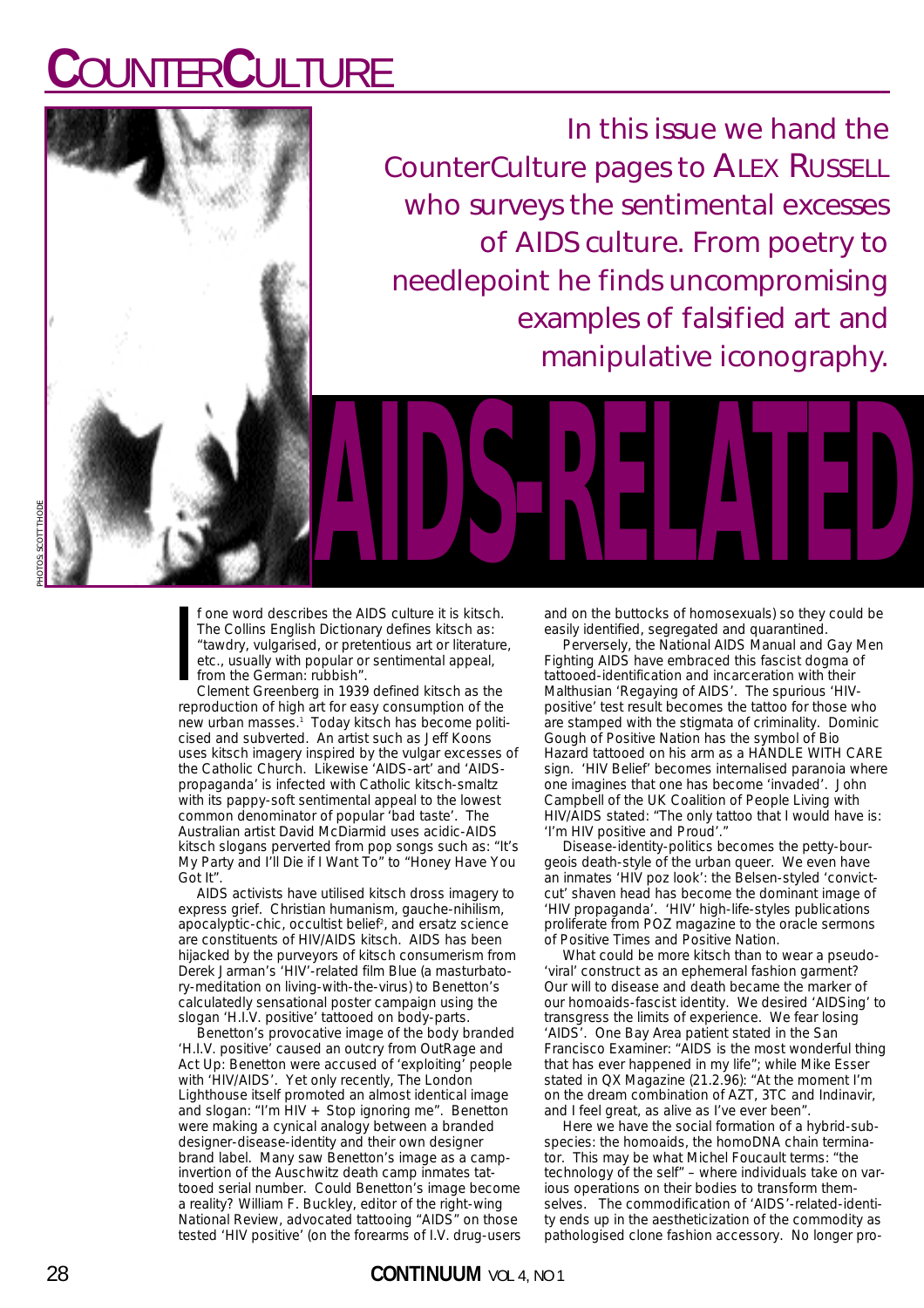# COUNTERCULTURE

In this issue we hand the CounterCulture pages to ALEX RUSSELL who surveys the sentimental excesses of AIDS culture. From poetry to needlepoint he finds uncompromising examples of falsified art and manipulative iconography.

PHOTOS SCOTT THODE

# AIDS-RELATED

If one word describes the AIDS culture it is kitsch. The Collins English Dictionary defines kitsch as: "tawdry, vulgarised, or pretentious art or literature, etc., usually with popular or sentimental appeal, from the German: rubbish".

Clement Greenberg in 1939 defined kitsch as the reproduction of high art for easy consumption of the new urban masses.[1] Today kitsch has become politicised and subverted. An artist such as Jeff Koons uses kitsch imagery inspired by the vulgar excesses of the Catholic Church. Likewise 'AIDS-art' and 'AIDS-propaganda' is infected with Catholic kitsch-smaltz with its pappy-soft sentimental appeal to the lowest common denominator of popular 'bad taste'. The Australian artist David McDiarmid uses acidic-AIDS kitsch slogans perverted from pop songs such as: "It's My Party and I'll Die if I Want To" to "Honey Have You Got It".

AIDS activists have utilised kitsch dross imagery to express grief. Christian humanism, gauche-nihilism, apocalyptic-chic, occultist belief[2], and ersatz science are constituents of HIV/AIDS kitsch. AIDS has been hijacked by the purveyors of kitsch consumerism from Derek Jarman's 'HIV'-related film *Blue* (a masturbatory-meditation on living-with-the-virus) to Benetton's calculatedly sensational poster campaign using the slogan 'H.I.V. positive' tattooed on body-parts.

Benetton's provocative image of the body branded 'H.I.V. positive' caused an outcry from OutRage and Act Up: Benetton were accused of 'exploiting' people with 'HIV/AIDS'. Yet only recently, The London Lighthouse itself promoted an almost identical image and slogan: "I'm HIV + Stop ignoring me". Benetton were making a cynical analogy between a branded designer-disease-identity and their own designer brand label. Many saw Benetton's image as a camp-invertion of the Auschwitz death camp inmates tattooed serial number. Could Benetton's image become a reality? William F. Buckley, editor of the right-wing *National Review*, advocated tattooing "AIDS" on those tested 'HIV positive' (on the forearms of I.V. drug-users and on the buttocks of homosexuals) so they could be easily identified, segregated and quarantined.

Perversely, the *National AIDS Manual* and Gay Men Fighting AIDS have embraced this fascist dogma of tattooed-identification and incarceration with their Malthusian 'Regaying of AIDS'. The spurious 'HIV-positive' test result becomes the tattoo for those who are stamped with the stigmata of criminality. Dominic Gough of *Positive Nation* has the symbol of Bio Hazard tattooed on his arm as a HANDLE WITH CARE sign. 'HIV Belief' becomes internalised paranoia where one imagines that one has become 'invaded'. John Campbell of the UK Coalition of People Living with HIV/AIDS stated: "The only tattoo that I would have is: 'I'm HIV positive and Proud'."

Disease-identity-politics becomes the petty-bourgeois death-style of the urban queer. We even have an inmates 'HIV poz look': the Belsen-styled 'convict-cut' shaven head has become the dominant image of 'HIV propaganda'. 'HIV' high-life-styles publications proliferate from *POZ* magazine to the oracle sermons of *Positive Times* and *Positive Nation*.

What could be more kitsch than to wear a pseudo-'viral' construct as an ephemeral fashion garment? Our will to disease and death became the marker of our homoaids-fascist identity. We desired 'AIDSing' to transgress the limits of experience. We fear losing 'AIDS'. One Bay Area patient stated in the *San Francisco Examiner*: "AIDS is the most wonderful thing that has ever happened in my life"; while Mike Esser stated in *QX Magazine* (21.2.96): "At the moment I'm on the dream combination of AZT, 3TC and Indinavir, and I feel great, as alive as I've ever been".

Here we have the social formation of a hybrid-subspecies: the homoaids, the homoDNA chain terminator. This may be what Michel Foucault terms: "the technology of the self" – where individuals take on various operations on their bodies to transform themselves. The commodification of 'AIDS'-related-identity ends up in the aestheticization of the commodity as pathologised clone fashion accessory. No longer pro-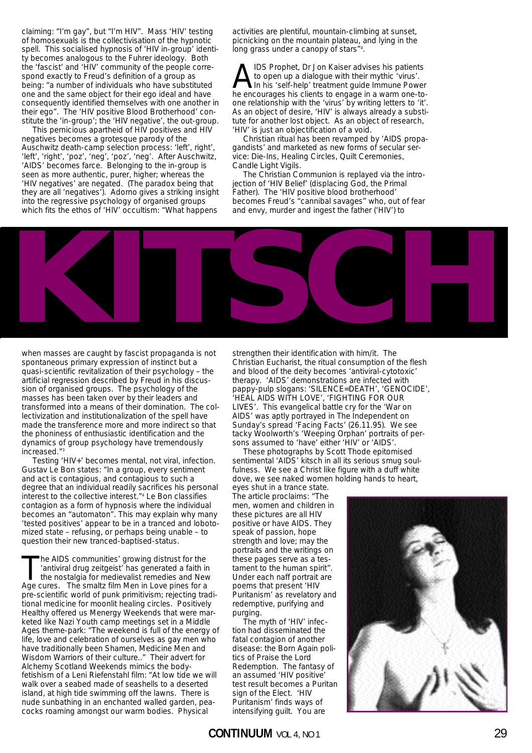claiming: "I'm gay", but "I'm HIV". Mass 'HIV' testing of homosexuals is the collectivisation of the hypnotic spell. This socialised hypnosis of 'HIV in-group' identity becomes analogous to the Fuhrer ideology. Both the 'fascist' and 'HIV' community of the people correspond exactly to Freud's definition of a group as being: "a number of individuals who have substituted one and the same object for their ego ideal and have consequently identified themselves with one another in their ego". The 'HIV positive Blood Brotherhood' constitute the 'in-group'; the 'HIV negative', the out-group.

This pernicious apartheid of HIV positives and HIV negatives becomes a grotesque parody of the Auschwitz death-camp selection process: 'left', right', 'left', 'right', 'poz', 'neg', 'poz', 'neg'. After Auschwitz, 'AIDS' becomes farce. Belonging to the in-group is seen as more authentic, purer, higher; whereas the 'HIV negatives' are negated. (The paradox being that they are all 'negatives'). Adorno gives a striking insight into the regressive psychology of organised groups which fits the ethos of 'HIV' occultism: "What happens

# KITSCH

when masses are caught by fascist propaganda is not spontaneous primary expression of instinct but a quasi-scientific revitalization of their psychology – the artificial regression described by Freud in his discussion of organised groups. The psychology of the masses has been taken over by their leaders and transformed into a means of their domination. The collectivization and institutionalization of the spell have made the transference more and more indirect so that the phoniness of enthusiastic identification and the dynamics of group psychology have tremendously increased."[3]

Testing 'HIV+' becomes mental, not viral, infection. Gustav Le Bon states: "In a group, every sentiment and act is contagious, and contagious to such a degree that an individual readily sacrifices his personal interest to the collective interest."[4] Le Bon classifies contagion as a form of hypnosis where the individual becomes an "automaton". This may explain why many 'tested positives' appear to be in a tranced and lobotomized state – refusing, or perhaps being unable – to question their new tranced-baptised-status.

The AIDS communities' growing distrust for the 'antiviral drug zeitgeist' has generated a faith in the nostalgia for medievalist remedies and New Age cures. The smaltz film Men in Love pines for a pre-scientific world of punk primitivism; rejecting traditional medicine for moonlit healing circles. Positively Healthy offered us Menergy Weekends that were marketed like Nazi Youth camp meetings set in a Middle Ages theme-park: "The weekend is full of the energy of life, love and celebration of ourselves as gay men who have traditionally been Shamen, Medicine Men and Wisdom Warriors of their culture.." Their advert for Alchemy Scotland Weekends mimics the body-fetishism of a Leni Riefenstahl film: "At low tide we will walk over a seabed made of seashells to a deserted island, at high tide swimming off the lawns. There is nude sunbathing in an enchanted walled garden, peacocks roaming amongst our warm bodies. Physical activities are plentiful, mountain-climbing at sunset, picnicking on the mountain plateau, and lying in the long grass under a canopy of stars"[4].

AIDS Prophet, Dr Jon Kaiser advises his patients to open up a dialogue with their mythic 'virus'. In his 'self-help' treatment guide Immune Power he encourages his clients to engage in a warm one-to-one relationship with the 'virus' by writing letters to 'it'. As an object of desire, 'HIV' is always already a substitute for another lost object. As an object of research, 'HIV' is just an objectification of a void.

Christian ritual has been revamped by 'AIDS propagandists' and marketed as new forms of secular service: Die-Ins, Healing Circles, Quilt Ceremonies, Candle Light Vigils.

The Christian Communion is replayed via the introjection of 'HIV Belief' (displacing God, the Primal Father). The 'HIV positive blood brotherhood' becomes Freud's "cannibal savages" who, out of fear and envy, murder and ingest the father ('HIV') to strengthen their identification with him/it. The Christian Eucharist, the ritual consumption of the flesh and blood of the deity becomes 'antiviral-cytotoxic' therapy. 'AIDS' demonstrations are infected with pappy-pulp slogans: 'SILENCE=DEATH', 'GENOCIDE', 'HEAL AIDS WITH LOVE', 'FIGHTING FOR OUR LIVES'. This evangelical battle cry for the 'War on AIDS' was aptly portrayed in The Independent on Sunday's spread 'Facing Facts' (26.11.95). We see tacky Woolworth's 'Weeping Orphan' portraits of persons assumed to 'have' either 'HIV' or 'AIDS'.

These photographs by Scott Thode epitomised sentimental 'AIDS' kitsch in all its serious smug soulfulness. We see a Christ like figure with a duff white dove, we see naked women holding hands to heart, eyes shut in a trance state. The article proclaims: "The men, women and children in these pictures are all HIV positive or have AIDS. They speak of passion, hope strength and love; may the portraits and the writings on these pages serve as a testament to the human spirit". Under each naff portrait are poems that present 'HIV Puritanism' as revelatory and redemptive, purifying and purging.

The myth of 'HIV' infection had disseminated the fatal contagion of another disease: the Born Again politics of Praise the Lord Redemption. The fantasy of an assumed 'HIV positive' test result becomes a Puritan sign of the Elect. 'HIV Puritanism' finds ways of intensifying guilt. You are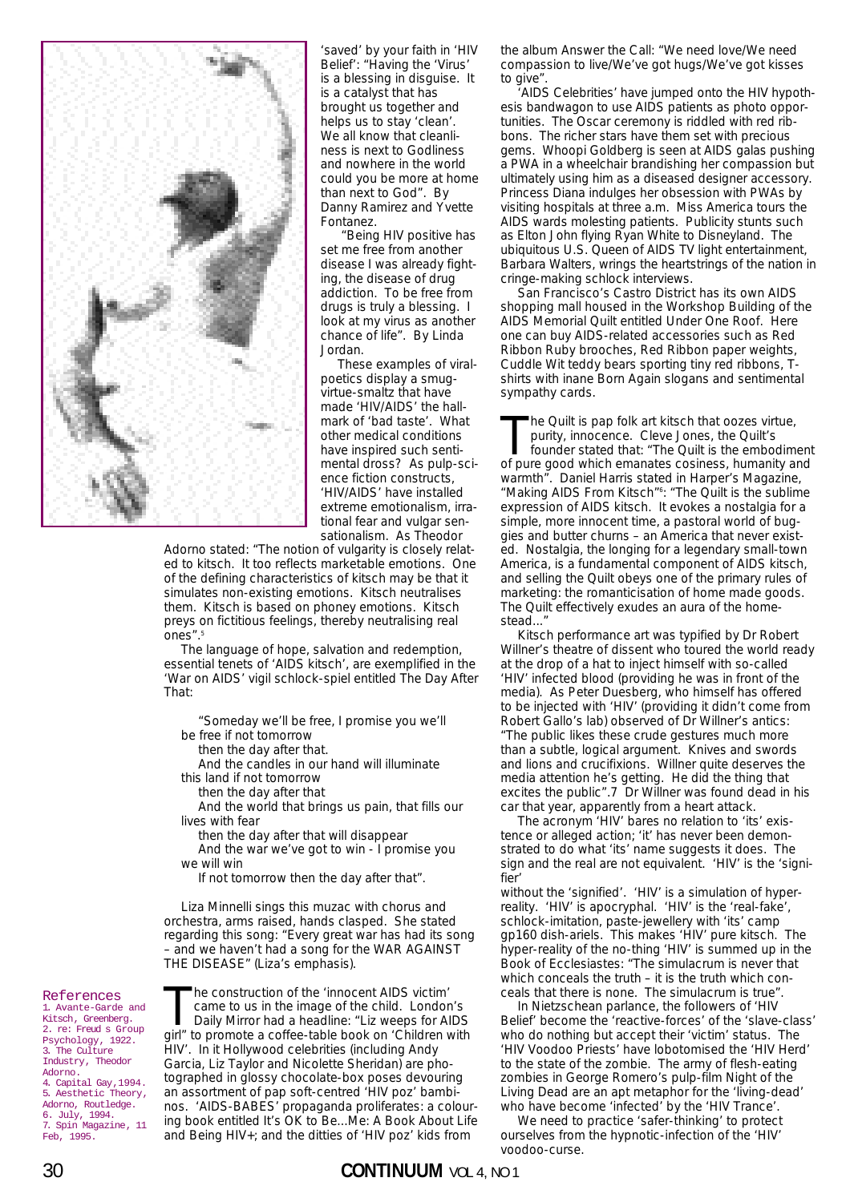'saved' by your faith in 'HIV Belief': "Having the 'Virus' is a blessing in disguise. It is a catalyst that has brought us together and helps us to stay 'clean'. We all know that cleanliness is next to Godliness and nowhere in the world could you be more at home than next to God". By Danny Ramirez and Yvette Fontanez.

"Being HIV positive has set me free from another disease I was already fighting, the disease of drug addiction. To be free from drugs is truly a blessing. I look at my virus as another chance of life". By Linda Jordan.

These examples of viral-poetics display a smug-virtue-smaltz that have made 'HIV/AIDS' the hallmark of 'bad taste'. What other medical conditions have inspired such sentimental dross? As pulp-science fiction constructs, 'HIV/AIDS' have installed extreme emotionalism, irrational fear and vulgar sensationalism. As Theodor Adorno stated: "The notion of vulgarity is closely related to kitsch. It too reflects marketable emotions. One of the defining characteristics of kitsch may be that it simulates non-existing emotions. Kitsch neutralises them. Kitsch is based on phoney emotions. Kitsch preys on fictitious feelings, thereby neutralising real ones".[5]

The language of hope, salvation and redemption, essential tenets of 'AIDS kitsch', are exemplified in the 'War on AIDS' vigil schlock-spiel entitled The Day After That:

> "Someday we'll be free, I promise you we'll be free if not tomorrow
> then the day after that.
> And the candles in our hand will illuminate this land if not tomorrow
> then the day after that
> And the world that brings us pain, that fills our lives with fear
> then the day after that will disappear
> And the war we've got to win - I promise you we will win
> If not tomorrow then the day after that".

Liza Minnelli sings this muzac with chorus and orchestra, arms raised, hands clasped. She stated regarding this song: "Every great war has had its song – and we haven't had a song for the WAR AGAINST THE DISEASE" (Liza's emphasis).

The construction of the 'innocent AIDS victim' came to us in the image of the child. London's Daily Mirror had a headline: "Liz weeps for AIDS girl" to promote a coffee-table book on 'Children with HIV'. In it Hollywood celebrities (including Andy Garcia, Liz Taylor and Nicolette Sheridan) are photographed in glossy chocolate-box poses devouring an assortment of pap soft-centred 'HIV poz' bambinos. 'AIDS-BABES' propaganda proliferates: a colouring book entitled It's OK to Be...Me: A Book About Life and Being HIV+; and the ditties of 'HIV poz' kids from the album Answer the Call: "We need love/We need compassion to live/We've got hugs/We've got kisses to give".

'AIDS Celebrities' have jumped onto the HIV hypothesis bandwagon to use AIDS patients as photo opportunities. The Oscar ceremony is riddled with red ribbons. The richer stars have them set with precious gems. Whoopi Goldberg is seen at AIDS galas pushing a PWA in a wheelchair brandishing her compassion but ultimately using him as a diseased designer accessory. Princess Diana indulges her obsession with PWAs by visiting hospitals at three a.m. Miss America tours the AIDS wards molesting patients. Publicity stunts such as Elton John flying Ryan White to Disneyland. The ubiquitous U.S. Queen of AIDS TV light entertainment, Barbara Walters, wrings the heartstrings of the nation in cringe-making schlock interviews.

San Francisco's Castro District has its own AIDS shopping mall housed in the Workshop Building of the AIDS Memorial Quilt entitled Under One Roof. Here one can buy AIDS-related accessories such as Red Ribbon Ruby brooches, Red Ribbon paper weights, Cuddle Wit teddy bears sporting tiny red ribbons, T-shirts with inane Born Again slogans and sentimental sympathy cards.

The Quilt is pap folk art kitsch that oozes virtue, purity, innocence. Cleve Jones, the Quilt's founder stated that: "The Quilt is the embodiment of pure good which emanates cosiness, humanity and warmth". Daniel Harris stated in Harper's Magazine, "Making AIDS From Kitsch"[6]: "The Quilt is the sublime expression of AIDS kitsch. It evokes a nostalgia for a simple, more innocent time, a pastoral world of buggies and butter churns – an America that never existed. Nostalgia, the longing for a legendary small-town America, is a fundamental component of AIDS kitsch, and selling the Quilt obeys one of the primary rules of marketing: the romanticisation of home made goods. The Quilt effectively exudes an aura of the homestead..."

Kitsch performance art was typified by Dr Robert Willner's theatre of dissent who toured the world ready at the drop of a hat to inject himself with so-called 'HIV' infected blood (providing he was in front of the media). As Peter Duesberg, who himself has offered to be injected with 'HIV' (providing it didn't come from Robert Gallo's lab) observed of Dr Willner's antics: "The public likes these crude gestures much more than a subtle, logical argument. Knives and swords and lions and crucifixions. Willner quite deserves the media attention he's getting. He did the thing that excites the public".7 Dr Willner was found dead in his car that year, apparently from a heart attack.

The acronym 'HIV' bares no relation to 'its' existence or alleged action; 'it' has never been demonstrated to do what 'its' name suggests it does. The sign and the real are not equivalent. 'HIV' is the 'signifier' without the 'signified'. 'HIV' is a simulation of hyper-reality. 'HIV' is apocryphal. 'HIV' is the 'real-fake', schlock-imitation, paste-jewellery with 'its' camp gp160 dish-ariels. This makes 'HIV' pure kitsch. The hyper-reality of the no-thing 'HIV' is summed up in the Book of Ecclesiastes: "The simulacrum is never that which conceals the truth – it is the truth which conceals that there is none. The simulacrum is true".

In Nietzschean parlance, the followers of 'HIV Belief' become the 'reactive-forces' of the 'slave-class' who do nothing but accept their 'victim' status. The 'HIV Voodoo Priests' have lobotomised the 'HIV Herd' to the state of the zombie. The army of flesh-eating zombies in George Romero's pulp-film Night of the Living Dead are an apt metaphor for the 'living-dead' who have become 'infected' by the 'HIV Trance'.

We need to practice 'safer-thinking' to protect ourselves from the hypnotic-infection of the 'HIV' voodoo-curse.

## References

1. Avante-Garde and Kitsch, Greenberg.
2. re: Freud s Group Psychology, 1922.
3. The Culture Industry, Theodor Adorno.
4. Capital Gay, 1994.
5. Aesthetic Theory, Adorno, Routledge.
6. July, 1994.
7. Spin Magazine, 11 Feb, 1995.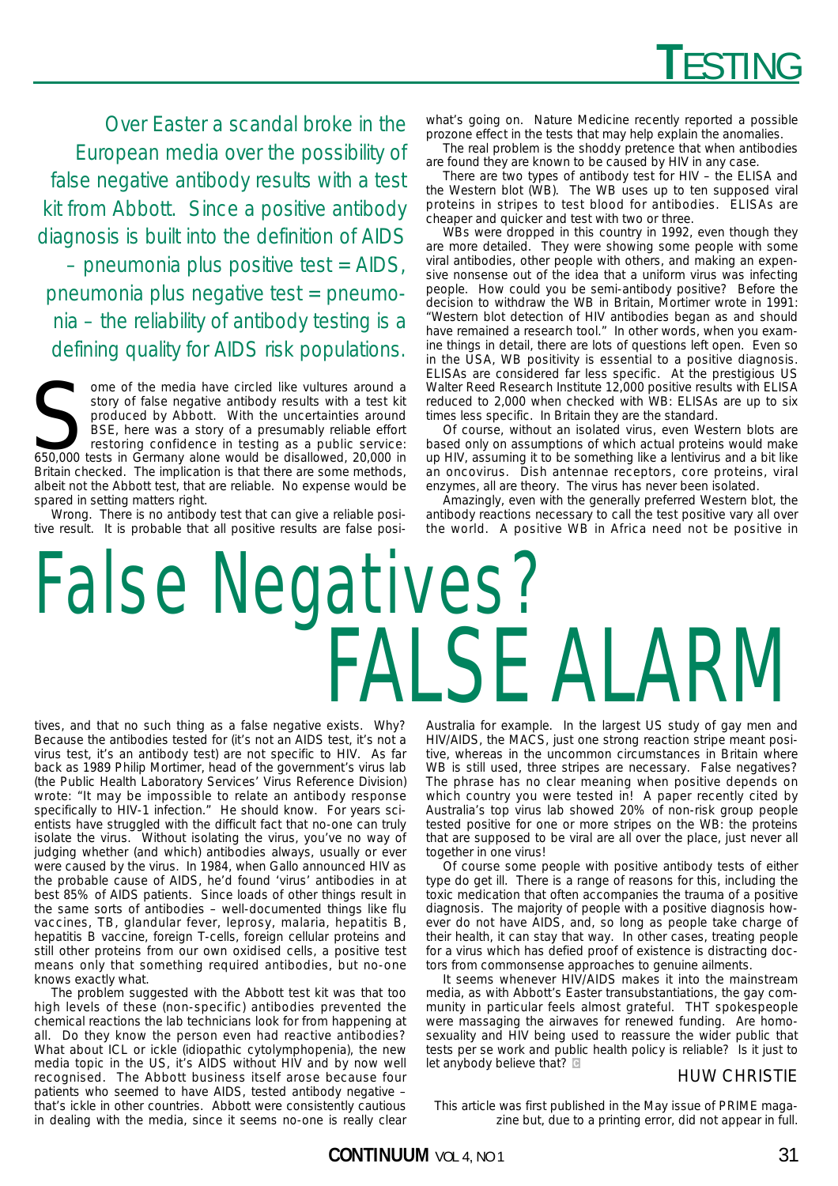# False Negatives? FALSE ALARM

*Over Easter a scandal broke in the European media over the possibility of false negative antibody results with a test kit from Abbott. Since a positive antibody diagnosis is built into the definition of AIDS – pneumonia plus positive test = AIDS, pneumonia plus negative test = pneumonia – the reliability of antibody testing is a defining quality for AIDS risk populations.*

Some of the media have circled like vultures around a story of false negative antibody results with a test kit produced by Abbott. With the uncertainties around BSE, here was a story of a presumably reliable effort restoring confidence in testing as a public service: 650,000 tests in Germany alone would be disallowed, 20,000 in Britain checked. The implication is that there are some methods, albeit not the Abbott test, that are reliable. No expense would be spared in setting matters right.

Wrong. There is no antibody test that can give a reliable positive result. It is probable that all positive results are false positives, and that no such thing as a false negative exists. Why? Because the antibodies tested for (it's not an AIDS test, it's not a virus test, it's an antibody test) are not specific to HIV. As far back as 1989 Philip Mortimer, head of the government's virus lab (the Public Health Laboratory Services' Virus Reference Division) wrote: "It may be impossible to relate an antibody response specifically to HIV-1 infection." He should know. For years scientists have struggled with the difficult fact that no-one can truly isolate the virus. Without isolating the virus, you've no way of judging whether (and which) antibodies always, usually or ever were caused by the virus. In 1984, when Gallo announced HIV as the probable cause of AIDS, he'd found 'virus' antibodies in at best 85% of AIDS patients. Since loads of other things result in the same sorts of antibodies – well-documented things like flu vaccines, TB, glandular fever, leprosy, malaria, hepatitis B, hepatitis B vaccine, foreign T-cells, foreign cellular proteins and still other proteins from our own oxidised cells, a positive test means only that something required antibodies, but no-one knows exactly what.

The problem suggested with the Abbott test kit was that too high levels of these (non-specific) antibodies prevented the chemical reactions the lab technicians look for from happening at all. Do they know the person even had reactive antibodies? What about ICL or ickle (idiopathic cytolymphopenia), the new media topic in the US, it's AIDS without HIV and by now well recognised. The Abbott business itself arose because four patients who seemed to have AIDS, tested antibody negative – that's ickle in other countries. Abbott were consistently cautious in dealing with the media, since it seems no-one is really clear what's going on. Nature Medicine recently reported a possible prozone effect in the tests that may help explain the anomalies.

The real problem is the shoddy pretence that when antibodies are found they are known to be caused by HIV in any case.

There are two types of antibody test for HIV – the ELISA and the Western blot (WB). The WB uses up to ten supposed viral proteins in stripes to test blood for antibodies. ELISAs are cheaper and quicker and test with two or three.

WBs were dropped in this country in 1992, even though they are more detailed. They were showing some people with some viral antibodies, other people with others, and making an expensive nonsense out of the idea that a uniform virus was infecting people. How could you be semi-antibody positive? Before the decision to withdraw the WB in Britain, Mortimer wrote in 1991: "Western blot detection of HIV antibodies began as and should have remained a research tool." In other words, when you examine things in detail, there are lots of questions left open. Even so in the USA, WB positivity is essential to a positive diagnosis. ELISAs are considered far less specific. At the prestigious US Walter Reed Research Institute 12,000 positive results with ELISA reduced to 2,000 when checked with WB: ELISAs are up to six times less specific. In Britain they are the standard.

Of course, without an isolated virus, even Western blots are based only on assumptions of which actual proteins would make up HIV, assuming it to be something like a lentivirus and a bit like an oncovirus. Dish antennae receptors, core proteins, viral enzymes, all are theory. The virus has never been isolated.

Amazingly, even with the generally preferred Western blot, the antibody reactions necessary to call the test positive vary all over the world. A positive WB in Africa need not be positive in Australia for example. In the largest US study of gay men and HIV/AIDS, the MACS, just one strong reaction stripe meant positive, whereas in the uncommon circumstances in Britain where WB is still used, three stripes are necessary. False negatives? The phrase has no clear meaning when positive depends on which country you were tested in! A paper recently cited by Australia's top virus lab showed 20% of non-risk group people tested positive for one or more stripes on the WB: the proteins that are supposed to be viral are all over the place, just never all together in one virus!

Of course some people with positive antibody tests of either type do get ill. There is a range of reasons for this, including the toxic medication that often accompanies the trauma of a positive diagnosis. The majority of people with a positive diagnosis however do not have AIDS, and, so long as people take charge of their health, it can stay that way. In other cases, treating people for a virus which has defied proof of existence is distracting doctors from commonsense approaches to genuine ailments.

It seems whenever HIV/AIDS makes it into the mainstream media, as with Abbott's Easter transubstantiations, the gay community in particular feels almost grateful. THT spokespeople were massaging the airwaves for renewed funding. Are homosexuality and HIV being used to reassure the wider public that tests per se work and public health policy is reliable? Is it just to let anybody believe that?

HUW CHRISTIE

*This article was first published in the May issue of PRIME magazine but, due to a printing error, did not appear in full.*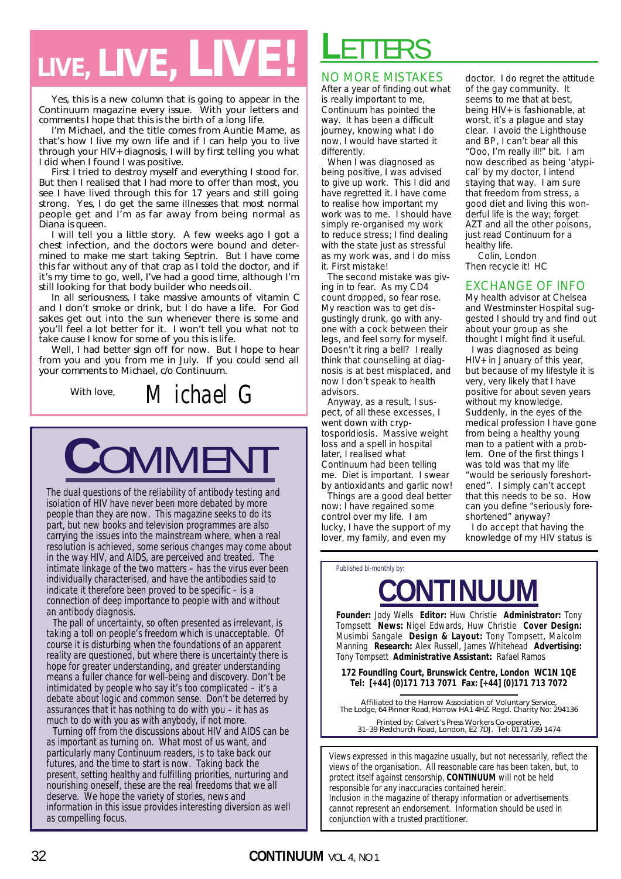# LIVE, LIVE, LIVE!

Yes, this is a new column that is going to appear in the Continuum magazine every issue. With your letters and comments I hope that this is the birth of a long life.

I'm Michael, and the title comes from Auntie Mame, as that's how I live my own life and if I can help you to live through your HIV+ diagnosis, I will by first telling you what I did when I found I was positive.

First I tried to destroy myself and everything I stood for. But then I realised that I had more to offer than most, you see I have lived through this for 17 years and still going strong. Yes, I do get the same illnesses that most normal people get and I'm as far away from being normal as Diana is queen.

I will tell you a little story. A few weeks ago I got a chest infection, and the doctors were bound and determined to make me start taking Septrin. But I have come this far without any of that crap as I told the doctor, and if it's my time to go, well, I've had a good time, although I'm still looking for that body builder who needs oil.

In all seriousness, I take massive amounts of vitamin C and I don't smoke or drink, but I do have a life. For God sakes get out into the sun whenever there is some and you'll feel a lot better for it. I won't tell you what not to take cause I know for some of you this is life.

Well, I had better sign off for now. But I hope to hear from you and you from me in July. If you could send all your comments to Michael, c/o Continuum.

With love,

Michael G

# COMMENT

The dual questions of the reliability of antibody testing and isolation of HIV have never been more debated by more people than they are now. This magazine seeks to do its part, but new books and television programmes are also carrying the issues into the mainstream where, when a real resolution is achieved, some serious changes may come about in the way HIV, and AIDS, are perceived and treated. The intimate linkage of the two matters – has the virus ever been individually characterised, and have the antibodies said to indicate it therefore been proved to be specific – is a connection of deep importance to people with and without an antibody diagnosis.

The pall of uncertainty, so often presented as irrelevant, is taking a toll on people's freedom which is unacceptable. Of course it is disturbing when the foundations of an apparent reality are questioned, but where there is uncertainty there is hope for greater understanding, and greater understanding means a fuller chance for well-being and discovery. Don't be intimidated by people who say it's too complicated – it's a debate about logic and common sense. Don't be deterred by assurances that it has nothing to do with you – it has as much to do with you as with anybody, if not more.

Turning off from the discussions about HIV and AIDS can be as important as turning on. What most of us want, and particularly many Continuum readers, is to take back our futures, and the time to start is now. Taking back the present, setting healthy and fulfilling priorities, nurturing and nourishing oneself, these are the real freedoms that we all deserve. We hope the variety of stories, news and information in this issue provides interesting diversion as well as compelling focus.

# LETTERS

## NO MORE MISTAKES

After a year of finding out what is really important to me, Continuum has pointed the way. It has been a difficult journey, knowing what I do now, I would have started it differently.

When I was diagnosed as being positive, I was advised to give up work. This I did and have regretted it. I have come to realise how important my work was to me. I should have simply re-organised my work to reduce stress; I find dealing with the state just as stressful as my work was, and I do miss it. First mistake!

The second mistake was giving in to fear. As my CD4 count dropped, so fear rose. My reaction was to get disgustingly drunk, go with anyone with a cock between their legs, and feel sorry for myself. Doesn't it ring a bell? I really think that counselling at diagnosis is at best misplaced, and now I don't speak to health advisors.

Anyway, as a result, I suspect, of all these excesses, I went down with cryptosporidiosis. Massive weight loss and a spell in hospital later, I realised what Continuum had been telling me. Diet is important. I swear by antioxidants and garlic now!

Things are a good deal better now; I have regained some control over my life. I am lucky, I have the support of my lover, my family, and even my doctor. I do regret the attitude of the gay community. It seems to me that at best, being HIV+ is fashionable, at worst, it's a plague and stay clear. I avoid the Lighthouse and BP, I can't bear all this "Ooo, I'm really ill!" bit. I am now described as being 'atypical' by my doctor, I intend staying that way. I am sure that freedom from stress, a good diet and living this wonderful life is the way; forget AZT and all the other poisons, just read Continuum for a healthy life.

Colin, London

Then recycle it! HC

## EXCHANGE OF INFO

My health advisor at Chelsea and Westminster Hospital suggested I should try and find out about your group as she thought I might find it useful.

I was diagnosed as being HIV+ in January of this year, but because of my lifestyle it is very, very likely that I have positive for about seven years without my knowledge. Suddenly, in the eyes of the medical profession I have gone from being a healthy young man to a patient with a problem. One of the first things I was told was that my life "would be seriously foreshortened". I simply can't accept that this needs to be so. How can you define "seriously foreshortened" anyway?

I do accept that having the knowledge of my HIV status is

---

Published bi-monthly by:

# CONTINUUM

**Founder:** Jody Wells **Editor:** Huw Christie **Administrator:** Tony Tompsett **News:** Nigel Edwards, Huw Christie **Cover Design:** Musimbi Sangale **Design & Layout:** Tony Tompsett, Malcolm Manning **Research:** Alex Russell, James Whitehead **Advertising:** Tony Tompsett **Administrative Assistant:** Rafael Ramos

**172 Foundling Court, Brunswick Centre, London WC1N 1QE**
**Tel: [+44] (0)171 713 7071 Fax: [+44] (0)171 713 7072**

Affiliated to the Harrow Association of Voluntary Service, The Lodge, 64 Pinner Road, Harrow HA1 4HZ. Regd. Charity No: 294136

Printed by: Calvert's Press Workers Co-operative, 31–39 Redchurch Road, London, E2 7DJ. Tel: 0171 739 1474

Views expressed in this magazine usually, but not necessarily, reflect the views of the organisation. All reasonable care has been taken, but, to protect itself against censorship, **CONTINUUM** will not be held responsible for any inaccuracies contained herein.
Inclusion in the magazine of therapy information or advertisements cannot represent an endorsement. Information should be used in conjunction with a trusted practitioner.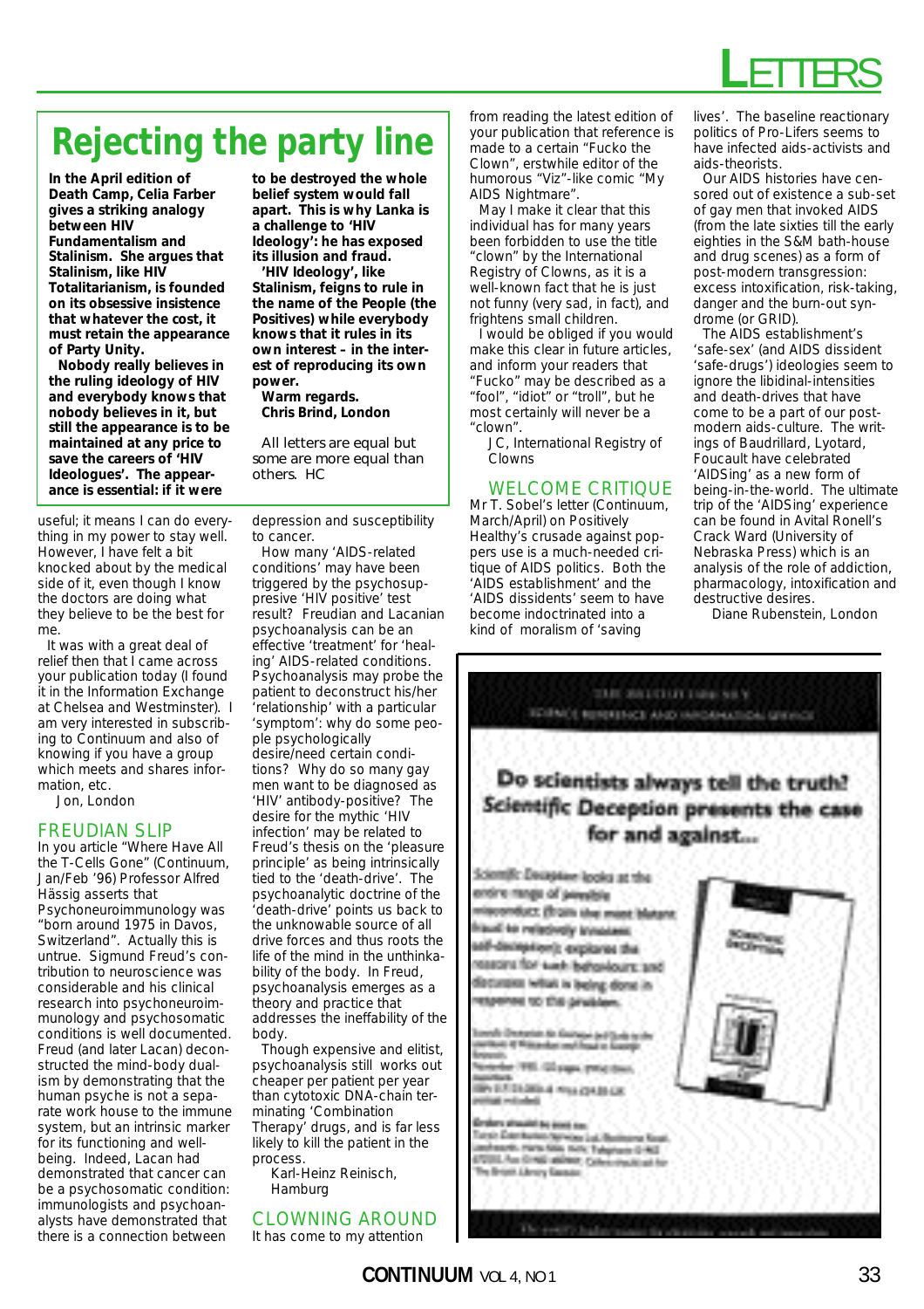# Rejecting the party line

**In the April edition of Death Camp, Celia Farber gives a striking analogy between HIV Fundamentalism and Stalinism. She argues that Stalinism, like HIV Totalitarianism, is founded on its obsessive insistence that whatever the cost, it must retain the appearance of Party Unity.**

**Nobody really believes in the ruling ideology of HIV and everybody knows that nobody believes in it, but still the appearance is to be maintained at any price to save the careers of 'HIV Ideologues'. The appearance is essential: if it were to be destroyed the whole belief system would fall apart. This is why Lanka is a challenge to 'HIV Ideology': he has exposed its illusion and fraud.**

**'HIV Ideology', like Stalinism, feigns to rule in the name of the People (the Positives) while everybody knows that it rules in its own interest – in the interest of reproducing its own power.**

**Warm regards.**
**Chris Brind, London**

All letters are equal but some are more equal than others. HC

useful; it means I can do everything in my power to stay well. However, I have felt a bit knocked about by the medical side of it, even though I know the doctors are doing what they believe to be the best for me.

It was with a great deal of relief then that I came across your publication today (I found it in the Information Exchange at Chelsea and Westminster). I am very interested in subscribing to Continuum and also of knowing if you have a group which meets and shares information, etc.

Jon, London

## FREUDIAN SLIP

In you article "Where Have All the T-Cells Gone" (Continuum, Jan/Feb '96) Professor Alfred Hässig asserts that Psychoneuroimmunology was "born around 1975 in Davos, Switzerland". Actually this is untrue. Sigmund Freud's contribution to neuroscience was considerable and his clinical research into psychoneuroimmunology and psychosomatic conditions is well documented. Freud (and later Lacan) deconstructed the mind-body dualism by demonstrating that the human psyche is not a separate work house to the immune system, but an intrinsic marker for its functioning and well-being. Indeed, Lacan had demonstrated that cancer can be a psychosomatic condition: immunologists and psychoanalysts have demonstrated that there is a connection between depression and susceptibility to cancer.

How many 'AIDS-related conditions' may have been triggered by the psychosuppresive 'HIV positive' test result? Freudian and Lacanian psychoanalysis can be an effective 'treatment' for 'healing' AIDS-related conditions. Psychoanalysis may probe the patient to deconstruct his/her 'relationship' with a particular 'symptom': why do some people psychologically desire/need certain conditions? Why do so many gay men want to be diagnosed as 'HIV' antibody-positive? The desire for the mythic 'HIV infection' may be related to Freud's thesis on the 'pleasure principle' as being intrinsically tied to the 'death-drive'. The psychoanalytic doctrine of the 'death-drive' points us back to the unknowable source of all drive forces and thus roots the life of the mind in the unthinkability of the body. In Freud, psychoanalysis emerges as a theory and practice that addresses the ineffability of the body.

Though expensive and elitist, psychoanalysis still works out cheaper per patient per year than cytotoxic DNA-chain terminating 'Combination Therapy' drugs, and is far less likely to kill the patient in the process.

Karl-Heinz Reinisch, Hamburg

## CLOWNING AROUND

It has come to my attention from reading the latest edition of your publication that reference is made to a certain "Fucko the Clown", erstwhile editor of the humorous "Viz"-like comic "My AIDS Nightmare".

May I make it clear that this individual has for many years been forbidden to use the title "clown" by the International Registry of Clowns, as it is a well-known fact that he is just not funny (very sad, in fact), and frightens small children.

I would be obliged if you would make this clear in future articles, and inform your readers that "Fucko" may be described as a "fool", "idiot" or "troll", but he most certainly will never be a "clown".

JC, International Registry of Clowns

## WELCOME CRITIQUE

Mr T. Sobel's letter (Continuum, March/April) on Positively Healthy's crusade against poppers use is a much-needed critique of AIDS politics. Both the 'AIDS establishment' and the 'AIDS dissidents' seem to have become indoctrinated into a kind of moralism of 'saving lives'. The baseline reactionary politics of Pro-Lifers seems to have infected aids-activists and aids-theorists.

Our AIDS histories have censored out of existence a sub-set of gay men that invoked AIDS (from the late sixties till the early eighties in the S&M bath-house and drug scenes) as a form of post-modern transgression: excess intoxification, risk-taking, danger and the burn-out syndrome (or GRID).

The AIDS establishment's 'safe-sex' (and AIDS dissident 'safe-drugs') ideologies seem to ignore the libidinal-intensities and death-drives that have come to be a part of our post-modern aids-culture. The writings of Baudrillard, Lyotard, Foucault have celebrated 'AIDSing' as a new form of being-in-the-world. The ultimate trip of the 'AIDSing' experience can be found in Avital Ronell's Crack Ward (University of Nebraska Press) which is an analysis of the role of addiction, pharmacology, intoxification and destructive desires.

Diane Rubenstein, London

**Do scientists always tell the truth? Scientific Deception presents the case for and against...**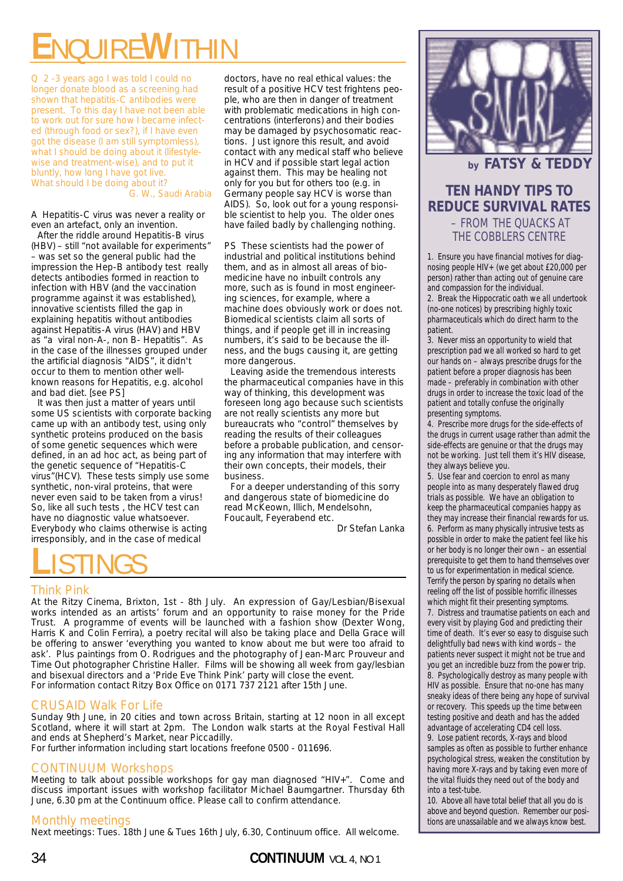# ENQUIREWITHIN

Q 2 -3 years ago I was told I could no longer donate blood as a screening had shown that hepatitis-C antibodies were present. To this day I have not been able to work out for sure how I became infected (through food or sex?), if I have even got the disease (I am still symptomless), what I should be doing about it (lifestyle-wise and treatment-wise), and to put it bluntly, how long I have got live.
What should I be doing about it?

G. W., Saudi Arabia

A Hepatitis-C virus was never a reality or even an artefact, only an invention.

After the riddle around Hepatitis-B virus (HBV) – still "not available for experiments" – was set so the general public had the impression the Hep-B antibody test really detects antibodies formed in reaction to infection with HBV (and the vaccination programme against it was established), innovative scientists filled the gap in explaining hepatitis without antibodies against Hepatitis-A virus (HAV) and HBV as "a viral non-A-, non B- Hepatitis". As in the case of the illnesses grouped under the artificial diagnosis "AIDS", it didn't occur to them to mention other well-known reasons for Hepatitis, e.g. alcohol and bad diet. [see PS]

It was then just a matter of years until some US scientists with corporate backing came up with an antibody test, using only synthetic proteins produced on the basis of some genetic sequences which were defined, in an ad hoc act, as being part of the genetic sequence of "Hepatitis-C virus"(HCV). These tests simply use some synthetic, non-viral proteins, that were never even said to be taken from a virus! So, like all such tests , the HCV test can have no diagnostic value whatsoever. Everybody who claims otherwise is acting irresponsibly, and in the case of medical doctors, have no real ethical values: the result of a positive HCV test frightens people, who are then in danger of treatment with problematic medications in high concentrations (interferons) and their bodies may be damaged by psychosomatic reactions. Just ignore this result, and avoid contact with any medical staff who believe in HCV and if possible start legal action against them. This may be healing not only for you but for others too (e.g. in Germany people say HCV is worse than AIDS). So, look out for a young responsible scientist to help you. The older ones have failed badly by challenging nothing.

PS These scientists had the power of industrial and political institutions behind them, and as in almost all areas of biomedicine have no inbuilt controls any more, such as is found in most engineering sciences, for example, where a machine does obviously work or does not. Biomedical scientists claim all sorts of things, and if people get ill in increasing numbers, it's said to be because the illness, and the bugs causing it, are getting more dangerous.

Leaving aside the tremendous interests the pharmaceutical companies have in this way of thinking, this development was foreseen long ago because such scientists are not really scientists any more but bureaucrats who "control" themselves by reading the results of their colleagues before a probable publication, and censoring any information that may interfere with their own concepts, their models, their business.

For a deeper understanding of this sorry and dangerous state of biomedicine do read McKeown, Illich, Mendelsohn, Foucault, Feyerabend etc.

Dr Stefan Lanka

# LISTINGS

## Think Pink

At the Ritzy Cinema, Brixton, 1st - 8th July. An expression of Gay/Lesbian/Bisexual works intended as an artists' forum and an opportunity to raise money for the Pride Trust. A programme of events will be launched with a fashion show (Dexter Wong, Harris K and Colin Ferrira), a poetry recital will also be taking place and Della Grace will be offering to answer 'everything you wanted to know about me but were too afraid to ask'. Plus paintings from O. Rodrigues and the photography of Jean-Marc Prouveur and Time Out photographer Christine Haller. Films will be showing all week from gay/lesbian and bisexual directors and a 'Pride Eve Think Pink' party will close the event.
For information contact Ritzy Box Office on 0171 737 2121 after 15th June.

## CRUSAID Walk For Life

Sunday 9th June, in 20 cities and town across Britain, starting at 12 noon in all except Scotland, where it will start at 2pm. The London walk starts at the Royal Festival Hall and ends at Shepherd's Market, near Piccadilly.
For further information including start locations freefone 0500 - 011696.

## CONTINUUM Workshops

Meeting to talk about possible workshops for gay man diagnosed "HIV+". Come and discuss important issues with workshop facilitator Michael Baumgartner. Thursday 6th June, 6.30 pm at the Continuum office. Please call to confirm attendance.

## Monthly meetings

Next meetings: Tues. 18th June & Tues 16th July, 6.30, Continuum office. All welcome.

---

SNARL

by FATSY & TEDDY

## TEN HANDY TIPS TO REDUCE SURVIVAL RATES

– FROM THE QUACKS AT THE COBBLERS CENTRE

1. Ensure you have financial motives for diagnosing people HIV+ (we get about £20,000 per person) rather than acting out of genuine care and compassion for the individual.
2. Break the Hippocratic oath we all undertook (no-one notices) by prescribing highly toxic pharmaceuticals which do direct harm to the patient.
3. Never miss an opportunity to wield that prescription pad we all worked so hard to get our hands on – always prescribe drugs for the patient before a proper diagnosis has been made – preferably in combination with other drugs in order to increase the toxic load of the patient and totally confuse the originally presenting symptoms.
4. Prescribe more drugs for the side-effects of the drugs in current usage rather than admit the side-effects are genuine or that the drugs may not be working. Just tell them it's HIV disease, they always believe you.
5. Use fear and coercion to enrol as many people into as many desperately flawed drug trials as possible. We have an obligation to keep the pharmaceutical companies happy as they may increase their financial rewards for us.
6. Perform as many physically intrusive tests as possible in order to make the patient feel like his or her body is no longer their own – an essential prerequisite to get them to hand themselves over to us for experimentation in medical science. Terrify the person by sparing no details when reeling off the list of possible horrific illnesses which might fit their presenting symptoms.
7. Distress and traumatise patients on each and every visit by playing God and predicting their time of death. It's ever so easy to disguise such delightfully bad news with kind words – the patients never suspect it might not be true and you get an incredible buzz from the power trip.
8. Psychologically destroy as many people with HIV as possible. Ensure that no-one has many sneaky ideas of there being any hope of survival or recovery. This speeds up the time between testing positive and death and has the added advantage of accelerating CD4 cell loss.
9. Lose patient records, X-rays and blood samples as often as possible to further enhance psychological stress, weaken the constitution by having more X-rays and by taking even more of the vital fluids they need out of the body and into a test-tube.
10. Above all have total belief that all you do is above and beyond question. Remember our positions are unassailable and we always know best.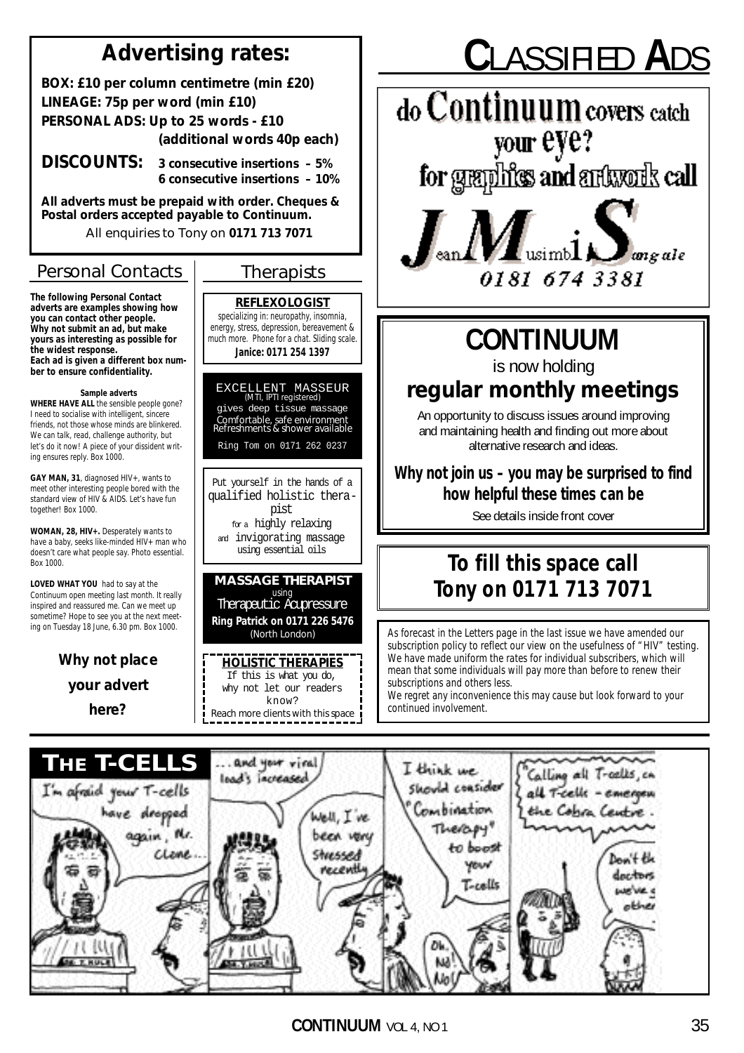# CLASSIFIED ADS

## Advertising rates:

**BOX: £10 per column centimetre (min £20)**
**LINEAGE: 75p per word (min £10)**
**PERSONAL ADS: Up to 25 words - £10 (additional words 40p each)**

**DISCOUNTS:** **3 consecutive insertions – 5%**
**6 consecutive insertions – 10%**

**All adverts must be prepaid with order. Cheques & Postal orders accepted payable to Continuum.**

All enquiries to Tony on **0171 713 7071**

## Personal Contacts

**The following Personal Contact adverts are examples showing how you can contact other people. Why not submit an ad, but make yours as interesting as possible for the widest response. Each ad is given a different box number to ensure confidentiality.**

**Sample adverts**

**WHERE HAVE ALL** the sensible people gone? I need to socialise with intelligent, sincere friends, not those whose minds are blinkered. We can talk, read, challenge authority, but let's do it now! A piece of your dissident writing ensures reply. Box 1000.

**GAY MAN, 31**, diagnosed HIV+, wants to meet other interesting people bored with the standard view of HIV & AIDS. Let's have fun together! Box 1000.

**WOMAN, 28, HIV+.** Desperately wants to have a baby, seeks like-minded HIV+ man who doesn't care what people say. Photo essential. Box 1000.

**LOVED WHAT YOU** had to say at the Continuum open meeting last month. It really inspired and reassured me. Can we meet up sometime? Hope to see you at the next meeting on Tuesday 18 June, 6.30 pm. Box 1000.

**Why not place your advert here?**

## Therapists

**REFLEXOLOGIST**
specializing in: neuropathy, insomnia, energy, stress, depression, bereavement & much more. Phone for a chat. Sliding scale.
**Janice: 0171 254 1397**

EXCELLENT MASSEUR
(MTI, IPTI registered)
gives deep tissue massage
Comfortable, safe environment
Refreshments & shower available
Ring Tom on 0171 262 0237

Put yourself in the hands of a qualified holistic therapist for a highly relaxing and invigorating massage using essential oils

**MASSAGE THERAPIST**
using
Therapeutic Acupressure
**Ring Patrick on 0171 226 5476**
(North London)

**HOLISTIC THERAPIES**
If this is what you do, why not let our readers know?
Reach more clients with this space

do Continuum covers catch your eye?
for graphics and artwork call
Jean Musimbi Sangale
0181 674 3381

## CONTINUUM
is now holding
## regular monthly meetings

An opportunity to discuss issues around improving and maintaining health and finding out more about alternative research and ideas.

**Why not join us – you may be surprised to find how helpful these times can be**

See details inside front cover

## To fill this space call Tony on 0171 713 7071

As forecast in the Letters page in the last issue we have amended our subscription policy to reflect our view on the usefulness of "HIV" testing. We have made uniform the rates for individual subscribers, which will mean that some individuals will pay more than before to renew their subscriptions and others less.
We regret any inconvenience this may cause but look forward to your continued involvement.

## THE T-CELLS

I'm afraid your T-cells have dropped again, Mr. Clone...

...and your viral load's increased

Well, I've been very stressed recently

I think we should consider "Combination Therapy" to boost your T-cells

Oh. No! No!

Calling all T-cells, calling all T-cells – emergency the Cobra Centre.

Don't th[...] doctors [...] we've [...] other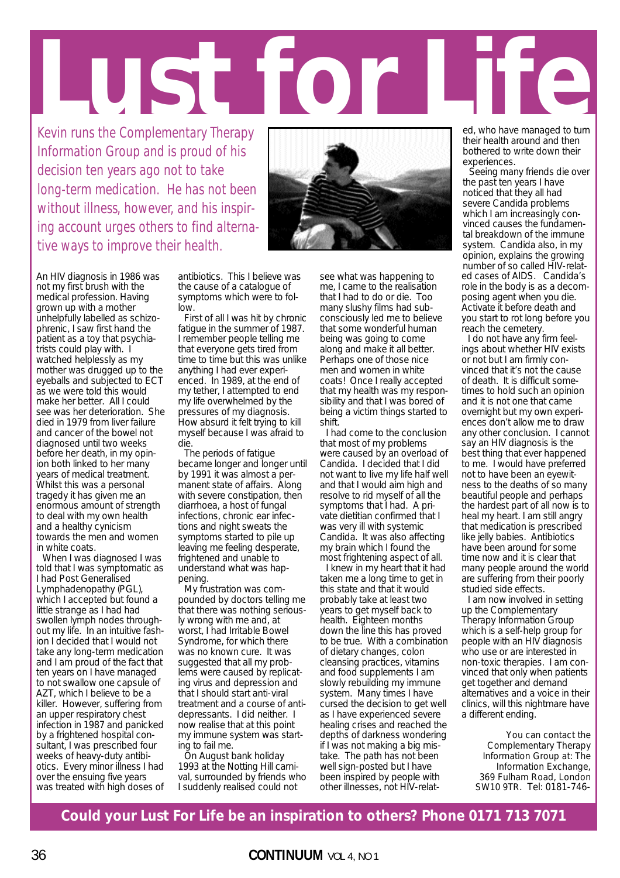# Lust for Life

Kevin runs the Complementary Therapy Information Group and is proud of his decision ten years ago not to take long-term medication. He has not been without illness, however, and his inspiring account urges others to find alternative ways to improve their health.

An HIV diagnosis in 1986 was not my first brush with the medical profession. Having grown up with a mother unhelpfully labelled as schizophrenic, I saw first hand the patient as a toy that psychiatrists could play with. I watched helplessly as my mother was drugged up to the eyeballs and subjected to ECT as we were told this would make her better. All I could see was her deterioration. She died in 1979 from liver failure and cancer of the bowel not diagnosed until two weeks before her death, in my opinion both linked to her many years of medical treatment. Whilst this was a personal tragedy it has given me an enormous amount of strength to deal with my own health and a healthy cynicism towards the men and women in white coats.

When I was diagnosed I was told that I was symptomatic as I had Post Generalised Lymphadenopathy (PGL), which I accepted but found a little strange as I had had swollen lymph nodes throughout my life. In an intuitive fashion I decided that I would not take any long-term medication and I am proud of the fact that ten years on I have managed to not swallow one capsule of AZT, which I believe to be a killer. However, suffering from an upper respiratory chest infection in 1987 and panicked by a frightened hospital consultant, I was prescribed four weeks of heavy-duty antibiotics. Every minor illness I had over the ensuing five years was treated with high doses of antibiotics. This I believe was the cause of a catalogue of symptoms which were to follow.

First of all I was hit by chronic fatigue in the summer of 1987. I remember people telling me that everyone gets tired from time to time but this was unlike anything I had ever experienced. In 1989, at the end of my tether, I attempted to end my life overwhelmed by the pressures of my diagnosis. How absurd it felt trying to kill myself because I was afraid to die.

The periods of fatigue became longer and longer until by 1991 it was almost a permanent state of affairs. Along with severe constipation, then diarrhoea, a host of fungal infections, chronic ear infections and night sweats the symptoms started to pile up leaving me feeling desperate, frightened and unable to understand what was happening.

My frustration was compounded by doctors telling me that there was nothing seriously wrong with me and, at worst, I had Irritable Bowel Syndrome, for which there was no known cure. It was suggested that all my problems were caused by replicating virus and depression and that I should start anti-viral treatment and a course of antidepressants. I did neither. I now realise that at this point my immune system was starting to fail me.

On August bank holiday 1993 at the Notting Hill carnival, surrounded by friends who I suddenly realised could not see what was happening to me, I came to the realisation that I had to do or die. Too many slushy films had subconsciously led me to believe that some wonderful human being was going to come along and make it all better. Perhaps one of those nice men and women in white coats! Once I really accepted that my health was my responsibility and that I was bored of being a victim things started to shift.

I had come to the conclusion that most of my problems were caused by an overload of Candida. I decided that I did not want to live my life half well and that I would aim high and resolve to rid myself of all the symptoms that I had. A private dietitian confirmed that I was very ill with systemic Candida. It was also affecting my brain which I found the most frightening aspect of all.

I knew in my heart that it had taken me a long time to get in this state and that it would probably take at least two years to get myself back to health. Eighteen months down the line this has proved to be true. With a combination of dietary changes, colon cleansing practices, vitamins and food supplements I am slowly rebuilding my immune system. Many times I have cursed the decision to get well as I have experienced severe healing crises and reached the depths of darkness wondering if I was not making a big mistake. The path has not been well sign-posted but I have been inspired by people with other illnesses, not HIV-related, who have managed to turn their health around and then bothered to write down their experiences.

Seeing many friends die over the past ten years I have noticed that they all had severe Candida problems which I am increasingly convinced causes the fundamental breakdown of the immune system. Candida also, in my opinion, explains the growing number of so called HIV-related cases of AIDS. Candida's role in the body is as a decomposing agent when you die. Activate it before death and you start to rot long before you reach the cemetery.

I do not have any firm feelings about whether HIV exists or not but I am firmly convinced that it's not the cause of death. It is difficult sometimes to hold such an opinion and it is not one that came overnight but my own experiences don't allow me to draw any other conclusion. I cannot say an HIV diagnosis is the best thing that ever happened to me. I would have preferred not to have been an eyewitness to the deaths of so many beautiful people and perhaps the hardest part of all now is to heal my heart. I am still angry that medication is prescribed like jelly babies. Antibiotics have been around for some time now and it is clear that many people around the world are suffering from their poorly studied side effects.

I am now involved in setting up the Complementary Therapy Information Group which is a self-help group for people with an HIV diagnosis who use or are interested in non-toxic therapies. I am convinced that only when patients get together and demand alternatives and a voice in their clinics, will this nightmare have a different ending.

You can contact the Complementary Therapy Information Group at: The Information Exchange, 369 Fulham Road, London SW10 9TR. Tel: 0181-746-

**Could your Lust For Life be an inspiration to others? Phone 0171 713 7071**